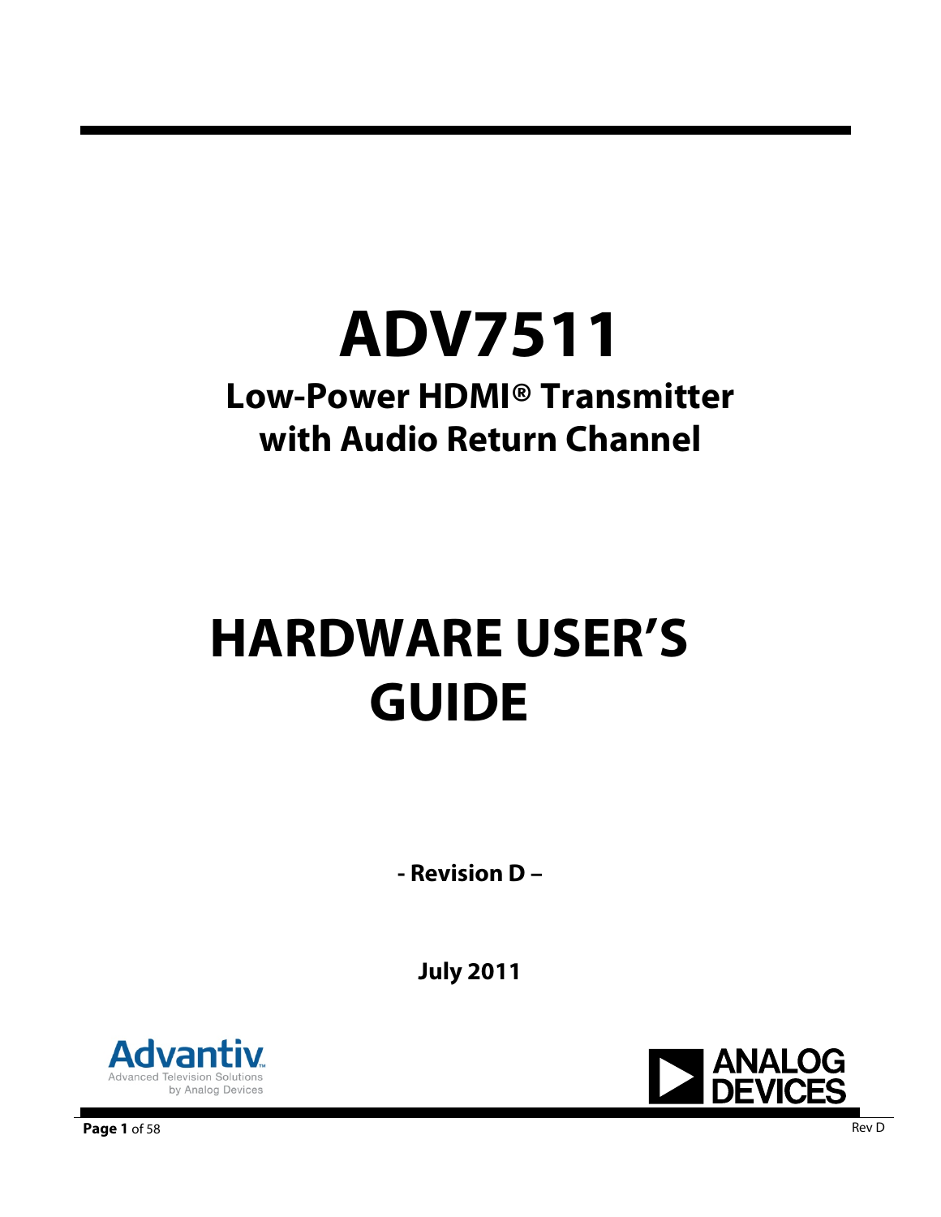# ADV7511

## Low-Power HDMI® Transmitter with Audio Return Channel

# HARDWARE USER'S GUIDE

**- Revision D –**

**July 2011**

Advantiv
Advanced Television Solutions
by Analog Devices

ANALOG DEVICES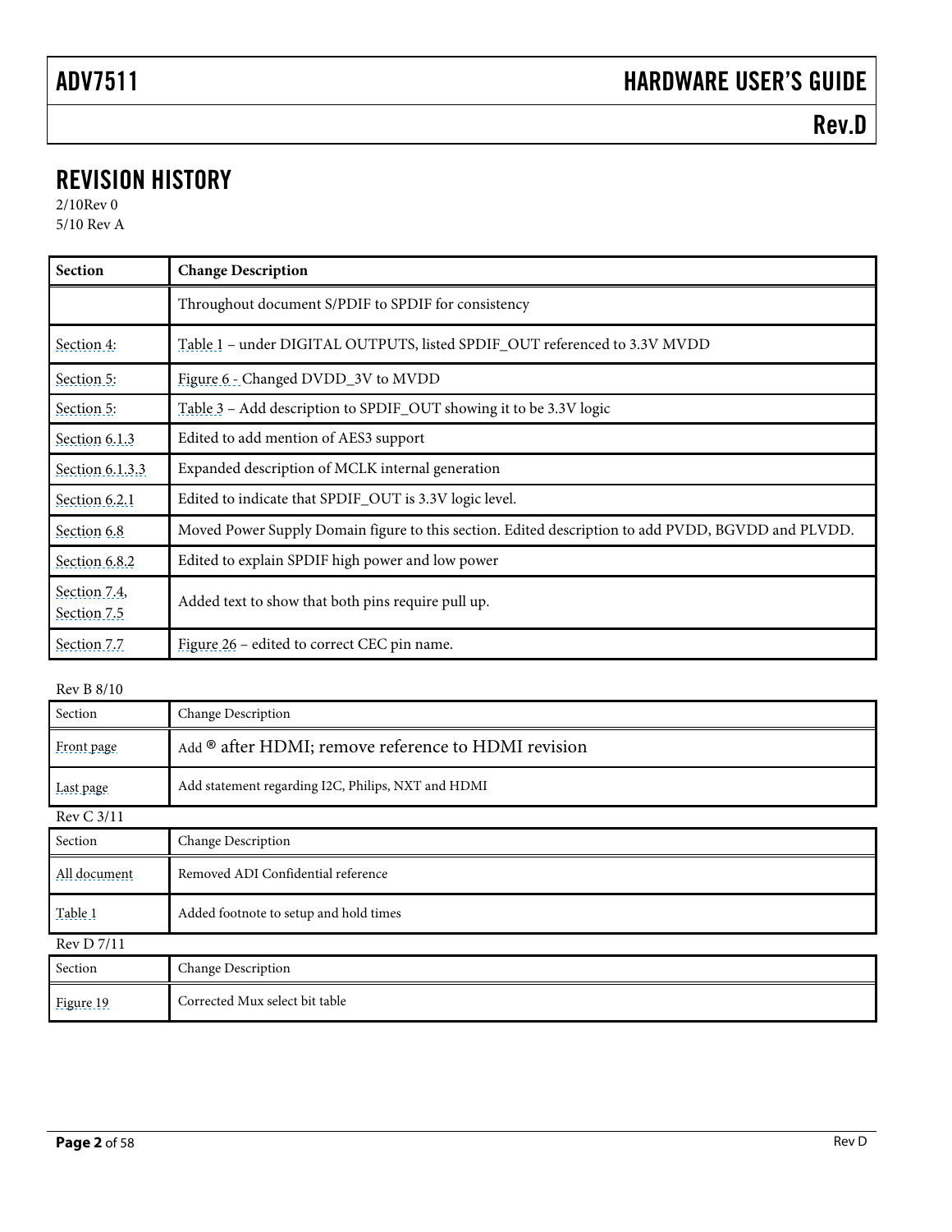## REVISION HISTORY

2/10Rev 0

5/10 Rev A

| Section | Change Description |
|---|---|
| | Throughout document S/PDIF to SPDIF for consistency |
| Section 4: | Table 1 – under DIGITAL OUTPUTS, listed SPDIF_OUT referenced to 3.3V MVDD |
| Section 5: | Figure 6 - Changed DVDD_3V to MVDD |
| Section 5: | Table 3 – Add description to SPDIF_OUT showing it to be 3.3V logic |
| Section 6.1.3 | Edited to add mention of AES3 support |
| Section 6.1.3.3 | Expanded description of MCLK internal generation |
| Section 6.2.1 | Edited to indicate that SPDIF_OUT is 3.3V logic level. |
| Section 6.8 | Moved Power Supply Domain figure to this section. Edited description to add PVDD, BGVDD and PLVDD. |
| Section 6.8.2 | Edited to explain SPDIF high power and low power |
| Section 7.4, Section 7.5 | Added text to show that both pins require pull up. |
| Section 7.7 | Figure 26 – edited to correct CEC pin name. |

Rev B 8/10

| Section | Change Description |
|---|---|
| Front page | Add ® after HDMI; remove reference to HDMI revision |
| Last page | Add statement regarding I2C, Philips, NXT and HDMI |

Rev C 3/11

| Section | Change Description |
|---|---|
| All document | Removed ADI Confidential reference |
| Table 1 | Added footnote to setup and hold times |

Rev D 7/11

| Section | Change Description |
|---|---|
| Figure 19 | Corrected Mux select bit table |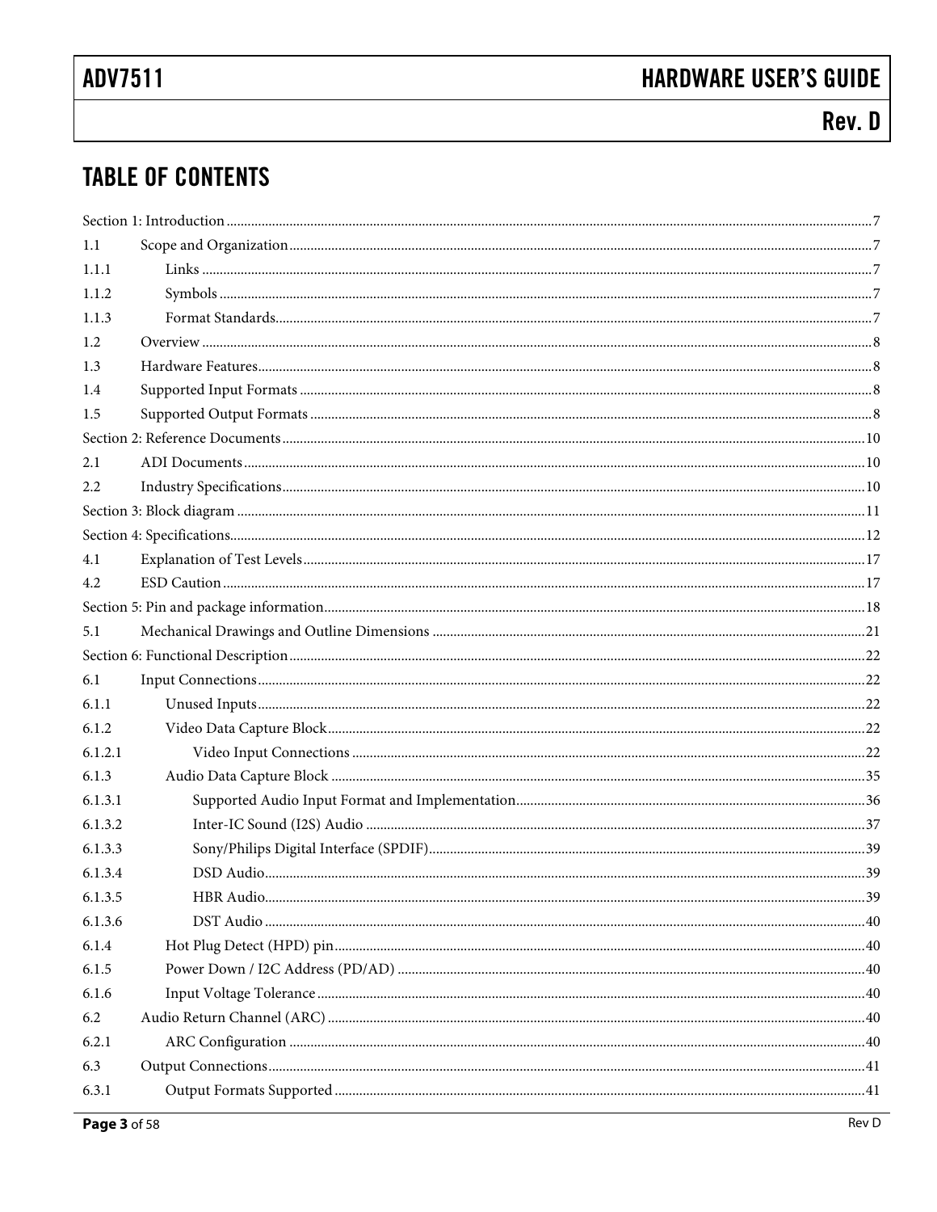## TABLE OF CONTENTS

Section 1: Introduction ....................................................................................................................................7

1.1 Scope and Organization ..............................................................................................................................7

1.1.1 Links ..........................................................................................................................................7

1.1.2 Symbols ......................................................................................................................................7

1.1.3 Format Standards .......................................................................................................................7

1.2 Overview ...................................................................................................................................................8

1.3 Hardware Features ......................................................................................................................................8

1.4 Supported Input Formats ............................................................................................................................8

1.5 Supported Output Formats ..........................................................................................................................8

Section 2: Reference Documents ......................................................................................................................10

2.1 ADI Documents .......................................................................................................................................10

2.2 Industry Specifications ..............................................................................................................................10

Section 3: Block diagram ................................................................................................................................11

Section 4: Specifications ..................................................................................................................................12

4.1 Explanation of Test Levels .........................................................................................................................17

4.2 ESD Caution ............................................................................................................................................17

Section 5: Pin and package information ............................................................................................................18

5.1 Mechanical Drawings and Outline Dimensions ............................................................................................21

Section 6: Functional Description ....................................................................................................................22

6.1 Input Connections .....................................................................................................................................22

6.1.1 Unused Inputs ............................................................................................................................22

6.1.2 Video Data Capture Block ...........................................................................................................22

6.1.2.1 Video Input Connections ..........................................................................................................22

6.1.3 Audio Data Capture Block ...........................................................................................................35

6.1.3.1 Supported Audio Input Format and Implementation ....................................................................36

6.1.3.2 Inter-IC Sound (I2S) Audio ......................................................................................................37

6.1.3.3 Sony/Philips Digital Interface (SPDIF) .......................................................................................39

6.1.3.4 DSD Audio ..............................................................................................................................39

6.1.3.5 HBR Audio ..............................................................................................................................39

6.1.3.6 DST Audio ...............................................................................................................................40

6.1.4 Hot Plug Detect (HPD) pin ...........................................................................................................40

6.1.5 Power Down / I2C Address (PD/AD) ............................................................................................40

6.1.6 Input Voltage Tolerance ...............................................................................................................40

6.2 Audio Return Channel (ARC) .....................................................................................................................40

6.2.1 ARC Configuration ......................................................................................................................40

6.3 Output Connections ...................................................................................................................................41

6.3.1 Output Formats Supported ............................................................................................................41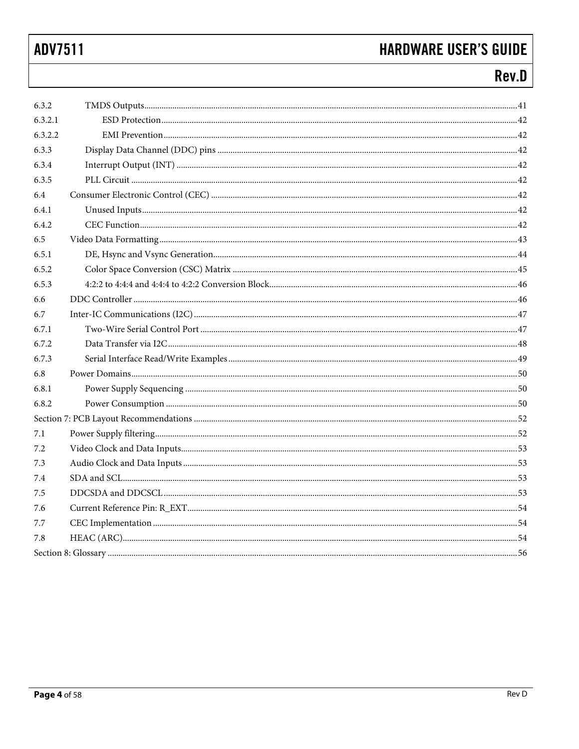| | | |
|---|---|---|
| 6.3.2 | TMDS Outputs | 41 |
| 6.3.2.1 | ESD Protection | 42 |
| 6.3.2.2 | EMI Prevention | 42 |
| 6.3.3 | Display Data Channel (DDC) pins | 42 |
| 6.3.4 | Interrupt Output (INT) | 42 |
| 6.3.5 | PLL Circuit | 42 |
| 6.4 | Consumer Electronic Control (CEC) | 42 |
| 6.4.1 | Unused Inputs | 42 |
| 6.4.2 | CEC Function | 42 |
| 6.5 | Video Data Formatting | 43 |
| 6.5.1 | DE, Hsync and Vsync Generation | 44 |
| 6.5.2 | Color Space Conversion (CSC) Matrix | 45 |
| 6.5.3 | 4:2:2 to 4:4:4 and 4:4:4 to 4:2:2 Conversion Block | 46 |
| 6.6 | DDC Controller | 46 |
| 6.7 | Inter-IC Communications (I2C) | 47 |
| 6.7.1 | Two-Wire Serial Control Port | 47 |
| 6.7.2 | Data Transfer via I2C | 48 |
| 6.7.3 | Serial Interface Read/Write Examples | 49 |
| 6.8 | Power Domains | 50 |
| 6.8.1 | Power Supply Sequencing | 50 |
| 6.8.2 | Power Consumption | 50 |
| Section 7: PCB Layout Recommendations | | 52 |
| 7.1 | Power Supply filtering | 52 |
| 7.2 | Video Clock and Data Inputs | 53 |
| 7.3 | Audio Clock and Data Inputs | 53 |
| 7.4 | SDA and SCL | 53 |
| 7.5 | DDCSDA and DDCSCL | 53 |
| 7.6 | Current Reference Pin: R_EXT | 54 |
| 7.7 | CEC Implementation | 54 |
| 7.8 | HEAC (ARC) | 54 |
| Section 8: Glossary | | 56 |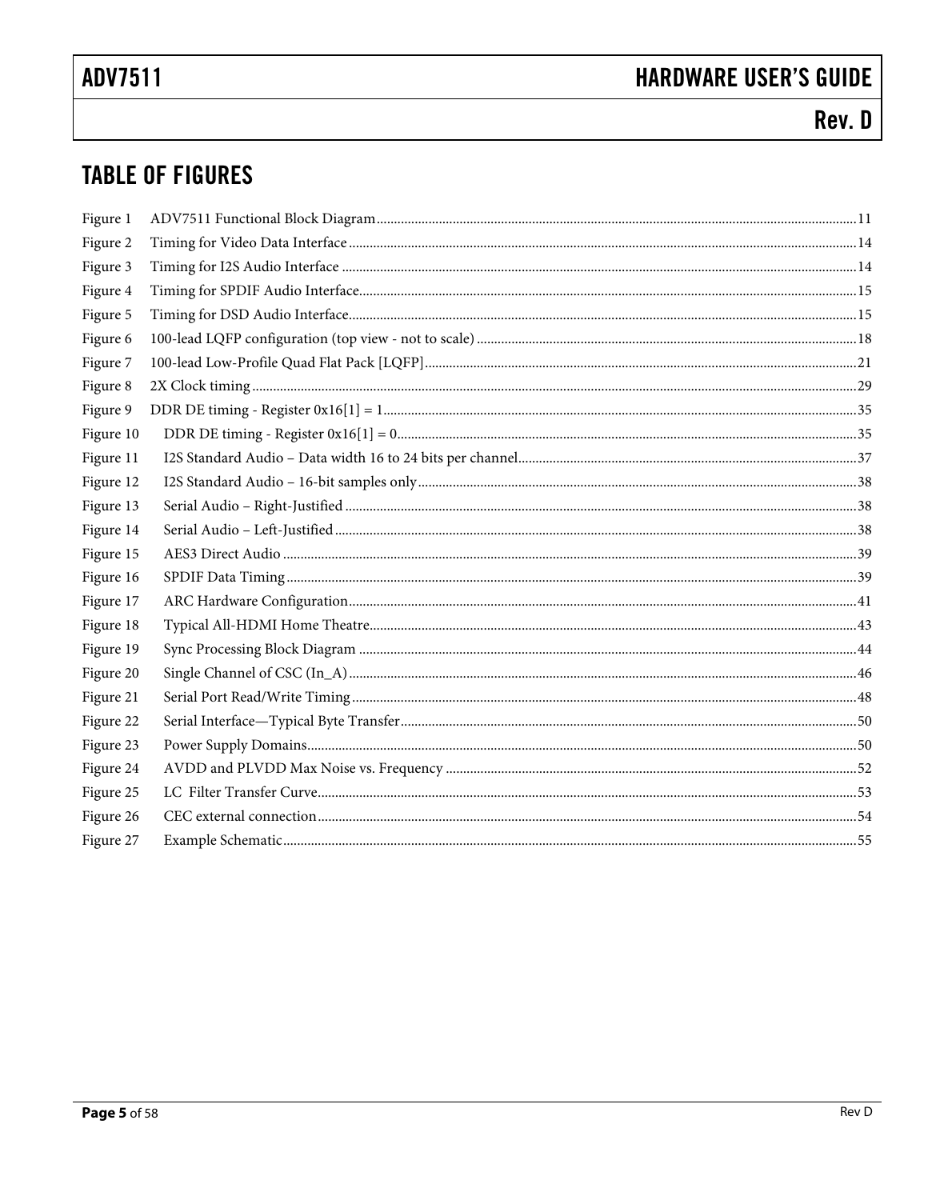## TABLE OF FIGURES

Figure 1 ADV7511 Functional Block Diagram ........ 11
Figure 2 Timing for Video Data Interface ........ 14
Figure 3 Timing for I2S Audio Interface ........ 14
Figure 4 Timing for SPDIF Audio Interface ........ 15
Figure 5 Timing for DSD Audio Interface ........ 15
Figure 6 100-lead LQFP configuration (top view - not to scale) ........ 18
Figure 7 100-lead Low-Profile Quad Flat Pack [LQFP] ........ 21
Figure 8 2X Clock timing ........ 29
Figure 9 DDR DE timing - Register 0x16[1] = 1 ........ 35
Figure 10 DDR DE timing - Register 0x16[1] = 0 ........ 35
Figure 11 I2S Standard Audio – Data width 16 to 24 bits per channel ........ 37
Figure 12 I2S Standard Audio – 16-bit samples only ........ 38
Figure 13 Serial Audio – Right-Justified ........ 38
Figure 14 Serial Audio – Left-Justified ........ 38
Figure 15 AES3 Direct Audio ........ 39
Figure 16 SPDIF Data Timing ........ 39
Figure 17 ARC Hardware Configuration ........ 41
Figure 18 Typical All-HDMI Home Theatre ........ 43
Figure 19 Sync Processing Block Diagram ........ 44
Figure 20 Single Channel of CSC (In_A) ........ 46
Figure 21 Serial Port Read/Write Timing ........ 48
Figure 22 Serial Interface—Typical Byte Transfer ........ 50
Figure 23 Power Supply Domains ........ 50
Figure 24 AVDD and PLVDD Max Noise vs. Frequency ........ 52
Figure 25 LC Filter Transfer Curve ........ 53
Figure 26 CEC external connection ........ 54
Figure 27 Example Schematic ........ 55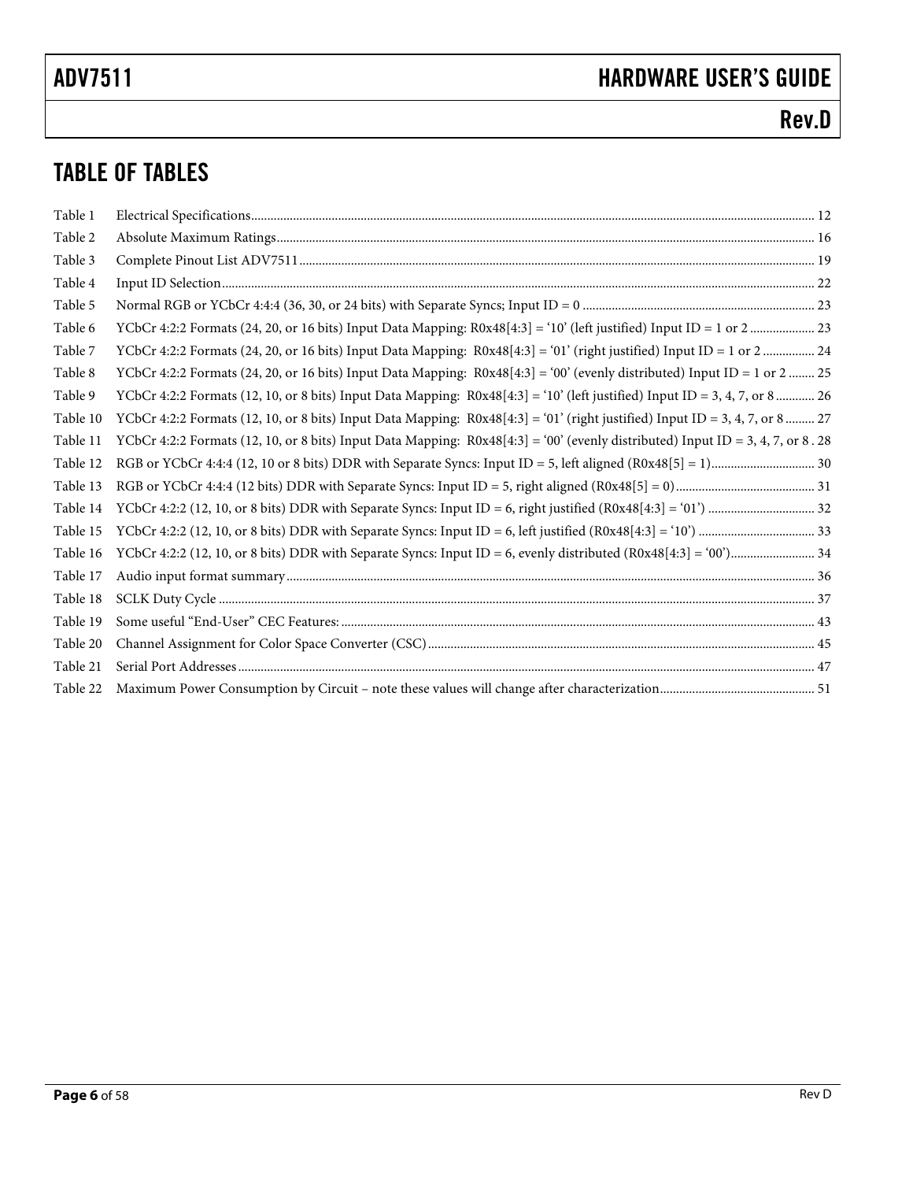# TABLE OF TABLES

Table 1 Electrical Specifications.......... 12
Table 2 Absolute Maximum Ratings.......... 16
Table 3 Complete Pinout List ADV7511.......... 19
Table 4 Input ID Selection.......... 22
Table 5 Normal RGB or YCbCr 4:4:4 (36, 30, or 24 bits) with Separate Syncs; Input ID = 0 .......... 23
Table 6 YCbCr 4:2:2 Formats (24, 20, or 16 bits) Input Data Mapping: R0x48[4:3] = '10' (left justified) Input ID = 1 or 2 .......... 23
Table 7 YCbCr 4:2:2 Formats (24, 20, or 16 bits) Input Data Mapping: R0x48[4:3] = '01' (right justified) Input ID = 1 or 2 .......... 24
Table 8 YCbCr 4:2:2 Formats (24, 20, or 16 bits) Input Data Mapping: R0x48[4:3] = '00' (evenly distributed) Input ID = 1 or 2 .......... 25
Table 9 YCbCr 4:2:2 Formats (12, 10, or 8 bits) Input Data Mapping: R0x48[4:3] = '10' (left justified) Input ID = 3, 4, 7, or 8 .......... 26
Table 10 YCbCr 4:2:2 Formats (12, 10, or 8 bits) Input Data Mapping: R0x48[4:3] = '01' (right justified) Input ID = 3, 4, 7, or 8 .......... 27
Table 11 YCbCr 4:2:2 Formats (12, 10, or 8 bits) Input Data Mapping: R0x48[4:3] = '00' (evenly distributed) Input ID = 3, 4, 7, or 8 . 28
Table 12 RGB or YCbCr 4:4:4 (12, 10 or 8 bits) DDR with Separate Syncs: Input ID = 5, left aligned (R0x48[5] = 1).......... 30
Table 13 RGB or YCbCr 4:4:4 (12 bits) DDR with Separate Syncs: Input ID = 5, right aligned (R0x48[5] = 0).......... 31
Table 14 YCbCr 4:2:2 (12, 10, or 8 bits) DDR with Separate Syncs: Input ID = 6, right justified (R0x48[4:3] = '01') .......... 32
Table 15 YCbCr 4:2:2 (12, 10, or 8 bits) DDR with Separate Syncs: Input ID = 6, left justified (R0x48[4:3] = '10') .......... 33
Table 16 YCbCr 4:2:2 (12, 10, or 8 bits) DDR with Separate Syncs: Input ID = 6, evenly distributed (R0x48[4:3] = '00').......... 34
Table 17 Audio input format summary.......... 36
Table 18 SCLK Duty Cycle .......... 37
Table 19 Some useful "End-User" CEC Features: .......... 43
Table 20 Channel Assignment for Color Space Converter (CSC).......... 45
Table 21 Serial Port Addresses.......... 47
Table 22 Maximum Power Consumption by Circuit – note these values will change after characterization.......... 51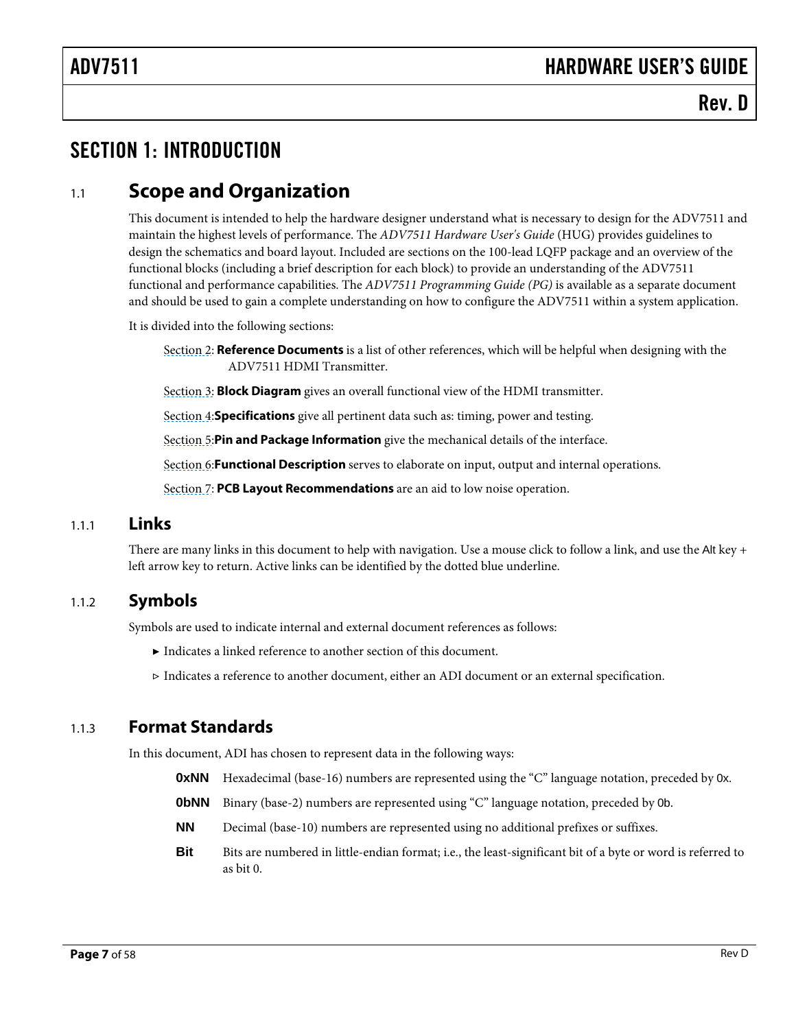# SECTION 1: INTRODUCTION

## 1.1 Scope and Organization

This document is intended to help the hardware designer understand what is necessary to design for the ADV7511 and maintain the highest levels of performance. The *ADV7511 Hardware User's Guide* (HUG) provides guidelines to design the schematics and board layout. Included are sections on the 100-lead LQFP package and an overview of the functional blocks (including a brief description for each block) to provide an understanding of the ADV7511 functional and performance capabilities. The *ADV7511 Programming Guide (PG)* is available as a separate document and should be used to gain a complete understanding on how to configure the ADV7511 within a system application.

It is divided into the following sections:

Section 2: **Reference Documents** is a list of other references, which will be helpful when designing with the ADV7511 HDMI Transmitter.

Section 3: **Block Diagram** gives an overall functional view of the HDMI transmitter.

Section 4:**Specifications** give all pertinent data such as: timing, power and testing.

Section 5:**Pin and Package Information** give the mechanical details of the interface.

Section 6:**Functional Description** serves to elaborate on input, output and internal operations.

Section 7: **PCB Layout Recommendations** are an aid to low noise operation.

### 1.1.1 Links

There are many links in this document to help with navigation. Use a mouse click to follow a link, and use the Alt key + left arrow key to return. Active links can be identified by the dotted blue underline.

### 1.1.2 Symbols

Symbols are used to indicate internal and external document references as follows:

► Indicates a linked reference to another section of this document.

▹ Indicates a reference to another document, either an ADI document or an external specification.

### 1.1.3 Format Standards

In this document, ADI has chosen to represent data in the following ways:

**0xNN** Hexadecimal (base-16) numbers are represented using the "C" language notation, preceded by 0x.

**0bNN** Binary (base-2) numbers are represented using "C" language notation, preceded by 0b.

**NN** Decimal (base-10) numbers are represented using no additional prefixes or suffixes.

**Bit** Bits are numbered in little-endian format; i.e., the least-significant bit of a byte or word is referred to as bit 0.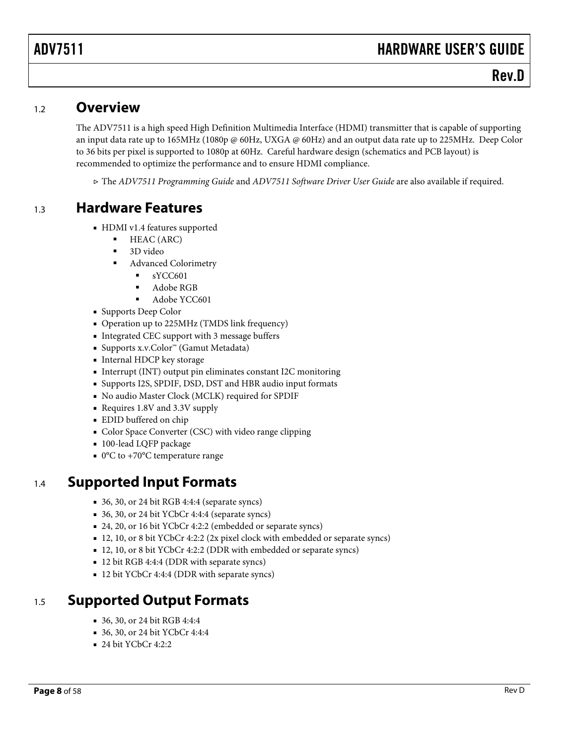## 1.2 Overview

The ADV7511 is a high speed High Definition Multimedia Interface (HDMI) transmitter that is capable of supporting an input data rate up to 165MHz (1080p @ 60Hz, UXGA @ 60Hz) and an output data rate up to 225MHz. Deep Color to 36 bits per pixel is supported to 1080p at 60Hz. Careful hardware design (schematics and PCB layout) is recommended to optimize the performance and to ensure HDMI compliance.

▹ The *ADV7511 Programming Guide* and *ADV7511 Software Driver User Guide* are also available if required.

## 1.3 Hardware Features

- HDMI v1.4 features supported
  - HEAC (ARC)
  - 3D video
  - Advanced Colorimetry
    - sYCC601
    - Adobe RGB
    - Adobe YCC601
- Supports Deep Color
- Operation up to 225MHz (TMDS link frequency)
- Integrated CEC support with 3 message buffers
- Supports x.v.Color™ (Gamut Metadata)
- Internal HDCP key storage
- Interrupt (INT) output pin eliminates constant I2C monitoring
- Supports I2S, SPDIF, DSD, DST and HBR audio input formats
- No audio Master Clock (MCLK) required for SPDIF
- Requires 1.8V and 3.3V supply
- EDID buffered on chip
- Color Space Converter (CSC) with video range clipping
- 100-lead LQFP package
- 0°C to +70°C temperature range

## 1.4 Supported Input Formats

- 36, 30, or 24 bit RGB 4:4:4 (separate syncs)
- 36, 30, or 24 bit YCbCr 4:4:4 (separate syncs)
- 24, 20, or 16 bit YCbCr 4:2:2 (embedded or separate syncs)
- 12, 10, or 8 bit YCbCr 4:2:2 (2x pixel clock with embedded or separate syncs)
- 12, 10, or 8 bit YCbCr 4:2:2 (DDR with embedded or separate syncs)
- 12 bit RGB 4:4:4 (DDR with separate syncs)
- 12 bit YCbCr 4:4:4 (DDR with separate syncs)

## 1.5 Supported Output Formats

- 36, 30, or 24 bit RGB 4:4:4
- 36, 30, or 24 bit YCbCr 4:4:4
- 24 bit YCbCr 4:2:2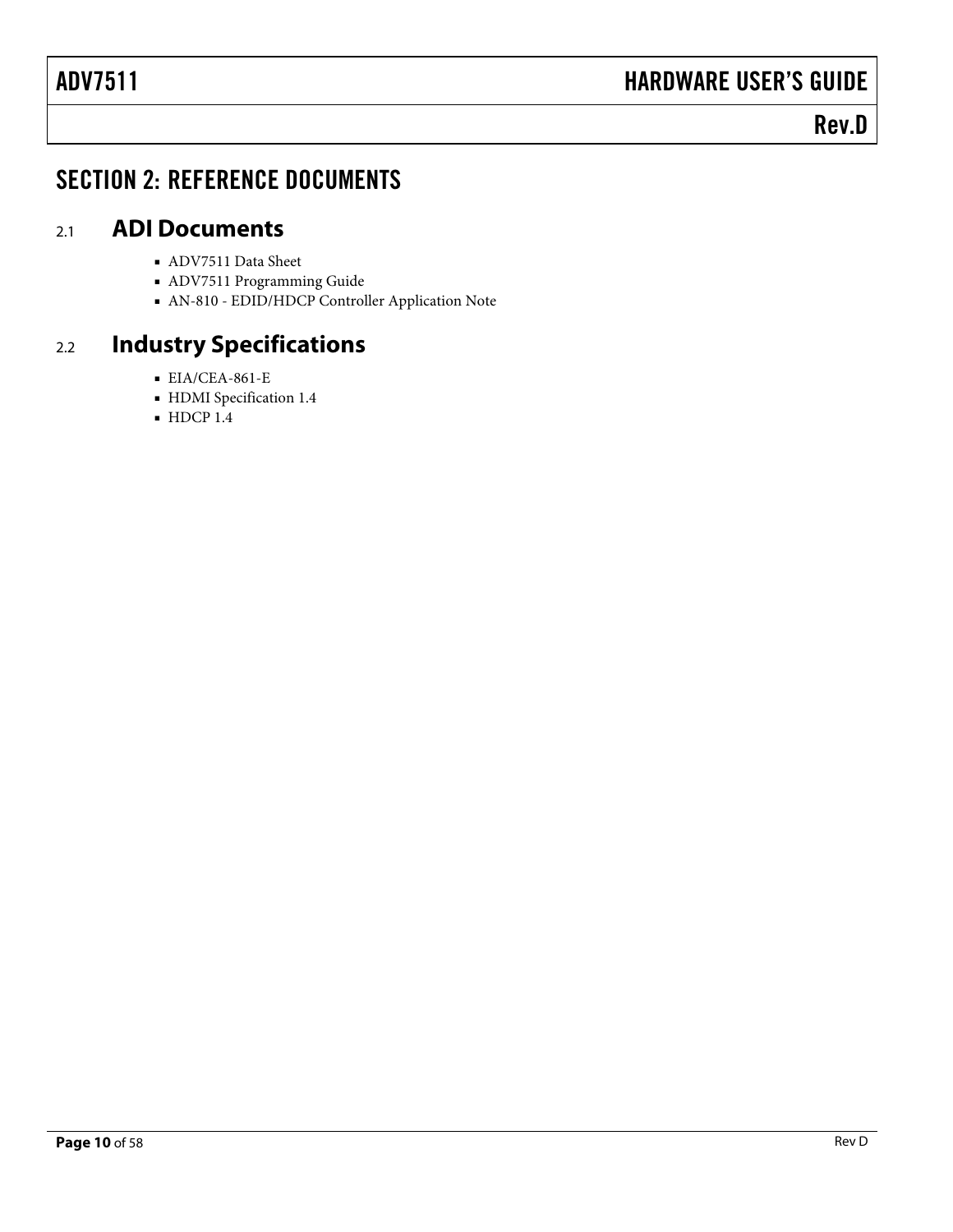# SECTION 2: REFERENCE DOCUMENTS

## 2.1 ADI Documents

- ADV7511 Data Sheet
- ADV7511 Programming Guide
- AN-810 - EDID/HDCP Controller Application Note

## 2.2 Industry Specifications

- EIA/CEA-861-E
- HDMI Specification 1.4
- HDCP 1.4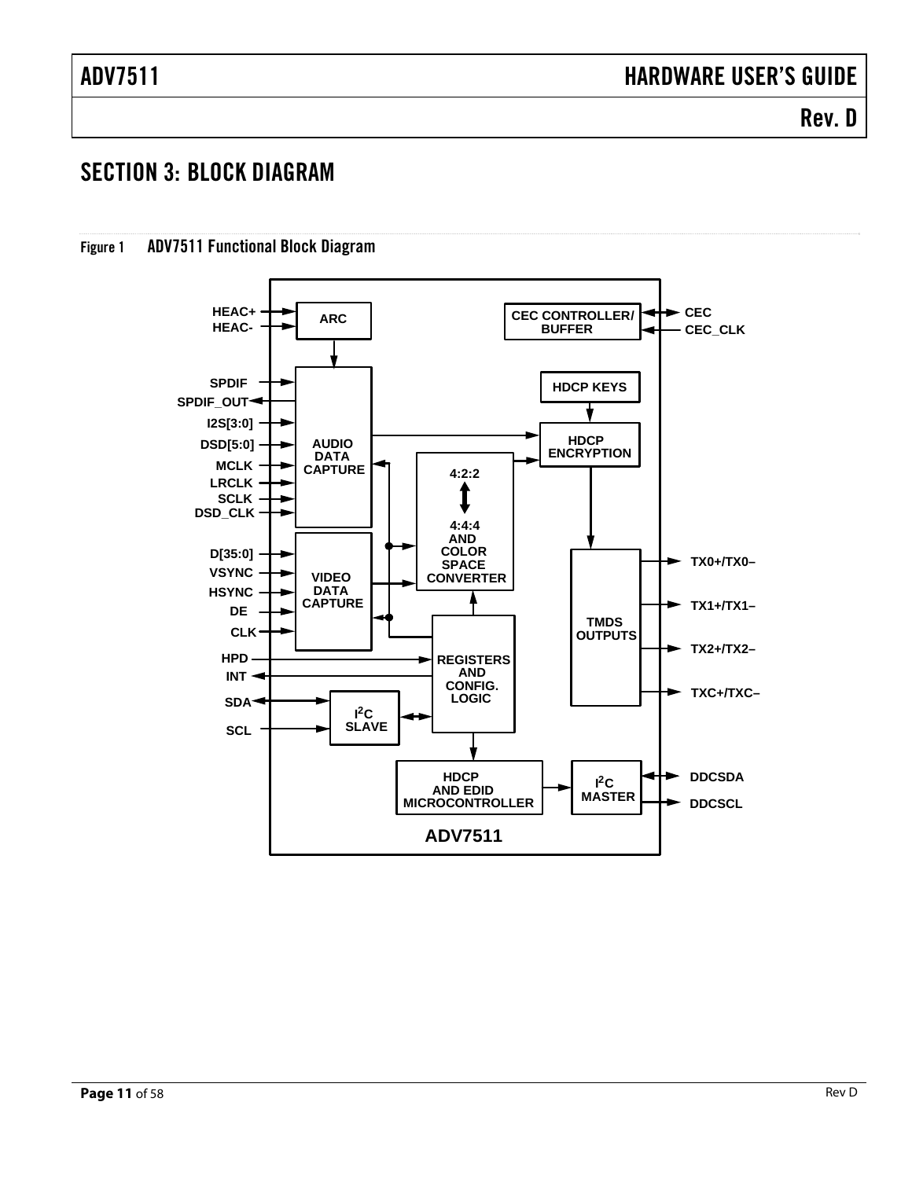# SECTION 3: BLOCK DIAGRAM

Figure 1 ADV7511 Functional Block Diagram

HEAC+
HEAC-
ARC
CEC CONTROLLER/ BUFFER
CEC
CEC_CLK
SPDIF
SPDIF_OUT
I2S[3:0]
DSD[5:0]
MCLK
LRCLK
SCLK
DSD_CLK
AUDIO DATA CAPTURE
HDCP KEYS
HDCP ENCRYPTION
4:2:2
4:4:4 AND COLOR SPACE CONVERTER
D[35:0]
VSYNC
HSYNC
DE
CLK
VIDEO DATA CAPTURE
TMDS OUTPUTS
TX0+/TX0–
TX1+/TX1–
TX2+/TX2–
TXC+/TXC–
HPD
INT
SDA
SCL
REGISTERS AND CONFIG. LOGIC
I²C SLAVE
HDCP AND EDID MICROCONTROLLER
I²C MASTER
DDCSDA
DDCSCL
ADV7511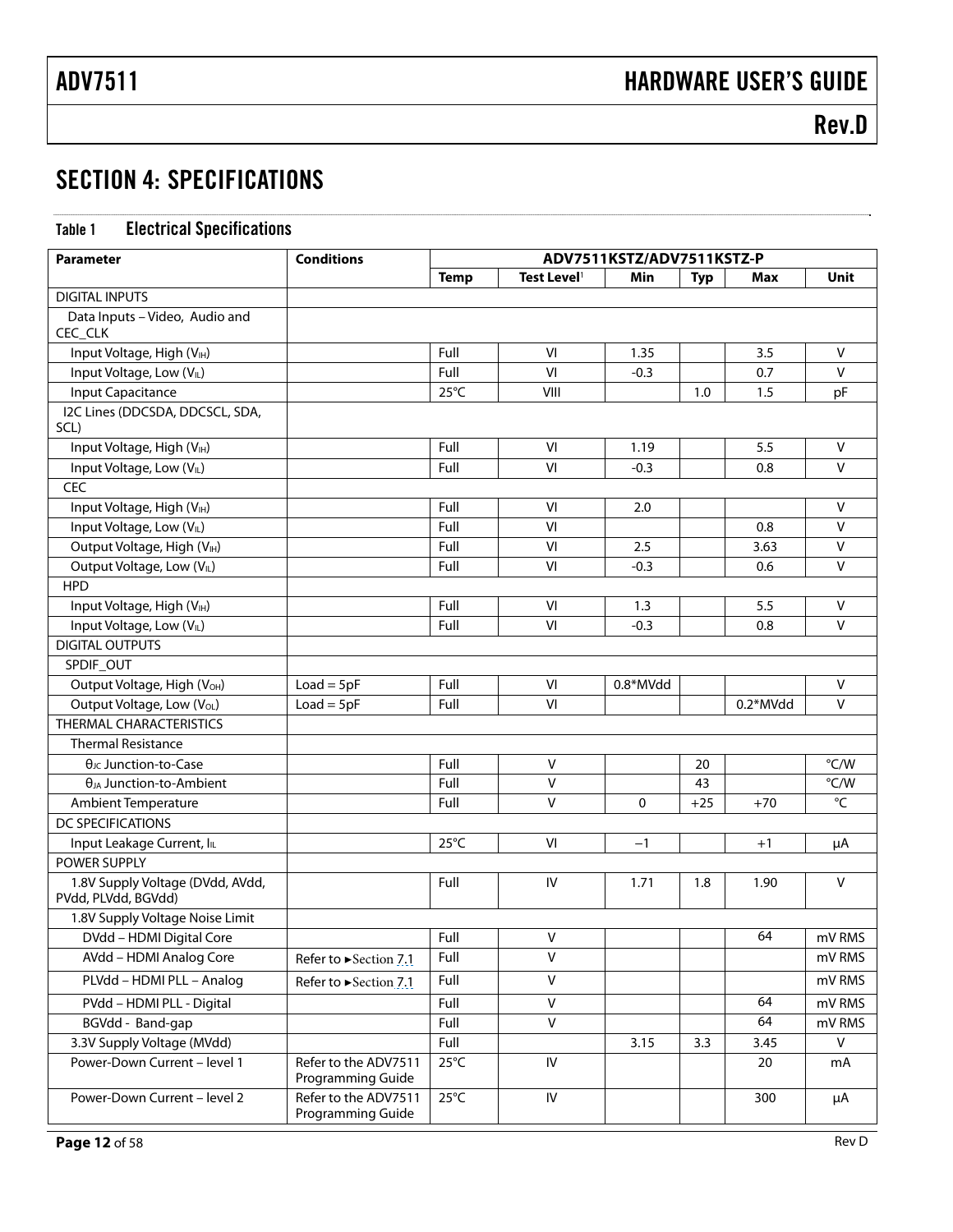# SECTION 4: SPECIFICATIONS

## Table 1 Electrical Specifications

| Parameter | Conditions | ADV7511KSTZ/ADV7511KSTZ-P | | | | | |
|---|---|---|---|---|---|---|---|
| | | Temp | Test Level[1] | Min | Typ | Max | Unit |
| DIGITAL INPUTS | | | | | | | |
| Data Inputs – Video, Audio and CEC_CLK | | | | | | | |
| Input Voltage, High ($V_{IH}$) | | Full | VI | 1.35 | | 3.5 | V |
| Input Voltage, Low ($V_{IL}$) | | Full | VI | -0.3 | | 0.7 | V |
| Input Capacitance | | 25°C | VIII | | 1.0 | 1.5 | pF |
| I2C Lines (DDCSDA, DDCSCL, SDA, SCL) | | | | | | | |
| Input Voltage, High ($V_{IH}$) | | Full | VI | 1.19 | | 5.5 | V |
| Input Voltage, Low ($V_{IL}$) | | Full | VI | -0.3 | | 0.8 | V |
| CEC | | | | | | | |
| Input Voltage, High ($V_{IH}$) | | Full | VI | 2.0 | | | V |
| Input Voltage, Low ($V_{IL}$) | | Full | VI | | | 0.8 | V |
| Output Voltage, High ($V_{IH}$) | | Full | VI | 2.5 | | 3.63 | V |
| Output Voltage, Low ($V_{IL}$) | | Full | VI | -0.3 | | 0.6 | V |
| HPD | | | | | | | |
| Input Voltage, High ($V_{IH}$) | | Full | VI | 1.3 | | 5.5 | V |
| Input Voltage, Low ($V_{IL}$) | | Full | VI | -0.3 | | 0.8 | V |
| DIGITAL OUTPUTS | | | | | | | |
| SPDIF_OUT | | | | | | | |
| Output Voltage, High ($V_{OH}$) | Load = 5pF | Full | VI | 0.8*MVdd | | | V |
| Output Voltage, Low ($V_{OL}$) | Load = 5pF | Full | VI | | | 0.2*MVdd | V |
| THERMAL CHARACTERISTICS | | | | | | | |
| Thermal Resistance | | | | | | | |
| $\theta_{JC}$ Junction-to-Case | | Full | V | | 20 | | °C/W |
| $\theta_{JA}$ Junction-to-Ambient | | Full | V | | 43 | | °C/W |
| Ambient Temperature | | Full | V | 0 | +25 | +70 | °C |
| DC SPECIFICATIONS | | | | | | | |
| Input Leakage Current, $I_{IL}$ | | 25°C | VI | −1 | | +1 | μA |
| POWER SUPPLY | | | | | | | |
| 1.8V Supply Voltage (DVdd, AVdd, PVdd, PLVdd, BGVdd) | | Full | IV | 1.71 | 1.8 | 1.90 | V |
| 1.8V Supply Voltage Noise Limit | | | | | | | |
| DVdd – HDMI Digital Core | | Full | V | | | 64 | mV RMS |
| AVdd – HDMI Analog Core | Refer to ►Section 7.1 | Full | V | | | | mV RMS |
| PLVdd – HDMI PLL – Analog | Refer to ►Section 7.1 | Full | V | | | | mV RMS |
| PVdd – HDMI PLL - Digital | | Full | V | | | 64 | mV RMS |
| BGVdd - Band-gap | | Full | V | | | 64 | mV RMS |
| 3.3V Supply Voltage (MVdd) | | Full | | 3.15 | 3.3 | 3.45 | V |
| Power-Down Current – level 1 | Refer to the ADV7511 Programming Guide | 25°C | IV | | | 20 | mA |
| Power-Down Current – level 2 | Refer to the ADV7511 Programming Guide | 25°C | IV | | | 300 | μA |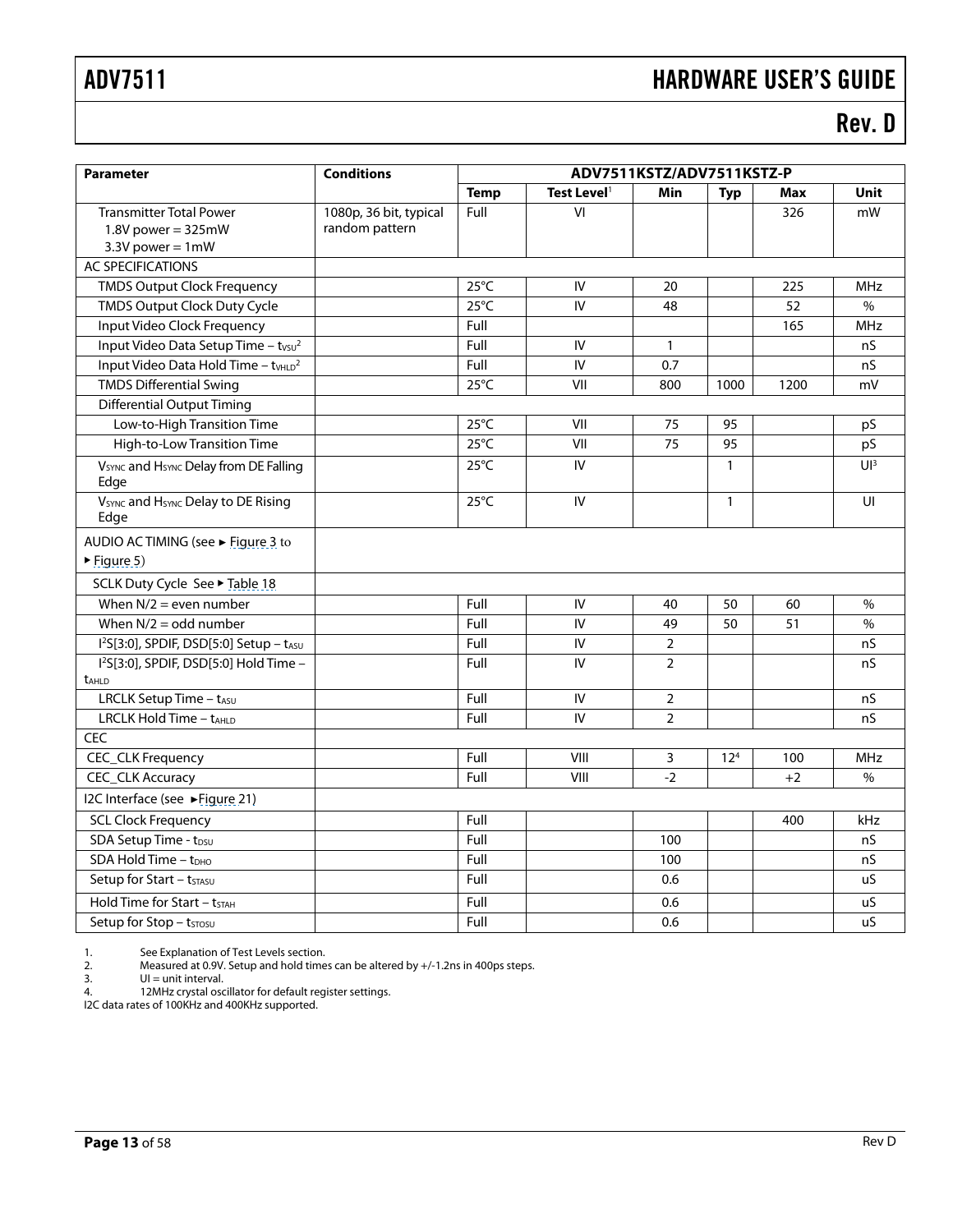| Parameter | Conditions | ADV7511KSTZ/ADV7511KSTZ-P | | | | | |
|---|---|---|---|---|---|---|---|
| | | Temp | Test Level[1] | Min | Typ | Max | Unit |
| Transmitter Total Power<br>1.8V power = 325mW<br>3.3V power = 1mW | 1080p, 36 bit, typical random pattern | Full | VI | | | 326 | mW |
| AC SPECIFICATIONS | | | | | | | |
| TMDS Output Clock Frequency | | 25°C | IV | 20 | | 225 | MHz |
| TMDS Output Clock Duty Cycle | | 25°C | IV | 48 | | 52 | % |
| Input Video Clock Frequency | | Full | | | | 165 | MHz |
| Input Video Data Setup Time – $t_{VSU}$[2] | | Full | IV | 1 | | | nS |
| Input Video Data Hold Time – $t_{VHLD}$[2] | | Full | IV | 0.7 | | | nS |
| TMDS Differential Swing | | 25°C | VII | 800 | 1000 | 1200 | mV |
| Differential Output Timing | | | | | | | |
| Low-to-High Transition Time | | 25°C | VII | 75 | 95 | | pS |
| High-to-Low Transition Time | | 25°C | VII | 75 | 95 | | pS |
| $V_{SYNC}$ and $H_{SYNC}$ Delay from DE Falling Edge | | 25°C | IV | | 1 | | UI[3] |
| $V_{SYNC}$ and $H_{SYNC}$ Delay to DE Rising Edge | | 25°C | IV | | 1 | | UI |
| AUDIO AC TIMING (see ► Figure 3 to ► Figure 5) | | | | | | | |
| SCLK Duty Cycle See ► Table 18 | | | | | | | |
| When N/2 = even number | | Full | IV | 40 | 50 | 60 | % |
| When N/2 = odd number | | Full | IV | 49 | 50 | 51 | % |
| $I^2S$[3:0], SPDIF, DSD[5:0] Setup – $t_{ASU}$ | | Full | IV | 2 | | | nS |
| $I^2S$[3:0], SPDIF, DSD[5:0] Hold Time – $t_{AHLD}$ | | Full | IV | 2 | | | nS |
| LRCLK Setup Time – $t_{ASU}$ | | Full | IV | 2 | | | nS |
| LRCLK Hold Time – $t_{AHLD}$ | | Full | IV | 2 | | | nS |
| CEC | | | | | | | |
| CEC_CLK Frequency | | Full | VIII | 3 | 12[4] | 100 | MHz |
| CEC_CLK Accuracy | | Full | VIII | -2 | | +2 | % |
| I2C Interface (see ►Figure 21) | | | | | | | |
| SCL Clock Frequency | | Full | | | | 400 | kHz |
| SDA Setup Time - $t_{DSU}$ | | Full | | 100 | | | nS |
| SDA Hold Time – $t_{DHO}$ | | Full | | 100 | | | nS |
| Setup for Start – $t_{STASU}$ | | Full | | 0.6 | | | uS |
| Hold Time for Start – $t_{STAH}$ | | Full | | 0.6 | | | uS |
| Setup for Stop – $t_{STOSU}$ | | Full | | 0.6 | | | uS |

1. See Explanation of Test Levels section.
2. Measured at 0.9V. Setup and hold times can be altered by +/-1.2ns in 400ps steps.
3. UI = unit interval.
4. 12MHz crystal oscillator for default register settings.

I2C data rates of 100KHz and 400KHz supported.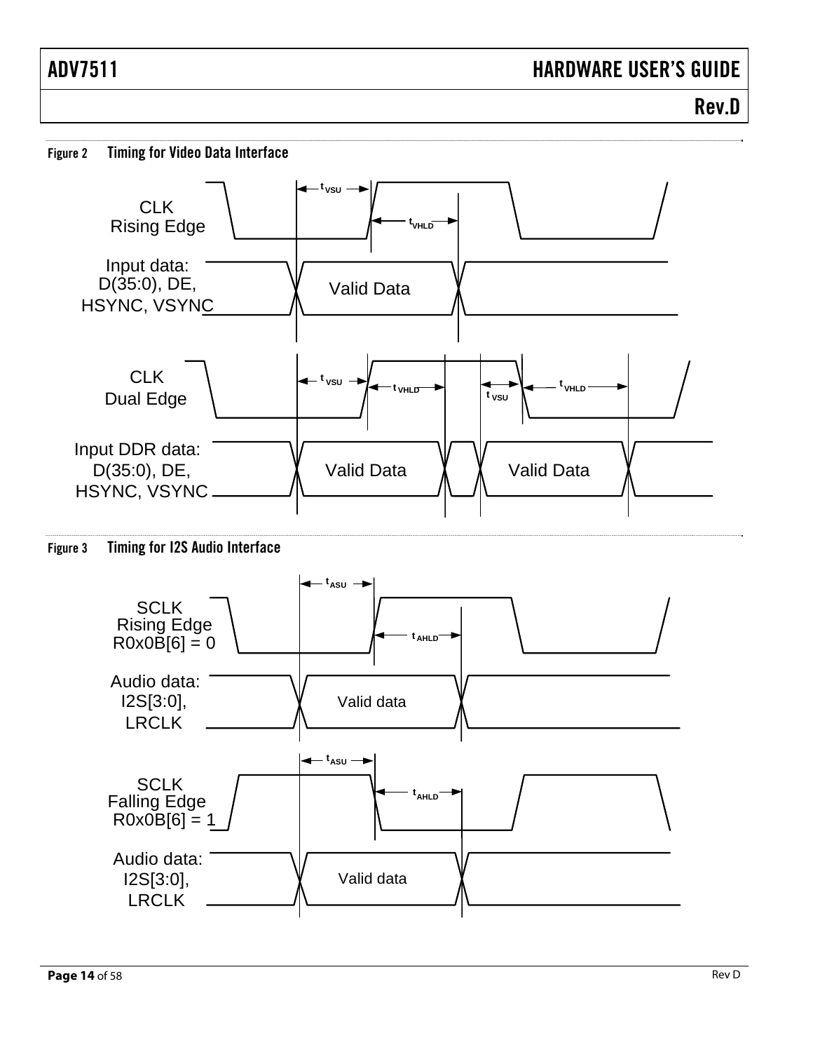Figure 2 Timing for Video Data Interface

CLK Rising Edge

Input data: D(35:0), DE, HSYNC, VSYNC

Valid Data

$t_{VSU}$ $t_{VHLD}$

CLK Dual Edge

Input DDR data: D(35:0), DE, HSYNC, VSYNC

Valid Data Valid Data

$t_{VSU}$ $t_{VHLD}$ $t_{VSU}$ $t_{VHLD}$

Figure 3 Timing for I2S Audio Interface

SCLK Rising Edge R0x0B[6] = 0

Audio data: I2S[3:0], LRCLK

Valid data

$t_{ASU}$ $t_{AHLD}$

SCLK Falling Edge R0x0B[6] = 1

Audio data: I2S[3:0], LRCLK

Valid data

$t_{ASU}$ $t_{AHLD}$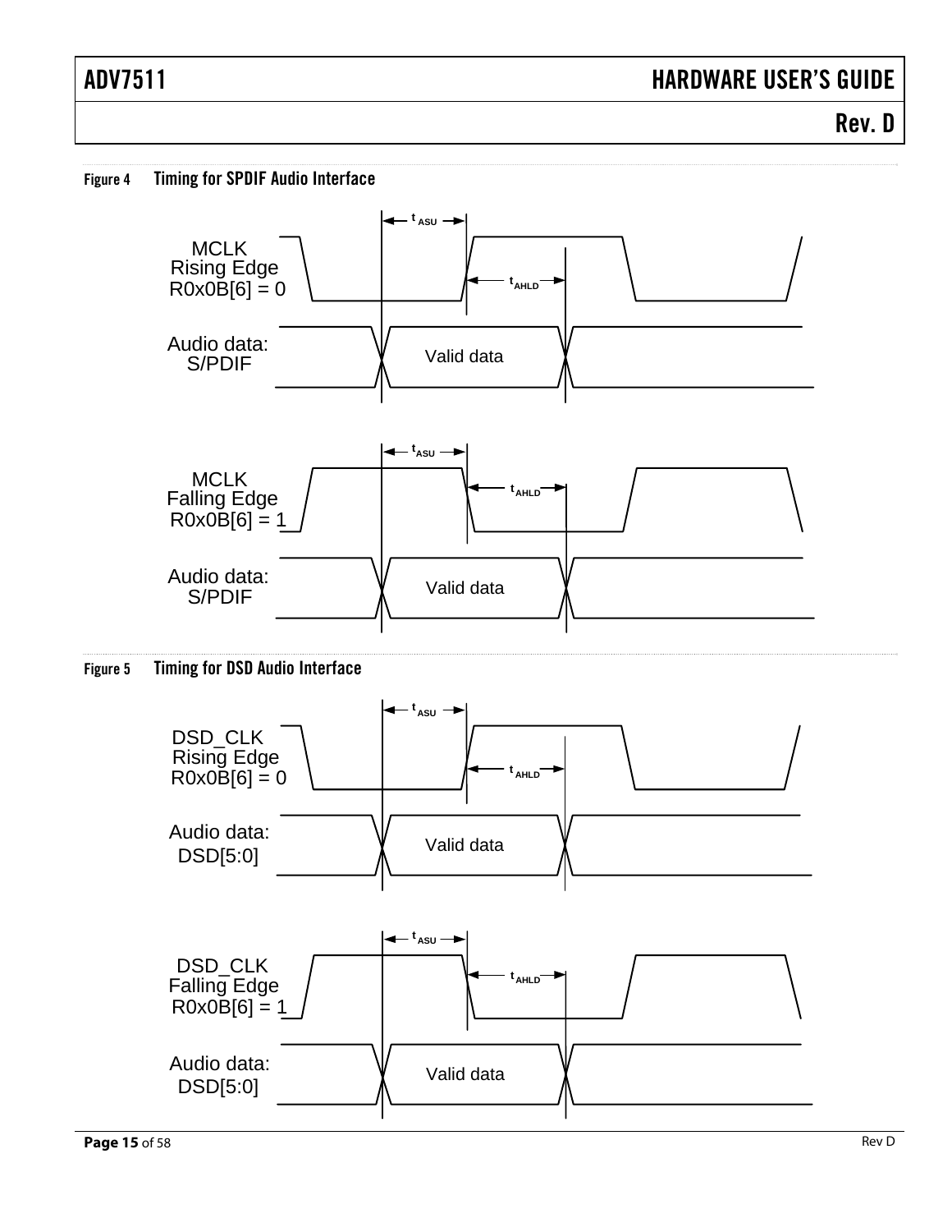Figure 4 Timing for SPDIF Audio Interface

$t_{ASU}$

MCLK
Rising Edge
R0x0B[6] = 0

$t_{AHLD}$

Audio data:
S/PDIF

Valid data

$t_{ASU}$

MCLK
Falling Edge
R0x0B[6] = 1

$t_{AHLD}$

Audio data:
S/PDIF

Valid data

Figure 5 Timing for DSD Audio Interface

$t_{ASU}$

DSD_CLK
Rising Edge
R0x0B[6] = 0

$t_{AHLD}$

Audio data:
DSD[5:0]

Valid data

$t_{ASU}$

DSD_CLK
Falling Edge
R0x0B[6] = 1

$t_{AHLD}$

Audio data:
DSD[5:0]

Valid data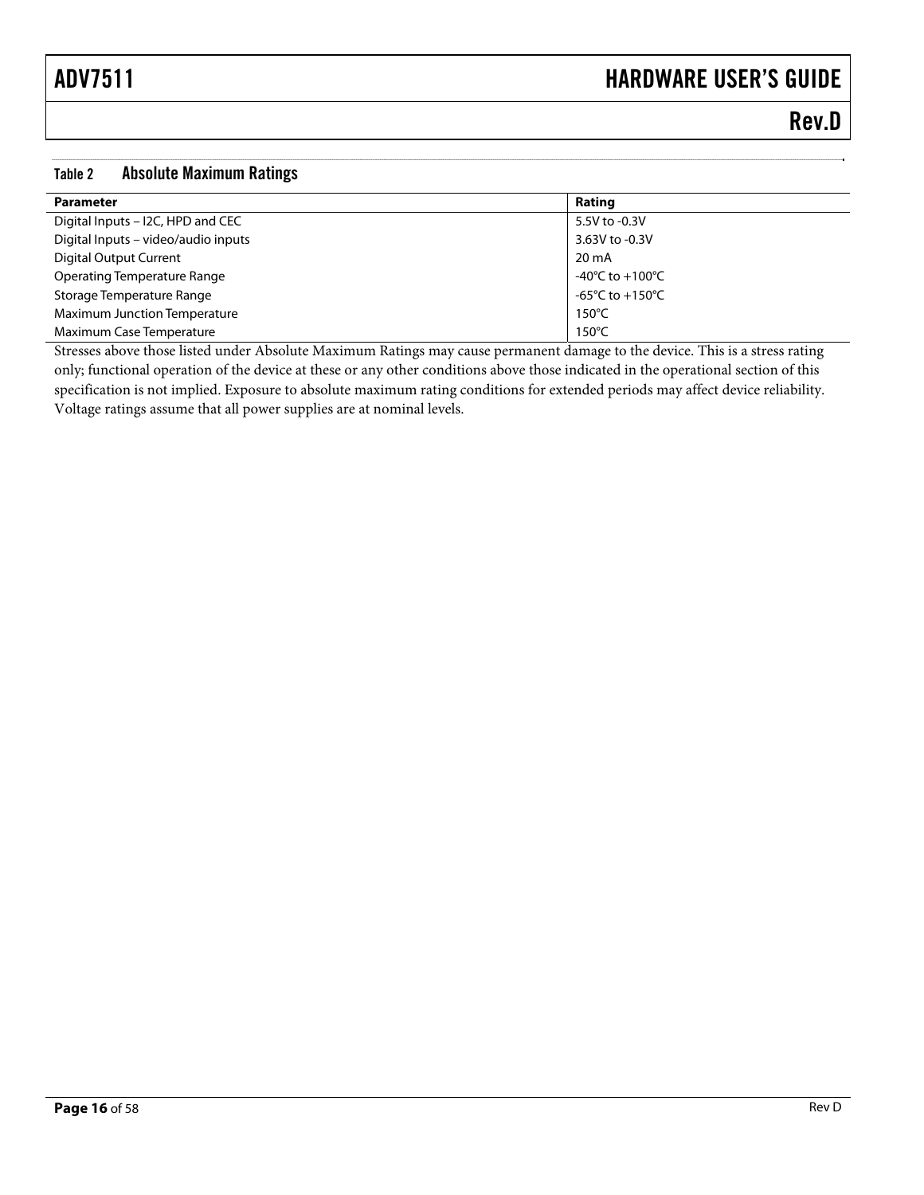### Table 2 Absolute Maximum Ratings

| Parameter | Rating |
| --- | --- |
| Digital Inputs – I2C, HPD and CEC | 5.5V to -0.3V |
| Digital Inputs – video/audio inputs | 3.63V to -0.3V |
| Digital Output Current | 20 mA |
| Operating Temperature Range | -40°C to +100°C |
| Storage Temperature Range | -65°C to +150°C |
| Maximum Junction Temperature | 150°C |
| Maximum Case Temperature | 150°C |

Stresses above those listed under Absolute Maximum Ratings may cause permanent damage to the device. This is a stress rating only; functional operation of the device at these or any other conditions above those indicated in the operational section of this specification is not implied. Exposure to absolute maximum rating conditions for extended periods may affect device reliability. Voltage ratings assume that all power supplies are at nominal levels.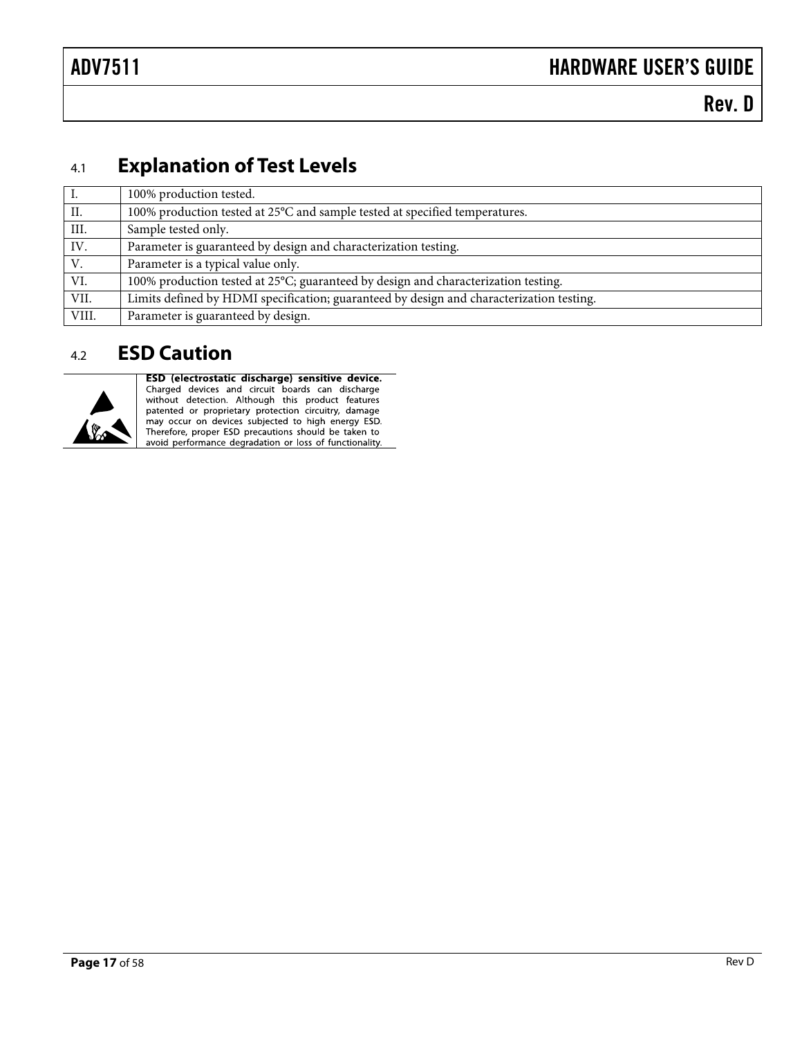## 4.1 Explanation of Test Levels

| | |
|---|---|
| I. | 100% production tested. |
| II. | 100% production tested at 25°C and sample tested at specified temperatures. |
| III. | Sample tested only. |
| IV. | Parameter is guaranteed by design and characterization testing. |
| V. | Parameter is a typical value only. |
| VI. | 100% production tested at 25°C; guaranteed by design and characterization testing. |
| VII. | Limits defined by HDMI specification; guaranteed by design and characterization testing. |
| VIII. | Parameter is guaranteed by design. |

## 4.2 ESD Caution

**ESD (electrostatic discharge) sensitive device.** Charged devices and circuit boards can discharge without detection. Although this product features patented or proprietary protection circuitry, damage may occur on devices subjected to high energy ESD. Therefore, proper ESD precautions should be taken to avoid performance degradation or loss of functionality.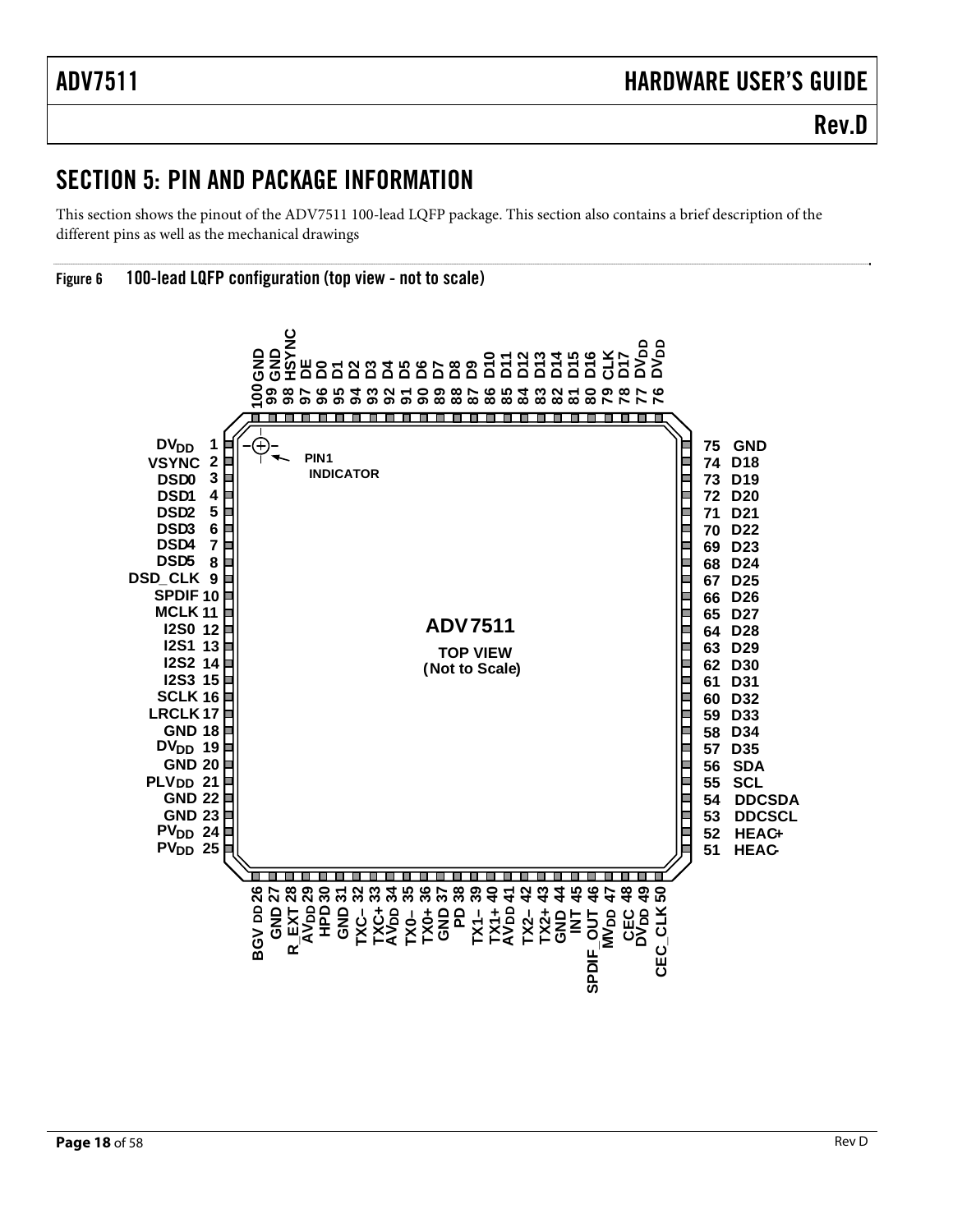# SECTION 5: PIN AND PACKAGE INFORMATION

This section shows the pinout of the ADV7511 100-lead LQFP package. This section also contains a brief description of the different pins as well as the mechanical drawings

**Figure 6 100-lead LQFP configuration (top view - not to scale)**

| Pin | Name | Pin | Name | Pin | Name | Pin | Name |
|---|---|---|---|---|---|---|---|
| 1 | $DV_{DD}$ | 26 | $BGV_{DD}$ | 51 | HEAC- | 76 | $DV_{DD}$ |
| 2 | VSYNC | 27 | GND | 52 | HEAC+ | 77 | $DV_{DD}$ |
| 3 | DSD0 | 28 | R_EXT | 53 | DDCSCL | 78 | D17 |
| 4 | DSD1 | 29 | $AV_{DD}$ | 54 | DDCSDA | 79 | CLK |
| 5 | DSD2 | 30 | HPD | 55 | SCL | 80 | D16 |
| 6 | DSD3 | 31 | GND | 56 | SDA | 81 | D15 |
| 7 | DSD4 | 32 | TXC– | 57 | D35 | 82 | D14 |
| 8 | DSD5 | 33 | TXC+ | 58 | D34 | 83 | D13 |
| 9 | DSD_CLK | 34 | $AV_{DD}$ | 59 | D33 | 84 | D12 |
| 10 | SPDIF | 35 | TX0– | 60 | D32 | 85 | D11 |
| 11 | MCLK | 36 | TX0+ | 61 | D31 | 86 | D10 |
| 12 | I2S0 | 37 | GND | 62 | D30 | 87 | D9 |
| 13 | I2S1 | 38 | PD | 63 | D29 | 88 | D8 |
| 14 | I2S2 | 39 | TX1– | 64 | D28 | 89 | D7 |
| 15 | I2S3 | 40 | TX1+ | 65 | D27 | 90 | D6 |
| 16 | SCLK | 41 | $AV_{DD}$ | 66 | D26 | 91 | D5 |
| 17 | LRCLK | 42 | TX2– | 67 | D25 | 92 | D4 |
| 18 | GND | 43 | TX2+ | 68 | D24 | 93 | D3 |
| 19 | $DV_{DD}$ | 44 | GND | 69 | D23 | 94 | D2 |
| 20 | GND | 45 | INT | 70 | D22 | 95 | D1 |
| 21 | $PLV_{DD}$ | 46 | SPDIF_OUT | 71 | D21 | 96 | D0 |
| 22 | GND | 47 | $MV_{DD}$ | 72 | D20 | 97 | DE |
| 23 | GND | 48 | CEC | 73 | D19 | 98 | HSYNC |
| 24 | $PV_{DD}$ | 49 | $DV_{DD}$ | 74 | D18 | 99 | GND |
| 25 | $PV_{DD}$ | 50 | CEC_CLK | 75 | GND | 100 | GND |

ADV7511 TOP VIEW (Not to Scale) — PIN1 INDICATOR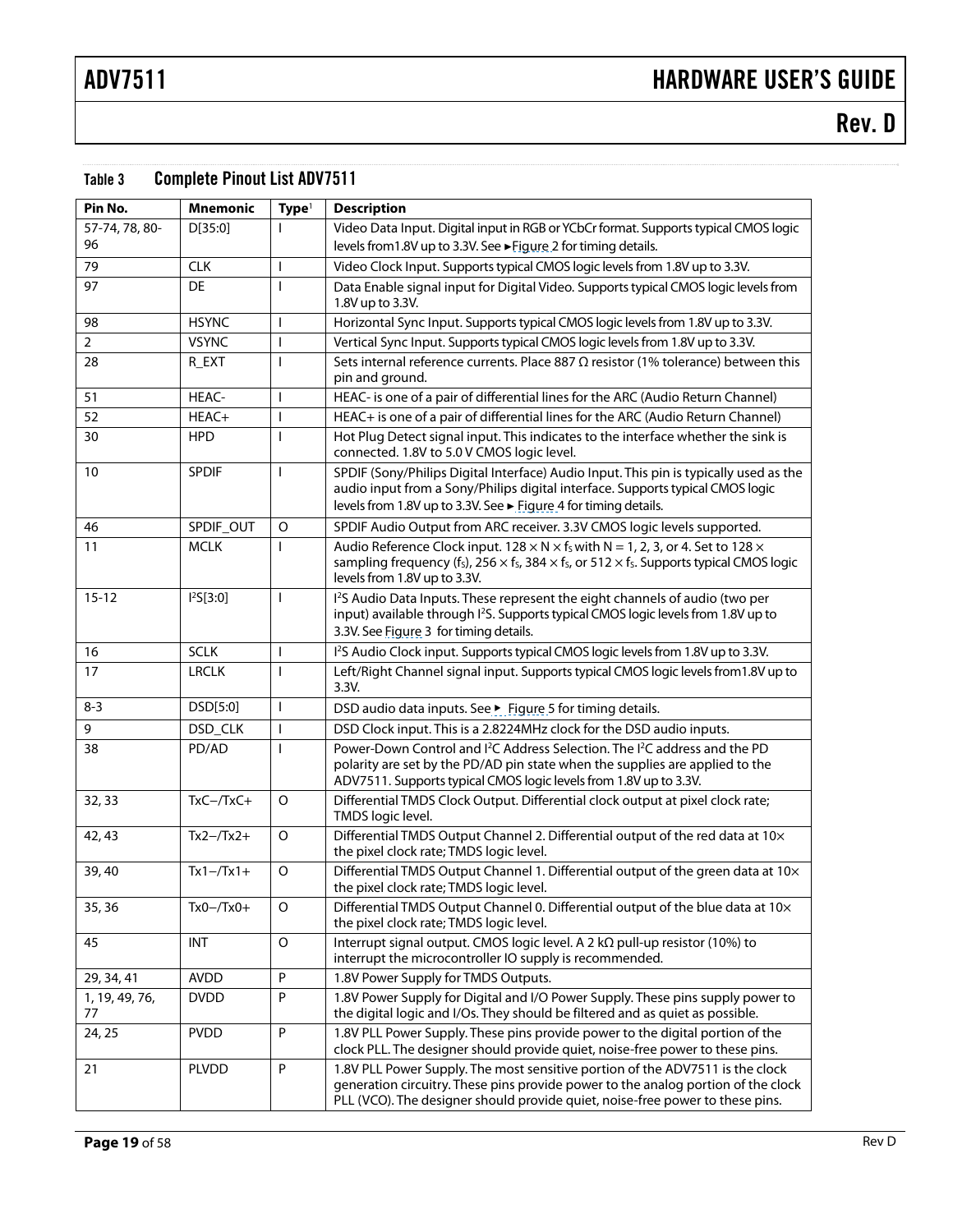### Table 3 Complete Pinout List ADV7511

| Pin No. | Mnemonic | Type[1] | Description |
|---|---|---|---|
| 57-74, 78, 80-96 | D[35:0] | I | Video Data Input. Digital input in RGB or YCbCr format. Supports typical CMOS logic levels from1.8V up to 3.3V. See ►Figure 2 for timing details. |
| 79 | CLK | I | Video Clock Input. Supports typical CMOS logic levels from 1.8V up to 3.3V. |
| 97 | DE | I | Data Enable signal input for Digital Video. Supports typical CMOS logic levels from 1.8V up to 3.3V. |
| 98 | HSYNC | I | Horizontal Sync Input. Supports typical CMOS logic levels from 1.8V up to 3.3V. |
| 2 | VSYNC | I | Vertical Sync Input. Supports typical CMOS logic levels from 1.8V up to 3.3V. |
| 28 | R_EXT | I | Sets internal reference currents. Place 887 Ω resistor (1% tolerance) between this pin and ground. |
| 51 | HEAC- | I | HEAC- is one of a pair of differential lines for the ARC (Audio Return Channel) |
| 52 | HEAC+ | I | HEAC+ is one of a pair of differential lines for the ARC (Audio Return Channel) |
| 30 | HPD | I | Hot Plug Detect signal input. This indicates to the interface whether the sink is connected. 1.8V to 5.0 V CMOS logic level. |
| 10 | SPDIF | I | SPDIF (Sony/Philips Digital Interface) Audio Input. This pin is typically used as the audio input from a Sony/Philips digital interface. Supports typical CMOS logic levels from 1.8V up to 3.3V. See ► Figure 4 for timing details. |
| 46 | SPDIF_OUT | O | SPDIF Audio Output from ARC receiver. 3.3V CMOS logic levels supported. |
| 11 | MCLK | I | Audio Reference Clock input. $128 \times N \times f_S$ with N = 1, 2, 3, or 4. Set to $128 \times$ sampling frequency ($f_S$), $256 \times f_S$, $384 \times f_S$, or $512 \times f_S$. Supports typical CMOS logic levels from 1.8V up to 3.3V. |
| 15-12 | I²S[3:0] | I | I²S Audio Data Inputs. These represent the eight channels of audio (two per input) available through I²S. Supports typical CMOS logic levels from 1.8V up to 3.3V. See Figure 3 for timing details. |
| 16 | SCLK | I | I²S Audio Clock input. Supports typical CMOS logic levels from 1.8V up to 3.3V. |
| 17 | LRCLK | I | Left/Right Channel signal input. Supports typical CMOS logic levels from1.8V up to 3.3V. |
| 8-3 | DSD[5:0] | I | DSD audio data inputs. See ► Figure 5 for timing details. |
| 9 | DSD_CLK | I | DSD Clock input. This is a 2.8224MHz clock for the DSD audio inputs. |
| 38 | PD/AD | I | Power-Down Control and I²C Address Selection. The I²C address and the PD polarity are set by the PD/AD pin state when the supplies are applied to the ADV7511. Supports typical CMOS logic levels from 1.8V up to 3.3V. |
| 32, 33 | TxC−/TxC+ | O | Differential TMDS Clock Output. Differential clock output at pixel clock rate; TMDS logic level. |
| 42, 43 | Tx2−/Tx2+ | O | Differential TMDS Output Channel 2. Differential output of the red data at 10× the pixel clock rate; TMDS logic level. |
| 39, 40 | Tx1−/Tx1+ | O | Differential TMDS Output Channel 1. Differential output of the green data at 10× the pixel clock rate; TMDS logic level. |
| 35, 36 | Tx0−/Tx0+ | O | Differential TMDS Output Channel 0. Differential output of the blue data at 10× the pixel clock rate; TMDS logic level. |
| 45 | INT | O | Interrupt signal output. CMOS logic level. A 2 kΩ pull-up resistor (10%) to interrupt the microcontroller IO supply is recommended. |
| 29, 34, 41 | AVDD | P | 1.8V Power Supply for TMDS Outputs. |
| 1, 19, 49, 76, 77 | DVDD | P | 1.8V Power Supply for Digital and I/O Power Supply. These pins supply power to the digital logic and I/Os. They should be filtered and as quiet as possible. |
| 24, 25 | PVDD | P | 1.8V PLL Power Supply. These pins provide power to the digital portion of the clock PLL. The designer should provide quiet, noise-free power to these pins. |
| 21 | PLVDD | P | 1.8V PLL Power Supply. The most sensitive portion of the ADV7511 is the clock generation circuitry. These pins provide power to the analog portion of the clock PLL (VCO). The designer should provide quiet, noise-free power to these pins. |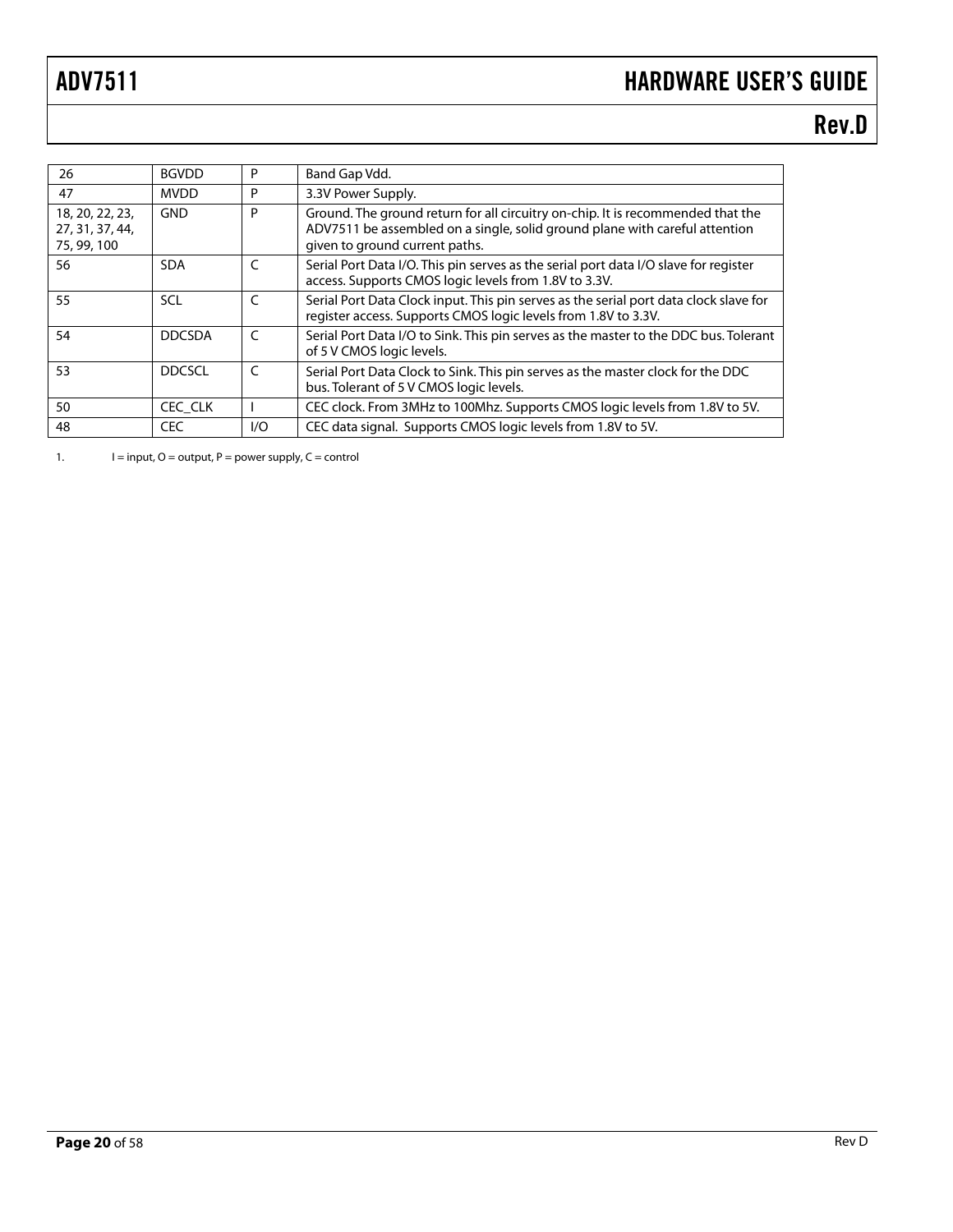| | | | |
|---|---|---|---|
| 26 | BGVDD | P | Band Gap Vdd. |
| 47 | MVDD | P | 3.3V Power Supply. |
| 18, 20, 22, 23, 27, 31, 37, 44, 75, 99, 100 | GND | P | Ground. The ground return for all circuitry on-chip. It is recommended that the ADV7511 be assembled on a single, solid ground plane with careful attention given to ground current paths. |
| 56 | SDA | C | Serial Port Data I/O. This pin serves as the serial port data I/O slave for register access. Supports CMOS logic levels from 1.8V to 3.3V. |
| 55 | SCL | C | Serial Port Data Clock input. This pin serves as the serial port data clock slave for register access. Supports CMOS logic levels from 1.8V to 3.3V. |
| 54 | DDCSDA | C | Serial Port Data I/O to Sink. This pin serves as the master to the DDC bus. Tolerant of 5 V CMOS logic levels. |
| 53 | DDCSCL | C | Serial Port Data Clock to Sink. This pin serves as the master clock for the DDC bus. Tolerant of 5 V CMOS logic levels. |
| 50 | CEC_CLK | I | CEC clock. From 3MHz to 100Mhz. Supports CMOS logic levels from 1.8V to 5V. |
| 48 | CEC | I/O | CEC data signal. Supports CMOS logic levels from 1.8V to 5V. |

1. I = input, O = output, P = power supply, C = control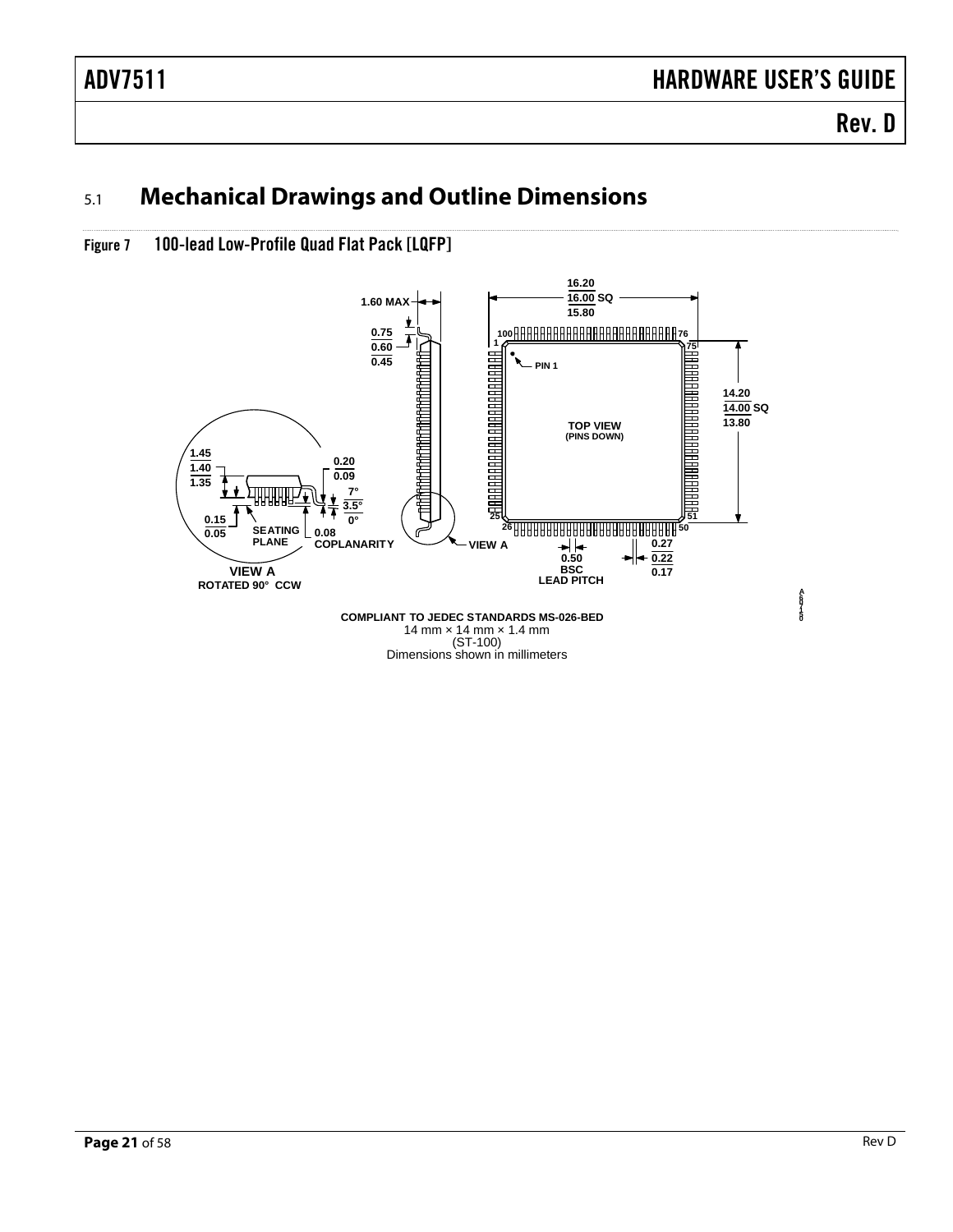## 5.1 Mechanical Drawings and Outline Dimensions

Figure 7 100-lead Low-Profile Quad Flat Pack [LQFP]

1.60 MAX

0.75
0.60
0.45

16.20
16.00 SQ
15.80

100 76
1 75

PIN 1

TOP VIEW
(PINS DOWN)

14.20
14.00 SQ
13.80

25 51
26 50

1.45
1.40
1.35

0.20
0.09

7°
3.5°
0°

0.15
0.05

SEATING PLANE

0.08 COPLANARITY

VIEW A

VIEW A
ROTATED 90° CCW

0.50 BSC
LEAD PITCH

0.27
0.22
0.17

**COMPLIANT TO JEDEC STANDARDS MS-026-BED**
14 mm × 14 mm × 1.4 mm
(ST-100)
Dimensions shown in millimeters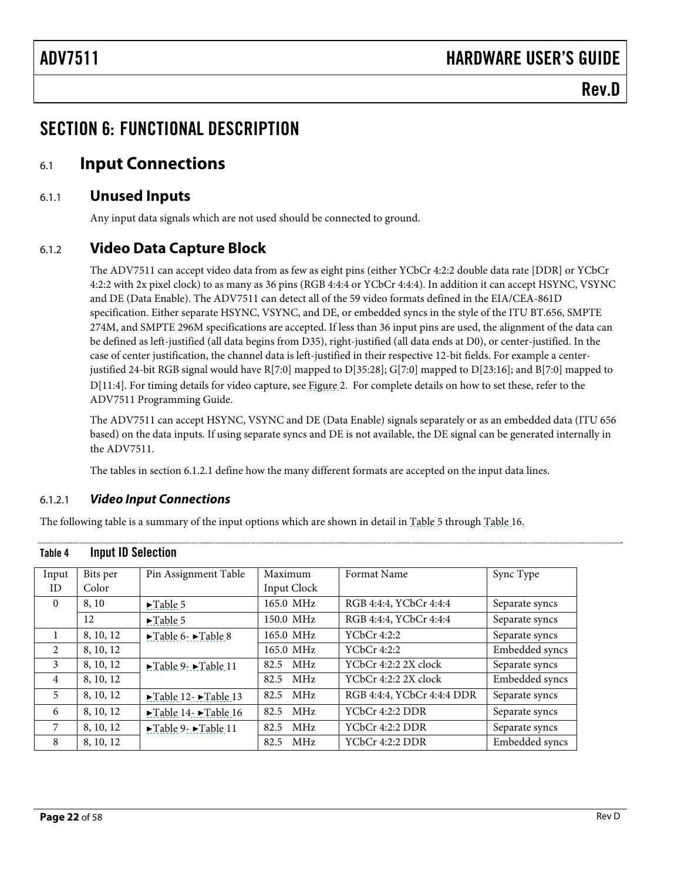# SECTION 6: FUNCTIONAL DESCRIPTION

## 6.1 Input Connections

### 6.1.1 Unused Inputs

Any input data signals which are not used should be connected to ground.

### 6.1.2 Video Data Capture Block

The ADV7511 can accept video data from as few as eight pins (either YCbCr 4:2:2 double data rate [DDR] or YCbCr 4:2:2 with 2x pixel clock) to as many as 36 pins (RGB 4:4:4 or YCbCr 4:4:4). In addition it can accept HSYNC, VSYNC and DE (Data Enable). The ADV7511 can detect all of the 59 video formats defined in the EIA/CEA-861D specification. Either separate HSYNC, VSYNC, and DE, or embedded syncs in the style of the ITU BT.656, SMPTE 274M, and SMPTE 296M specifications are accepted. If less than 36 input pins are used, the alignment of the data can be defined as left-justified (all data begins from D35), right-justified (all data ends at D0), or center-justified. In the case of center justification, the channel data is left-justified in their respective 12-bit fields. For example a center-justified 24-bit RGB signal would have R[7:0] mapped to D[35:28]; G[7:0] mapped to D[23:16]; and B[7:0] mapped to D[11:4]. For timing details for video capture, see Figure 2. For complete details on how to set these, refer to the ADV7511 Programming Guide.

The ADV7511 can accept HSYNC, VSYNC and DE (Data Enable) signals separately or as an embedded data (ITU 656 based) on the data inputs. If using separate syncs and DE is not available, the DE signal can be generated internally in the ADV7511.

The tables in section 6.1.2.1 define how the many different formats are accepted on the input data lines.

#### 6.1.2.1 *Video Input Connections*

The following table is a summary of the input options which are shown in detail in Table 5 through Table 16.

**Table 4 Input ID Selection**

| Input ID | Bits per Color | Pin Assignment Table | Maximum Input Clock | Format Name | Sync Type |
|---|---|---|---|---|---|
| 0 | 8, 10 | ►Table 5 | 165.0 MHz | RGB 4:4:4, YCbCr 4:4:4 | Separate syncs |
| | 12 | ►Table 5 | 150.0 MHz | RGB 4:4:4, YCbCr 4:4:4 | Separate syncs |
| 1 | 8, 10, 12 | ►Table 6- ►Table 8 | 165.0 MHz | YCbCr 4:2:2 | Separate syncs |
| 2 | 8, 10, 12 | | 165.0 MHz | YCbCr 4:2:2 | Embedded syncs |
| 3 | 8, 10, 12 | ►Table 9- ►Table 11 | 82.5 MHz | YCbCr 4:2:2 2X clock | Separate syncs |
| 4 | 8, 10, 12 | | 82.5 MHz | YCbCr 4:2:2 2X clock | Embedded syncs |
| 5 | 8, 10, 12 | ►Table 12- ►Table 13 | 82.5 MHz | RGB 4:4:4, YCbCr 4:4:4 DDR | Separate syncs |
| 6 | 8, 10, 12 | ►Table 14- ►Table 16 | 82.5 MHz | YCbCr 4:2:2 DDR | Separate syncs |
| 7 | 8, 10, 12 | ►Table 9- ►Table 11 | 82.5 MHz | YCbCr 4:2:2 DDR | Separate syncs |
| 8 | 8, 10, 12 | | 82.5 MHz | YCbCr 4:2:2 DDR | Embedded syncs |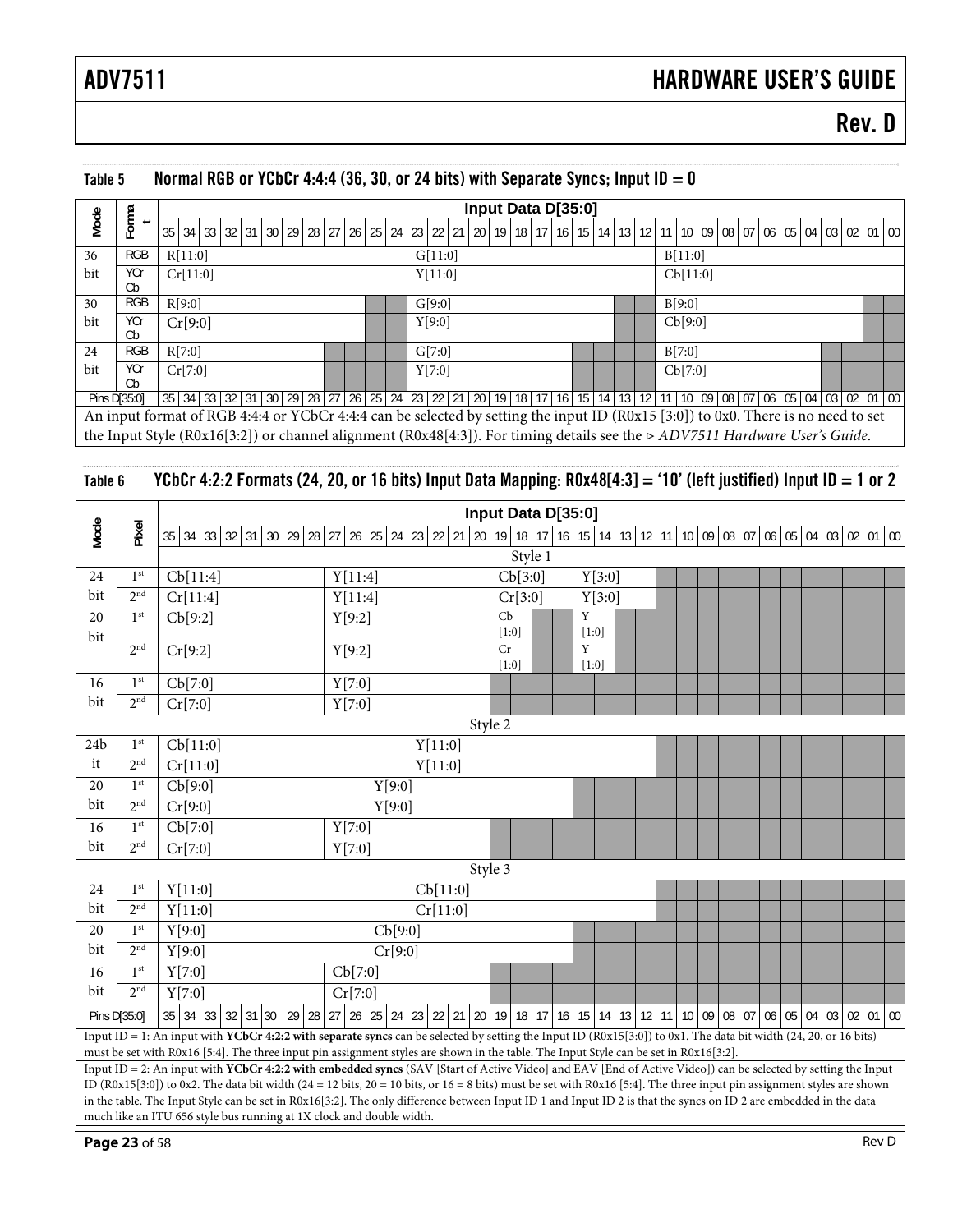### Table 5 Normal RGB or YCbCr 4:4:4 (36, 30, or 24 bits) with Separate Syncs; Input ID = 0

| Mode | Format | 35 | 34 | 33 | 32 | 31 | 30 | 29 | 28 | 27 | 26 | 25 | 24 | 23 | 22 | 21 | 20 | 19 | 18 | 17 | 16 | 15 | 14 | 13 | 12 | 11 | 10 | 09 | 08 | 07 | 06 | 05 | 04 | 03 | 02 | 01 | 00 |
|---|---|---|---|---|---|---|---|---|---|---|---|---|---|---|---|---|---|---|---|---|---|---|---|---|---|---|---|---|---|---|---|---|---|---|---|---|---|
| 36 bit | RGB | R[11:0] | | | | | | | | | | | | G[11:0] | | | | | | | | | | | | B[11:0] | | | | | | | | | | | |
| | YCrCb | Cr[11:0] | | | | | | | | | | | | Y[11:0] | | | | | | | | | | | | Cb[11:0] | | | | | | | | | | | |
| 30 bit | RGB | R[9:0] | | | | | | | | | | | | G[9:0] | | | | | | | | | | | | B[9:0] | | | | | | | | | | | |
| | YCrCb | Cr[9:0] | | | | | | | | | | | | Y[9:0] | | | | | | | | | | | | Cb[9:0] | | | | | | | | | | | |
| 24 bit | RGB | R[7:0] | | | | | | | | | | | | G[7:0] | | | | | | | | | | | | B[7:0] | | | | | | | | | | | |
| | YCrCb | Cr[7:0] | | | | | | | | | | | | Y[7:0] | | | | | | | | | | | | Cb[7:0] | | | | | | | | | | | |
| Pins D[35:0] | | 35 | 34 | 33 | 32 | 31 | 30 | 29 | 28 | 27 | 26 | 25 | 24 | 23 | 22 | 21 | 20 | 19 | 18 | 17 | 16 | 15 | 14 | 13 | 12 | 11 | 10 | 09 | 08 | 07 | 06 | 05 | 04 | 03 | 02 | 01 | 00 |

An input format of RGB 4:4:4 or YCbCr 4:4:4 can be selected by setting the input ID (R0x15 [3:0]) to 0x0. There is no need to set the Input Style (R0x16[3:2]) or channel alignment (R0x48[4:3]). For timing details see the ▹ *ADV7511 Hardware User's Guide*.

### Table 6 YCbCr 4:2:2 Formats (24, 20, or 16 bits) Input Data Mapping: R0x48[4:3] = '10' (left justified) Input ID = 1 or 2

| Mode | Pixel | 35 | 34 | 33 | 32 | 31 | 30 | 29 | 28 | 27 | 26 | 25 | 24 | 23 | 22 | 21 | 20 | 19 | 18 | 17 | 16 | 15 | 14 | 13 | 12 | 11 | 10 | 09 | 08 | 07 | 06 | 05 | 04 | 03 | 02 | 01 | 00 |
|---|---|---|---|---|---|---|---|---|---|---|---|---|---|---|---|---|---|---|---|---|---|---|---|---|---|---|---|---|---|---|---|---|---|---|---|---|---|
| Style 1 | | | | | | | | | | | | | | | | | | | | | | | | | | | | | | | | | | | | | |
| 24 bit | 1st | Cb[11:4] | | | | | | | | Y[11:4] | | | | | | | | Cb[3:0] | | | | Y[3:0] | | | | | | | | | | | | | | | |
| | 2nd | Cr[11:4] | | | | | | | | Y[11:4] | | | | | | | | Cr[3:0] | | | | Y[3:0] | | | | | | | | | | | | | | | |
| 20 bit | 1st | Cb[9:2] | | | | | | | | Y[9:2] | | | | | | | | Cb[1:0] | | | | Y[1:0] | | | | | | | | | | | | | | | |
| | 2nd | Cr[9:2] | | | | | | | | Y[9:2] | | | | | | | | Cr[1:0] | | | | Y[1:0] | | | | | | | | | | | | | | | |
| 16 bit | 1st | Cb[7:0] | | | | | | | | Y[7:0] | | | | | | | | | | | | | | | | | | | | | | | | | | | |
| | 2nd | Cr[7:0] | | | | | | | | Y[7:0] | | | | | | | | | | | | | | | | | | | | | | | | | | | |
| Style 2 | | | | | | | | | | | | | | | | | | | | | | | | | | | | | | | | | | | | | |
| 24bit | 1st | Cb[11:0] | | | | | | | | | | | | Y[11:0] | | | | | | | | | | | | | | | | | | | | | | | |
| | 2nd | Cr[11:0] | | | | | | | | | | | | Y[11:0] | | | | | | | | | | | | | | | | | | | | | | | |
| 20 bit | 1st | Cb[9:0] | | | | | | | | | | Y[9:0] | | | | | | | | | | | | | | | | | | | | | | | | | |
| | 2nd | Cr[9:0] | | | | | | | | | | Y[9:0] | | | | | | | | | | | | | | | | | | | | | | | | | |
| 16 bit | 1st | Cb[7:0] | | | | | | | | Y[7:0] | | | | | | | | | | | | | | | | | | | | | | | | | | | |
| | 2nd | Cr[7:0] | | | | | | | | Y[7:0] | | | | | | | | | | | | | | | | | | | | | | | | | | | |
| Style 3 | | | | | | | | | | | | | | | | | | | | | | | | | | | | | | | | | | | | | |
| 24 bit | 1st | Y[11:0] | | | | | | | | | | | | Cb[11:0] | | | | | | | | | | | | | | | | | | | | | | | |
| | 2nd | Y[11:0] | | | | | | | | | | | | Cr[11:0] | | | | | | | | | | | | | | | | | | | | | | | |
| 20 bit | 1st | Y[9:0] | | | | | | | | | | Cb[9:0] | | | | | | | | | | | | | | | | | | | | | | | | | |
| | 2nd | Y[9:0] | | | | | | | | | | Cr[9:0] | | | | | | | | | | | | | | | | | | | | | | | | | |
| 16 bit | 1st | Y[7:0] | | | | | | | | Cb[7:0] | | | | | | | | | | | | | | | | | | | | | | | | | | | |
| | 2nd | Y[7:0] | | | | | | | | Cr[7:0] | | | | | | | | | | | | | | | | | | | | | | | | | | | |
| Pins D[35:0] | | 35 | 34 | 33 | 32 | 31 | 30 | 29 | 28 | 27 | 26 | 25 | 24 | 23 | 22 | 21 | 20 | 19 | 18 | 17 | 16 | 15 | 14 | 13 | 12 | 11 | 10 | 09 | 08 | 07 | 06 | 05 | 04 | 03 | 02 | 01 | 00 |

Input ID = 1: An input with **YCbCr 4:2:2 with separate syncs** can be selected by setting the Input ID (R0x15[3:0]) to 0x1. The data bit width (24, 20, or 16 bits) must be set with R0x16 [5:4]. The three input pin assignment styles are shown in the table. The Input Style can be set in R0x16[3:2].

Input ID = 2: An input with **YCbCr 4:2:2 with embedded syncs** (SAV [Start of Active Video] and EAV [End of Active Video]) can be selected by setting the Input ID (R0x15[3:0]) to 0x2. The data bit width (24 = 12 bits, 20 = 10 bits, or 16 = 8 bits) must be set with R0x16 [5:4]. The three input pin assignment styles are shown in the table. The Input Style can be set in R0x16[3:2]. The only difference between Input ID 1 and Input ID 2 is that the syncs on ID 2 are embedded in the data much like an ITU 656 style bus running at 1X clock and double width.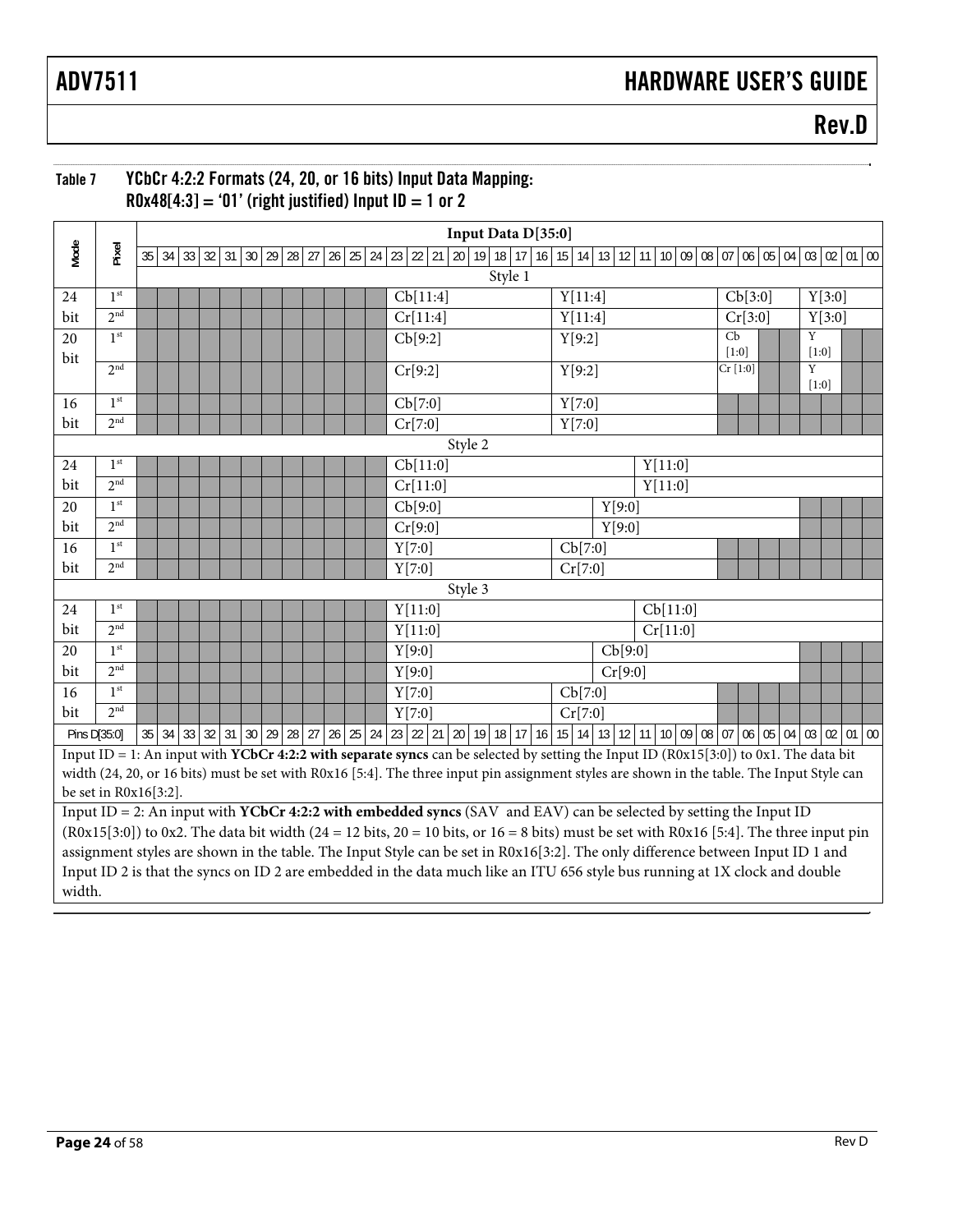## Table 7 YCbCr 4:2:2 Formats (24, 20, or 16 bits) Input Data Mapping: R0x48[4:3] = '01' (right justified) Input ID = 1 or 2

| Mode | Pixel | Input Data D[35:0] | | | | | | | | | | | | | | | | | | | | | | | | | | | | | | | | | |
|---|---|---|---|---|---|---|---|---|---|---|---|---|---|---|---|---|---|---|---|---|---|---|---|---|---|---|---|---|---|---|---|---|---|---|---|---|---|
| | | 35 | 34 | 33 | 32 | 31 | 30 | 29 | 28 | 27 | 26 | 25 | 24 | 23 | 22 | 21 | 20 | 19 | 18 | 17 | 16 | 15 | 14 | 13 | 12 | 11 | 10 | 09 | 08 | 07 | 06 | 05 | 04 | 03 | 02 | 01 | 00 |
| | | Style 1 | | | | | | | | | | | | | | | | | | | | | | | | | | | | | | | | | | | |
| 24 | 1st | | | | | | | | | | | | | Cb[11:4] | | | | | | | | Y[11:4] | | | | | | | | Cb[3:0] | | | | Y[3:0] | | | |
| bit | 2nd | | | | | | | | | | | | | Cr[11:4] | | | | | | | | Y[11:4] | | | | | | | | Cr[3:0] | | | | Y[3:0] | | | |
| 20 bit | 1st | | | | | | | | | | | | | Cb[9:2] | | | | | | | | Y[9:2] | | | | | | | | Cb [1:0] | | | | Y [1:0] | | | |
| | 2nd | | | | | | | | | | | | | Cr[9:2] | | | | | | | | Y[9:2] | | | | | | | | Cr [1:0] | | | | Y [1:0] | | | |
| 16 | 1st | | | | | | | | | | | | | Cb[7:0] | | | | | | | | Y[7:0] | | | | | | | | | | | | | | | |
| bit | 2nd | | | | | | | | | | | | | Cr[7:0] | | | | | | | | Y[7:0] | | | | | | | | | | | | | | | |
| | | Style 2 | | | | | | | | | | | | | | | | | | | | | | | | | | | | | | | | | | | |
| 24 | 1st | | | | | | | | | | | | | Cb[11:0] | | | | | | | | | | | | Y[11:0] | | | | | | | | | | | |
| bit | 2nd | | | | | | | | | | | | | Cr[11:0] | | | | | | | | | | | | Y[11:0] | | | | | | | | | | | |
| 20 | 1st | | | | | | | | | | | | | Cb[9:0] | | | | | | | | | | Y[9:0] | | | | | | | | | | | | | | | |
| bit | 2nd | | | | | | | | | | | | | Cr[9:0] | | | | | | | | | | Y[9:0] | | | | | | | | | | | | | | | |
| 16 | 1st | | | | | | | | | | | | | Y[7:0] | | | | | | | | Cb[7:0] | | | | | | | | | | | | | | | |
| bit | 2nd | | | | | | | | | | | | | Y[7:0] | | | | | | | | Cr[7:0] | | | | | | | | | | | | | | | |
| | | Style 3 | | | | | | | | | | | | | | | | | | | | | | | | | | | | | | | | | | | |
| 24 | 1st | | | | | | | | | | | | | Y[11:0] | | | | | | | | | | | | Cb[11:0] | | | | | | | | | | | |
| bit | 2nd | | | | | | | | | | | | | Y[11:0] | | | | | | | | | | | | Cr[11:0] | | | | | | | | | | | |
| 20 | 1st | | | | | | | | | | | | | Y[9:0] | | | | | | | | | | Cb[9:0] | | | | | | | | | | | | | | | |
| bit | 2nd | | | | | | | | | | | | | Y[9:0] | | | | | | | | | | Cr[9:0] | | | | | | | | | | | | | | | |
| 16 | 1st | | | | | | | | | | | | | Y[7:0] | | | | | | | | Cb[7:0] | | | | | | | | | | | | | | | |
| bit | 2nd | | | | | | | | | | | | | Y[7:0] | | | | | | | | Cr[7:0] | | | | | | | | | | | | | | | |
| Pins D[35:0] | | 35 | 34 | 33 | 32 | 31 | 30 | 29 | 28 | 27 | 26 | 25 | 24 | 23 | 22 | 21 | 20 | 19 | 18 | 17 | 16 | 15 | 14 | 13 | 12 | 11 | 10 | 09 | 08 | 07 | 06 | 05 | 04 | 03 | 02 | 01 | 00 |

Input ID = 1: An input with **YCbCr 4:2:2 with separate syncs** can be selected by setting the Input ID (R0x15[3:0]) to 0x1. The data bit width (24, 20, or 16 bits) must be set with R0x16 [5:4]. The three input pin assignment styles are shown in the table. The Input Style can be set in R0x16[3:2].

Input ID = 2: An input with **YCbCr 4:2:2 with embedded syncs** (SAV and EAV) can be selected by setting the Input ID (R0x15[3:0]) to 0x2. The data bit width (24 = 12 bits, 20 = 10 bits, or 16 = 8 bits) must be set with R0x16 [5:4]. The three input pin assignment styles are shown in the table. The Input Style can be set in R0x16[3:2]. The only difference between Input ID 1 and Input ID 2 is that the syncs on ID 2 are embedded in the data much like an ITU 656 style bus running at 1X clock and double width.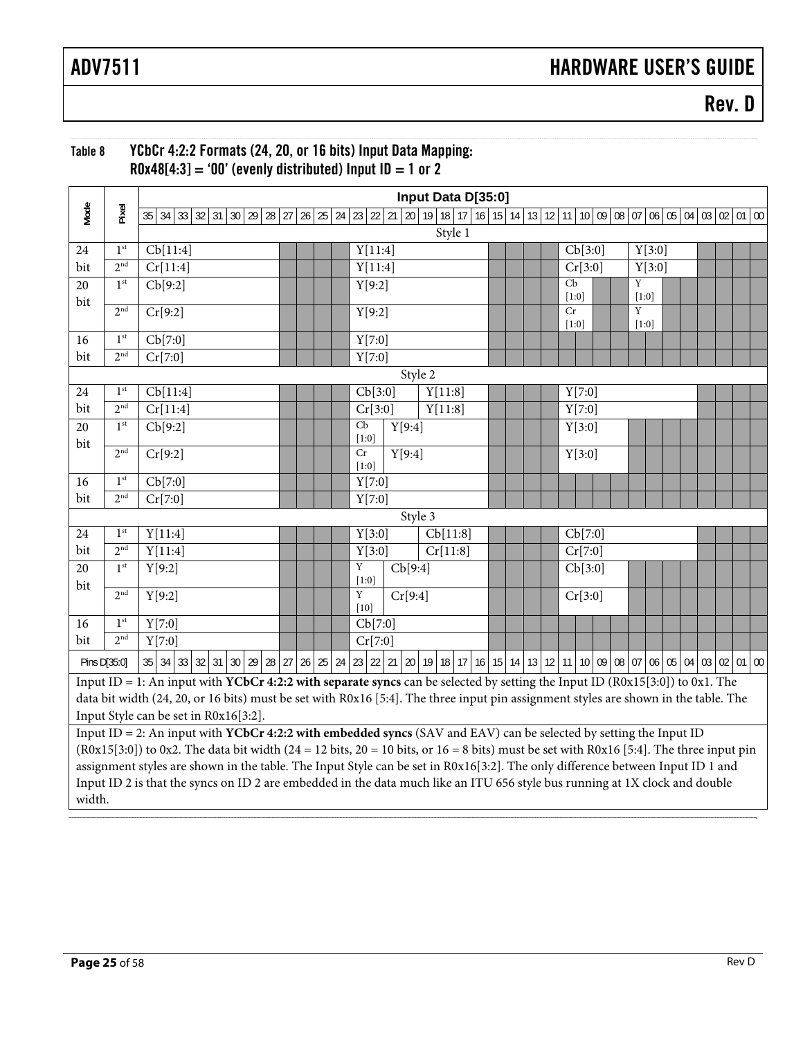### Table 8 YCbCr 4:2:2 Formats (24, 20, or 16 bits) Input Data Mapping: R0x48[4:3] = '00' (evenly distributed) Input ID = 1 or 2

| Mode | Pixel | Input Data D[35:0] |
|---|---|---|
| | | **Style 1** |
| 24 bit | 1st | D[35:28] = Cb[11:4]; D[23:16] = Y[11:4]; D[11:8] = Cb[3:0]; D[7:4] = Y[3:0] |
| | 2nd | D[35:28] = Cr[11:4]; D[23:16] = Y[11:4]; D[11:8] = Cr[3:0]; D[7:4] = Y[3:0] |
| 20 bit | 1st | D[35:28] = Cb[9:2]; D[23:16] = Y[9:2]; D[11:10] = Cb[1:0]; D[7:6] = Y[1:0] |
| | 2nd | D[35:28] = Cr[9:2]; D[23:16] = Y[9:2]; D[11:10] = Cr[1:0]; D[7:6] = Y[1:0] |
| 16 bit | 1st | D[35:28] = Cb[7:0]; D[23:16] = Y[7:0] |
| | 2nd | D[35:28] = Cr[7:0]; D[23:16] = Y[7:0] |
| | | **Style 2** |
| 24 bit | 1st | D[35:28] = Cb[11:4]; D[23:20] = Cb[3:0]; D[19:16] = Y[11:8]; D[11:4] = Y[7:0] |
| | 2nd | D[35:28] = Cr[11:4]; D[23:20] = Cr[3:0]; D[19:16] = Y[11:8]; D[11:4] = Y[7:0] |
| 20 bit | 1st | D[35:28] = Cb[9:2]; D[23:22] = Cb[1:0]; D[21:16] = Y[9:4]; D[11:8] = Y[3:0] |
| | 2nd | D[35:28] = Cr[9:2]; D[23:22] = Cr[1:0]; D[21:16] = Y[9:4]; D[11:8] = Y[3:0] |
| 16 bit | 1st | D[35:28] = Cb[7:0]; D[23:16] = Y[7:0] |
| | 2nd | D[35:28] = Cr[7:0]; D[23:16] = Y[7:0] |
| | | **Style 3** |
| 24 bit | 1st | D[35:28] = Y[11:4]; D[23:20] = Y[3:0]; D[19:16] = Cb[11:8]; D[11:4] = Cb[7:0] |
| | 2nd | D[35:28] = Y[11:4]; D[23:20] = Y[3:0]; D[19:16] = Cr[11:8]; D[11:4] = Cr[7:0] |
| 20 bit | 1st | D[35:28] = Y[9:2]; D[23:22] = Y[1:0]; D[21:16] = Cb[9:4]; D[11:8] = Cb[3:0] |
| | 2nd | D[35:28] = Y[9:2]; D[23:22] = Y[10]; D[21:16] = Cr[9:4]; D[11:8] = Cr[3:0] |
| 16 bit | 1st | D[35:28] = Y[7:0]; D[23:16] = Cb[7:0] |
| | 2nd | D[35:28] = Y[7:0]; D[23:16] = Cr[7:0] |

All other input pins (D[27:24], D[15:12] and the remaining unlisted pins for each row) are unused (shaded).

Input ID = 1: An input with **YCbCr 4:2:2 with separate syncs** can be selected by setting the Input ID (R0x15[3:0]) to 0x1. The data bit width (24, 20, or 16 bits) must be set with R0x16 [5:4]. The three input pin assignment styles are shown in the table. The Input Style can be set in R0x16[3:2].

Input ID = 2: An input with **YCbCr 4:2:2 with embedded syncs** (SAV and EAV) can be selected by setting the Input ID (R0x15[3:0]) to 0x2. The data bit width (24 = 12 bits, 20 = 10 bits, or 16 = 8 bits) must be set with R0x16 [5:4]. The three input pin assignment styles are shown in the table. The Input Style can be set in R0x16[3:2]. The only difference between Input ID 1 and Input ID 2 is that the syncs on ID 2 are embedded in the data much like an ITU 656 style bus running at 1X clock and double width.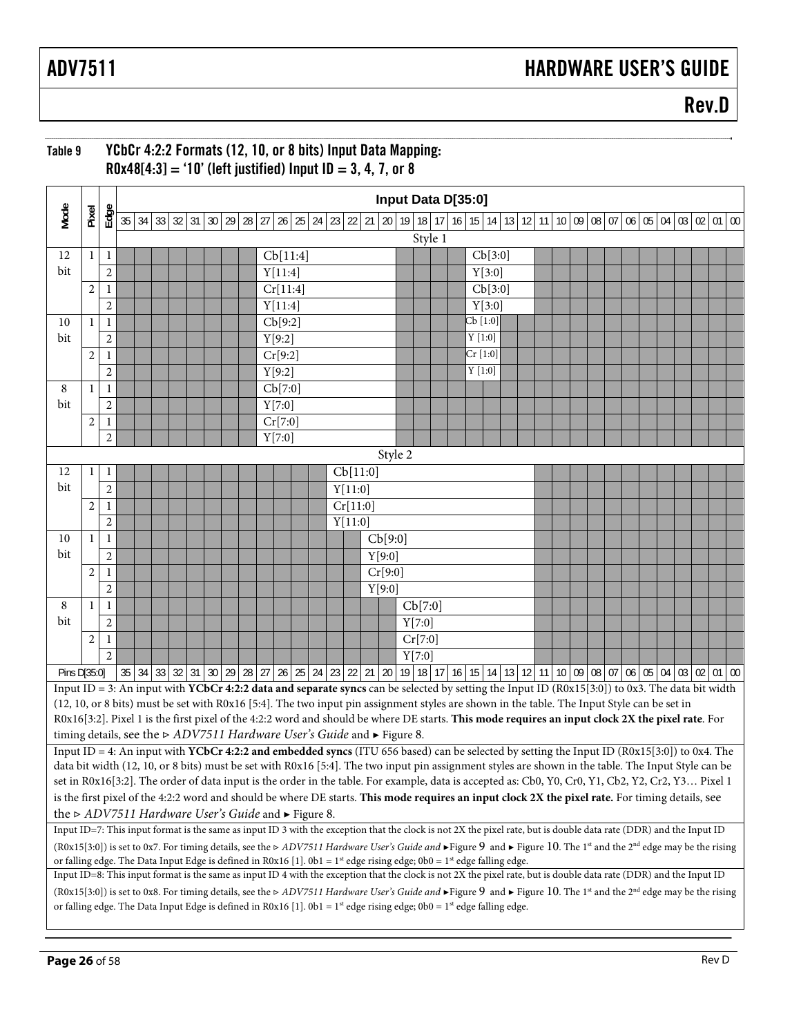### Table 9 YCbCr 4:2:2 Formats (12, 10, or 8 bits) Input Data Mapping: R0x48[4:3] = '10' (left justified) Input ID = 3, 4, 7, or 8

| Mode | Pixel | Edge | 35 | 34 | 33 | 32 | 31 | 30 | 29 | 28 | 27 | 26 | 25 | 24 | 23 | 22 | 21 | 20 | 19 | 18 | 17 | 16 | 15 | 14 | 13 | 12 | 11 | 10 | 09 | 08 | 07 | 06 | 05 | 04 | 03 | 02 | 01 | 00 |
|---|---|---|---|---|---|---|---|---|---|---|---|---|---|---|---|---|---|---|---|---|---|---|---|---|---|---|---|---|---|---|---|---|---|---|---|---|---|---|
| Style 1 | | | | | | | | | | | | | | | | | | | | | | | | | | | | | | | | | | | | | | |
| 12 bit | 1 | 1 | | | | | | | | | Cb[11:4] | | | | | | | | | | | | Cb[3:0] | | | | | | | | | | | | | | | |
| | | 2 | | | | | | | | | Y[11:4] | | | | | | | | | | | | Y[3:0] | | | | | | | | | | | | | | | |
| | 2 | 1 | | | | | | | | | Cr[11:4] | | | | | | | | | | | | Cb[3:0] | | | | | | | | | | | | | | | |
| | | 2 | | | | | | | | | Y[11:4] | | | | | | | | | | | | Y[3:0] | | | | | | | | | | | | | | | |
| 10 bit | 1 | 1 | | | | | | | | | Cb[9:2] | | | | | | | | | | | | Cb [1:0] | | | | | | | | | | | | | | | |
| | | 2 | | | | | | | | | Y[9:2] | | | | | | | | | | | | Y [1:0] | | | | | | | | | | | | | | | |
| | 2 | 1 | | | | | | | | | Cr[9:2] | | | | | | | | | | | | Cr [1:0] | | | | | | | | | | | | | | | |
| | | 2 | | | | | | | | | Y[9:2] | | | | | | | | | | | | Y [1:0] | | | | | | | | | | | | | | | |
| 8 bit | 1 | 1 | | | | | | | | | Cb[7:0] | | | | | | | | | | | | | | | | | | | | | | | | | | | |
| | | 2 | | | | | | | | | Y[7:0] | | | | | | | | | | | | | | | | | | | | | | | | | | | |
| | 2 | 1 | | | | | | | | | Cr[7:0] | | | | | | | | | | | | | | | | | | | | | | | | | | | |
| | | 2 | | | | | | | | | Y[7:0] | | | | | | | | | | | | | | | | | | | | | | | | | | | |
| Style 2 | | | | | | | | | | | | | | | | | | | | | | | | | | | | | | | | | | | | | | |
| 12 bit | 1 | 1 | | | | | | | | | | | | | Cb[11:0] | | | | | | | | | | | | | | | | | | | | | | | |
| | | 2 | | | | | | | | | | | | | Y[11:0] | | | | | | | | | | | | | | | | | | | | | | | |
| | 2 | 1 | | | | | | | | | | | | | Cr[11:0] | | | | | | | | | | | | | | | | | | | | | | | |
| | | 2 | | | | | | | | | | | | | Y[11:0] | | | | | | | | | | | | | | | | | | | | | | | |
| 10 bit | 1 | 1 | | | | | | | | | | | | | | | Cb[9:0] | | | | | | | | | | | | | | | | | | | | | |
| | | 2 | | | | | | | | | | | | | | | Y[9:0] | | | | | | | | | | | | | | | | | | | | | |
| | 2 | 1 | | | | | | | | | | | | | | | Cr[9:0] | | | | | | | | | | | | | | | | | | | | | |
| | | 2 | | | | | | | | | | | | | | | Y[9:0] | | | | | | | | | | | | | | | | | | | | | |
| 8 bit | 1 | 1 | | | | | | | | | | | | | | | | | Cb[7:0] | | | | | | | | | | | | | | | | | | | |
| | | 2 | | | | | | | | | | | | | | | | | Y[7:0] | | | | | | | | | | | | | | | | | | | |
| | 2 | 1 | | | | | | | | | | | | | | | | | Cr[7:0] | | | | | | | | | | | | | | | | | | | |
| | | 2 | | | | | | | | | | | | | | | | | Y[7:0] | | | | | | | | | | | | | | | | | | | |
| Pins D[35:0] | | | 35 | 34 | 33 | 32 | 31 | 30 | 29 | 28 | 27 | 26 | 25 | 24 | 23 | 22 | 21 | 20 | 19 | 18 | 17 | 16 | 15 | 14 | 13 | 12 | 11 | 10 | 09 | 08 | 07 | 06 | 05 | 04 | 03 | 02 | 01 | 00 |

Input ID = 3: An input with **YCbCr 4:2:2 data and separate syncs** can be selected by setting the Input ID (R0x15[3:0]) to 0x3. The data bit width (12, 10, or 8 bits) must be set with R0x16 [5:4]. The two input pin assignment styles are shown in the table. The Input Style can be set in R0x16[3:2]. Pixel 1 is the first pixel of the 4:2:2 word and should be where DE starts. **This mode requires an input clock 2X the pixel rate**. For timing details, see the ⊳ *ADV7511 Hardware User's Guide* and ► Figure 8.

Input ID = 4: An input with **YCbCr 4:2:2 and embedded syncs** (ITU 656 based) can be selected by setting the Input ID (R0x15[3:0]) to 0x4. The data bit width (12, 10, or 8 bits) must be set with R0x16 [5:4]. The two input pin assignment styles are shown in the table. The Input Style can be set in R0x16[3:2]. The order of data input is the order in the table. For example, data is accepted as: Cb0, Y0, Cr0, Y1, Cb2, Y2, Cr2, Y3… Pixel 1 is the first pixel of the 4:2:2 word and should be where DE starts. **This mode requires an input clock 2X the pixel rate.** For timing details, see the ⊳ *ADV7511 Hardware User's Guide* and ► Figure 8.

Input ID=7: This input format is the same as input ID 3 with the exception that the clock is not 2X the pixel rate, but is double data rate (DDR) and the Input ID (R0x15[3:0]) is set to 0x7. For timing details, see the ⊳ *ADV7511 Hardware User's Guide and* ►Figure 9 and ► Figure 10. The 1st and the 2nd edge may be the rising or falling edge. The Data Input Edge is defined in R0x16 [1]. 0b1 = 1st edge rising edge; 0b0 = 1st edge falling edge.

Input ID=8: This input format is the same as input ID 4 with the exception that the clock is not 2X the pixel rate, but is double data rate (DDR) and the Input ID (R0x15[3:0]) is set to 0x8. For timing details, see the ⊳ *ADV7511 Hardware User's Guide and* ►Figure 9 and ► Figure 10. The 1st and the 2nd edge may be the rising or falling edge. The Data Input Edge is defined in R0x16 [1]. 0b1 = 1st edge rising edge; 0b0 = 1st edge falling edge.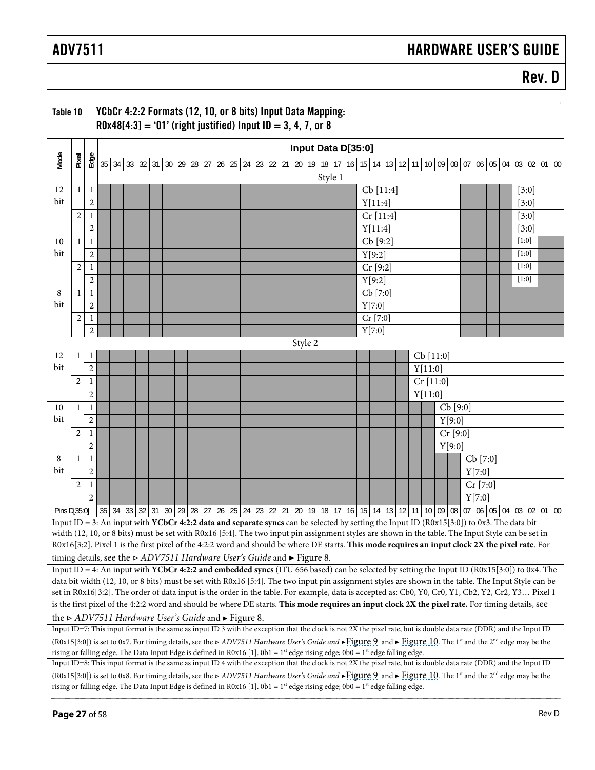## Table 10 YCbCr 4:2:2 Formats (12, 10, or 8 bits) Input Data Mapping: R0x48[4:3] = '01' (right justified) Input ID = 3, 4, 7, or 8

| Mode | Pixel | Edge | Input Data D[35:0] | | | | | | | | | | | | | | | | | | | | | | | | | | | | | | | | | | | |
|---|---|---|---|---|---|---|---|---|---|---|---|---|---|---|---|---|---|---|---|---|---|---|---|---|---|---|---|---|---|---|---|---|---|---|---|---|---|---|
| | | | 35 | 34 | 33 | 32 | 31 | 30 | 29 | 28 | 27 | 26 | 25 | 24 | 23 | 22 | 21 | 20 | 19 | 18 | 17 | 16 | 15 | 14 | 13 | 12 | 11 | 10 | 09 | 08 | 07 | 06 | 05 | 04 | 03 | 02 | 01 | 00 |
| Style 1 | | | | | | | | | | | | | | | | | | | | | | | | | | | | | | | | | | | | | | |
| 12 bit | 1 | 1 | | | | | | | | | | | | | | | | | | | | | Cb [11:4] | | | | | | | | | | | | [3:0] | | | |
| | | 2 | | | | | | | | | | | | | | | | | | | | | Y[11:4] | | | | | | | | | | | | [3:0] | | | |
| | 2 | 1 | | | | | | | | | | | | | | | | | | | | | Cr [11:4] | | | | | | | | | | | | [3:0] | | | |
| | | 2 | | | | | | | | | | | | | | | | | | | | | Y[11:4] | | | | | | | | | | | | [3:0] | | | |
| 10 bit | 1 | 1 | | | | | | | | | | | | | | | | | | | | | Cb [9:2] | | | | | | | | | | | | [1:0] | | | |
| | | 2 | | | | | | | | | | | | | | | | | | | | | Y[9:2] | | | | | | | | | | | | [1:0] | | | |
| | 2 | 1 | | | | | | | | | | | | | | | | | | | | | Cr [9:2] | | | | | | | | | | | | [1:0] | | | |
| | | 2 | | | | | | | | | | | | | | | | | | | | | Y[9:2] | | | | | | | | | | | | [1:0] | | | |
| 8 bit | 1 | 1 | | | | | | | | | | | | | | | | | | | | | Cb [7:0] | | | | | | | | | | | | | | | |
| | | 2 | | | | | | | | | | | | | | | | | | | | | Y[7:0] | | | | | | | | | | | | | | | |
| | 2 | 1 | | | | | | | | | | | | | | | | | | | | | Cr [7:0] | | | | | | | | | | | | | | | |
| | | 2 | | | | | | | | | | | | | | | | | | | | | Y[7:0] | | | | | | | | | | | | | | | |
| Style 2 | | | | | | | | | | | | | | | | | | | | | | | | | | | | | | | | | | | | | | |
| 12 bit | 1 | 1 | | | | | | | | | | | | | | | | | | | | | | | | | Cb [11:0] | | | | | | | | | | | |
| | | 2 | | | | | | | | | | | | | | | | | | | | | | | | | Y[11:0] | | | | | | | | | | | |
| | 2 | 1 | | | | | | | | | | | | | | | | | | | | | | | | | Cr [11:0] | | | | | | | | | | | |
| | | 2 | | | | | | | | | | | | | | | | | | | | | | | | | Y[11:0] | | | | | | | | | | | |
| 10 bit | 1 | 1 | | | | | | | | | | | | | | | | | | | | | | | | | | | Cb [9:0] | | | | | | | | | |
| | | 2 | | | | | | | | | | | | | | | | | | | | | | | | | | | Y[9:0] | | | | | | | | | |
| | 2 | 1 | | | | | | | | | | | | | | | | | | | | | | | | | | | Cr [9:0] | | | | | | | | | |
| | | 2 | | | | | | | | | | | | | | | | | | | | | | | | | | | Y[9:0] | | | | | | | | | |
| 8 bit | 1 | 1 | | | | | | | | | | | | | | | | | | | | | | | | | | | | | Cb [7:0] | | | | | | | |
| | | 2 | | | | | | | | | | | | | | | | | | | | | | | | | | | | | Y[7:0] | | | | | | | |
| | 2 | 1 | | | | | | | | | | | | | | | | | | | | | | | | | | | | | Cr [7:0] | | | | | | | |
| | | 2 | | | | | | | | | | | | | | | | | | | | | | | | | | | | | Y[7:0] | | | | | | | |
| Pins D[35:0] | | | 35 | 34 | 33 | 32 | 31 | 30 | 29 | 28 | 27 | 26 | 25 | 24 | 23 | 22 | 21 | 20 | 19 | 18 | 17 | 16 | 15 | 14 | 13 | 12 | 11 | 10 | 09 | 08 | 07 | 06 | 05 | 04 | 03 | 02 | 01 | 00 |

Input ID = 3: An input with **YCbCr 4:2:2 data and separate syncs** can be selected by setting the Input ID (R0x15[3:0]) to 0x3. The data bit width (12, 10, or 8 bits) must be set with R0x16 [5:4]. The two input pin assignment styles are shown in the table. The Input Style can be set in R0x16[3:2]. Pixel 1 is the first pixel of the 4:2:2 word and should be where DE starts. **This mode requires an input clock 2X the pixel rate**. For timing details, see the ▹ *ADV7511 Hardware User's Guide* and ▸ Figure 8.

Input ID = 4: An input with **YCbCr 4:2:2 and embedded syncs** (ITU 656 based) can be selected by setting the Input ID (R0x15[3:0]) to 0x4. The data bit width (12, 10, or 8 bits) must be set with R0x16 [5:4]. The two input pin assignment styles are shown in the table. The Input Style can be set in R0x16[3:2]. The order of data input is the order in the table. For example, data is accepted as: Cb0, Y0, Cr0, Y1, Cb2, Y2, Cr2, Y3… Pixel 1 is the first pixel of the 4:2:2 word and should be where DE starts. **This mode requires an input clock 2X the pixel rate.** For timing details, see the ▹ *ADV7511 Hardware User's Guide* and ▸ Figure 8.

Input ID=7: This input format is the same as input ID 3 with the exception that the clock is not 2X the pixel rate, but is double data rate (DDR) and the Input ID (R0x15[3:0]) is set to 0x7. For timing details, see the ▹ *ADV7511 Hardware User's Guide and* ▸ Figure 9 and ▸ Figure 10. The 1st and the 2nd edge may be the rising or falling edge. The Data Input Edge is defined in R0x16 [1]. 0b1 = 1st edge rising edge; 0b0 = 1st edge falling edge.

Input ID=8: This input format is the same as input ID 4 with the exception that the clock is not 2X the pixel rate, but is double data rate (DDR) and the Input ID (R0x15[3:0]) is set to 0x8. For timing details, see the ▹ *ADV7511 Hardware User's Guide and* ▸ Figure 9 and ▸ Figure 10. The 1st and the 2nd edge may be the rising or falling edge. The Data Input Edge is defined in R0x16 [1]. 0b1 = 1st edge rising edge; 0b0 = 1st edge falling edge.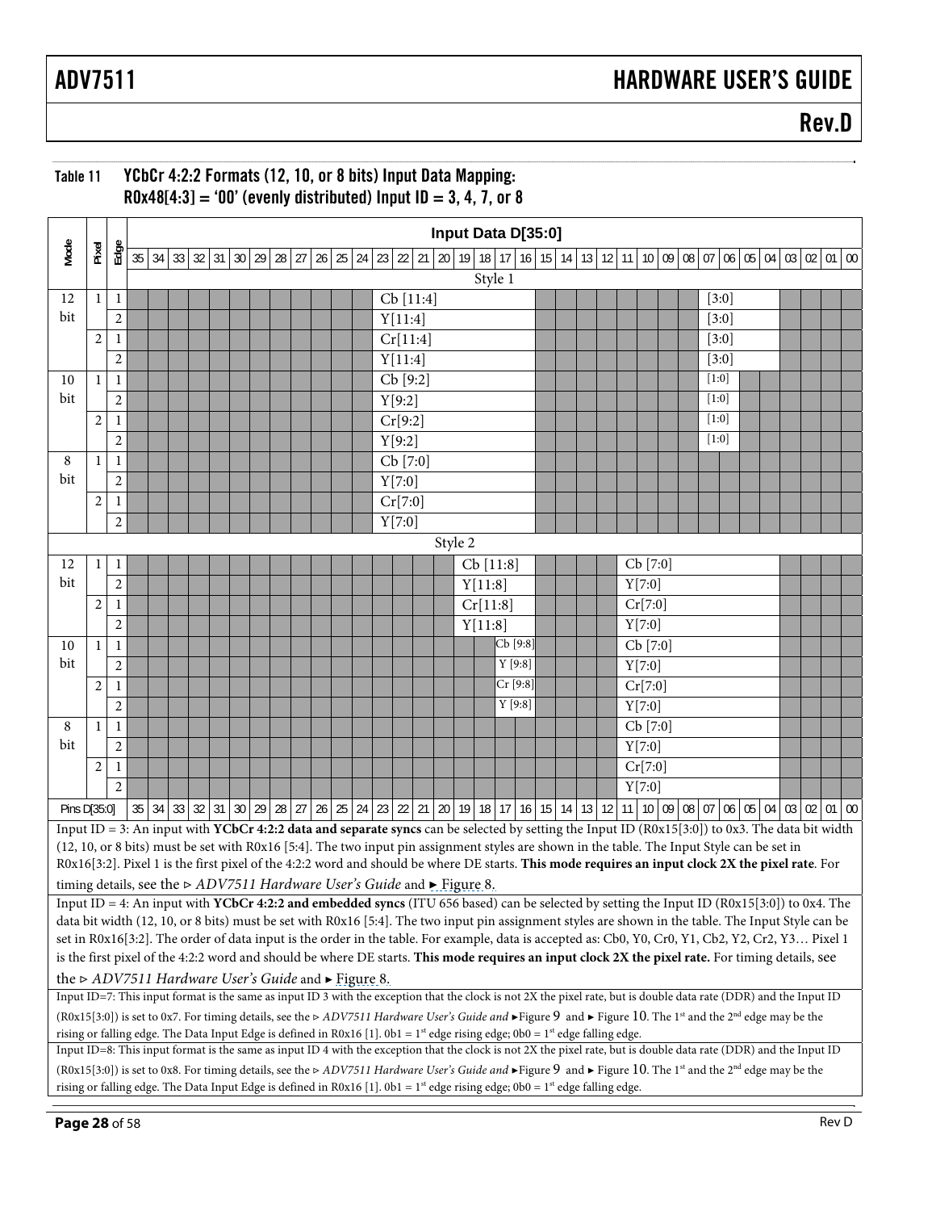## Table 11 YCbCr 4:2:2 Formats (12, 10, or 8 bits) Input Data Mapping: R0x48[4:3] = '00' (evenly distributed) Input ID = 3, 4, 7, or 8

| Mode | Pixel | Edge | 35 | 34 | 33 | 32 | 31 | 30 | 29 | 28 | 27 | 26 | 25 | 24 | 23 | 22 | 21 | 20 | 19 | 18 | 17 | 16 | 15 | 14 | 13 | 12 | 11 | 10 | 09 | 08 | 07 | 06 | 05 | 04 | 03 | 02 | 01 | 00 |
|---|---|---|---|---|---|---|---|---|---|---|---|---|---|---|---|---|---|---|---|---|---|---|---|---|---|---|---|---|---|---|---|---|---|---|---|---|---|---|
| Style 1 | | | | | | | | | | | | | | | | | | | | | | | | | | | | | | | | | | | | | | |
| 12 bit | 1 | 1 | | | | | | | | | | | | | Cb [11:4] | | | | | | | | | | | | | | | | [3:0] | | | | | | | |
| | | 2 | | | | | | | | | | | | | Y[11:4] | | | | | | | | | | | | | | | | [3:0] | | | | | | | |
| | 2 | 1 | | | | | | | | | | | | | Cr[11:4] | | | | | | | | | | | | | | | | [3:0] | | | | | | | |
| | | 2 | | | | | | | | | | | | | Y[11:4] | | | | | | | | | | | | | | | | [3:0] | | | | | | | |
| 10 bit | 1 | 1 | | | | | | | | | | | | | Cb [9:2] | | | | | | | | | | | | | | | | [1:0] | | | | | | | |
| | | 2 | | | | | | | | | | | | | Y[9:2] | | | | | | | | | | | | | | | | [1:0] | | | | | | | |
| | 2 | 1 | | | | | | | | | | | | | Cr[9:2] | | | | | | | | | | | | | | | | [1:0] | | | | | | | |
| | | 2 | | | | | | | | | | | | | Y[9:2] | | | | | | | | | | | | | | | | [1:0] | | | | | | | |
| 8 bit | 1 | 1 | | | | | | | | | | | | | Cb [7:0] | | | | | | | | | | | | | | | | | | | | | | | |
| | | 2 | | | | | | | | | | | | | Y[7:0] | | | | | | | | | | | | | | | | | | | | | | | |
| | 2 | 1 | | | | | | | | | | | | | Cr[7:0] | | | | | | | | | | | | | | | | | | | | | | | |
| | | 2 | | | | | | | | | | | | | Y[7:0] | | | | | | | | | | | | | | | | | | | | | | | |
| Style 2 | | | | | | | | | | | | | | | | | | | | | | | | | | | | | | | | | | | | | | |
| 12 bit | 1 | 1 | | | | | | | | | | | | | | | | | Cb [11:8] | | | | | | | | Cb [7:0] | | | | | | | | | | | |
| | | 2 | | | | | | | | | | | | | | | | | Y[11:8] | | | | | | | | Y[7:0] | | | | | | | | | | | |
| | 2 | 1 | | | | | | | | | | | | | | | | | Cr[11:8] | | | | | | | | Cr[7:0] | | | | | | | | | | | |
| | | 2 | | | | | | | | | | | | | | | | | Y[11:8] | | | | | | | | Y[7:0] | | | | | | | | | | | |
| 10 bit | 1 | 1 | | | | | | | | | | | | | | | | | | | Cb [9:8] | | | | | | Cb [7:0] | | | | | | | | | | | |
| | | 2 | | | | | | | | | | | | | | | | | | | Y [9:8] | | | | | | Y[7:0] | | | | | | | | | | | |
| | 2 | 1 | | | | | | | | | | | | | | | | | | | Cr [9:8] | | | | | | Cr[7:0] | | | | | | | | | | | |
| | | 2 | | | | | | | | | | | | | | | | | | | Y [9:8] | | | | | | Y[7:0] | | | | | | | | | | | |
| 8 bit | 1 | 1 | | | | | | | | | | | | | | | | | | | | | | | | | Cb [7:0] | | | | | | | | | | | |
| | | 2 | | | | | | | | | | | | | | | | | | | | | | | | | Y[7:0] | | | | | | | | | | | |
| | 2 | 1 | | | | | | | | | | | | | | | | | | | | | | | | | Cr[7:0] | | | | | | | | | | | |
| | | 2 | | | | | | | | | | | | | | | | | | | | | | | | | Y[7:0] | | | | | | | | | | | |
| Pins D[35:0] | | | 35 | 34 | 33 | 32 | 31 | 30 | 29 | 28 | 27 | 26 | 25 | 24 | 23 | 22 | 21 | 20 | 19 | 18 | 17 | 16 | 15 | 14 | 13 | 12 | 11 | 10 | 09 | 08 | 07 | 06 | 05 | 04 | 03 | 02 | 01 | 00 |

Input ID = 3: An input with **YCbCr 4:2:2 data and separate syncs** can be selected by setting the Input ID (R0x15[3:0]) to 0x3. The data bit width (12, 10, or 8 bits) must be set with R0x16 [5:4]. The two input pin assignment styles are shown in the table. The Input Style can be set in R0x16[3:2]. Pixel 1 is the first pixel of the 4:2:2 word and should be where DE starts. **This mode requires an input clock 2X the pixel rate**. For timing details, see the ⊳ *ADV7511 Hardware User's Guide* and ► Figure 8.

Input ID = 4: An input with **YCbCr 4:2:2 and embedded syncs** (ITU 656 based) can be selected by setting the Input ID (R0x15[3:0]) to 0x4. The data bit width (12, 10, or 8 bits) must be set with R0x16 [5:4]. The two input pin assignment styles are shown in the table. The Input Style can be set in R0x16[3:2]. The order of data input is the order in the table. For example, data is accepted as: Cb0, Y0, Cr0, Y1, Cb2, Y2, Cr2, Y3… Pixel 1 is the first pixel of the 4:2:2 word and should be where DE starts. **This mode requires an input clock 2X the pixel rate.** For timing details, see the ⊳ *ADV7511 Hardware User's Guide* and ► Figure 8.

Input ID=7: This input format is the same as input ID 3 with the exception that the clock is not 2X the pixel rate, but is double data rate (DDR) and the Input ID (R0x15[3:0]) is set to 0x7. For timing details, see the ⊳ *ADV7511 Hardware User's Guide and* ►Figure 9 and ► Figure 10. The 1st and the 2nd edge may be the rising or falling edge. The Data Input Edge is defined in R0x16 [1]. 0b1 = 1st edge rising edge; 0b0 = 1st edge falling edge.

Input ID=8: This input format is the same as input ID 4 with the exception that the clock is not 2X the pixel rate, but is double data rate (DDR) and the Input ID (R0x15[3:0]) is set to 0x8. For timing details, see the ⊳ *ADV7511 Hardware User's Guide and* ►Figure 9 and ► Figure 10. The 1st and the 2nd edge may be the rising or falling edge. The Data Input Edge is defined in R0x16 [1]. 0b1 = 1st edge rising edge; 0b0 = 1st edge falling edge.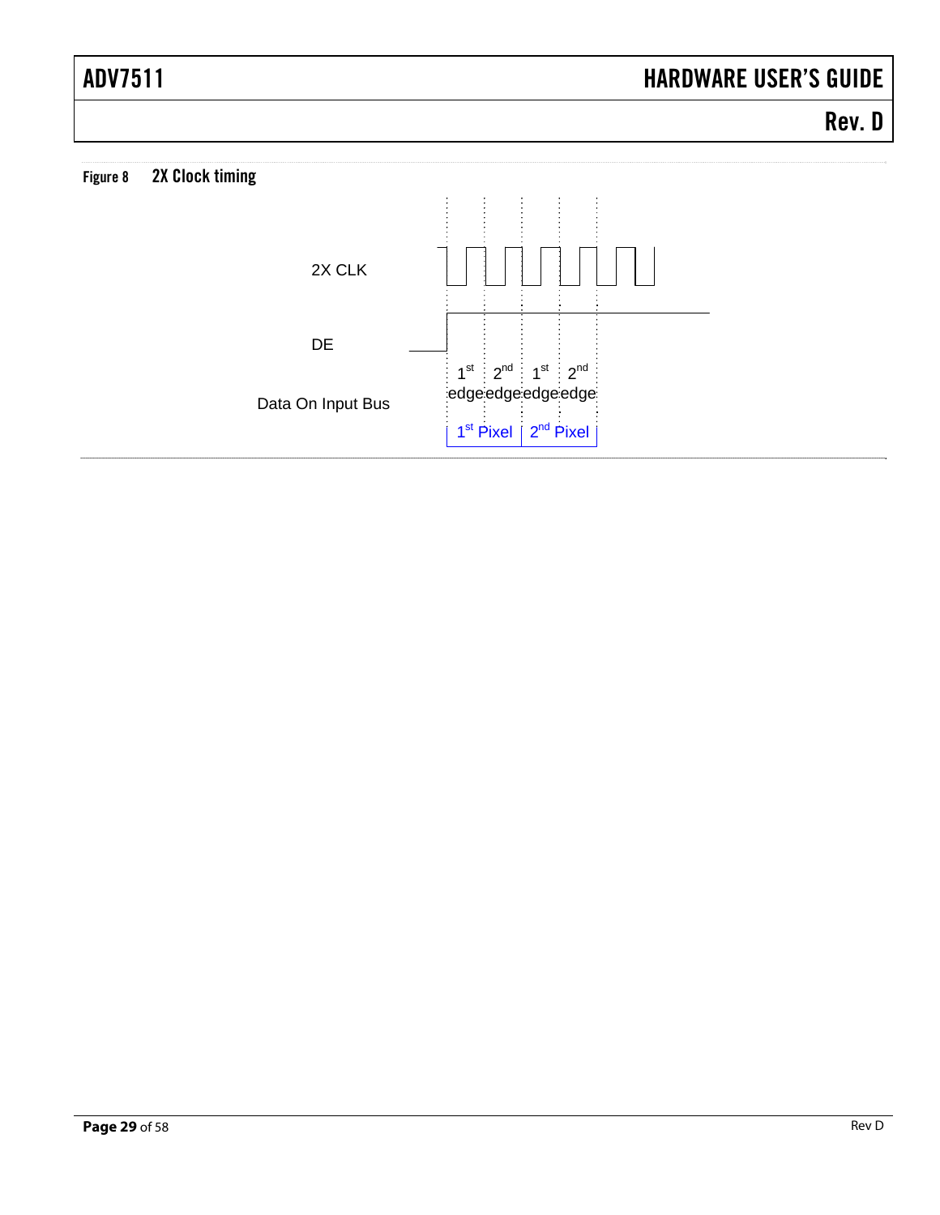Figure 8 2X Clock timing

2X CLK

DE

Data On Input Bus

1st edge 2nd edge 1st edge 2nd edge

1st Pixel 2nd Pixel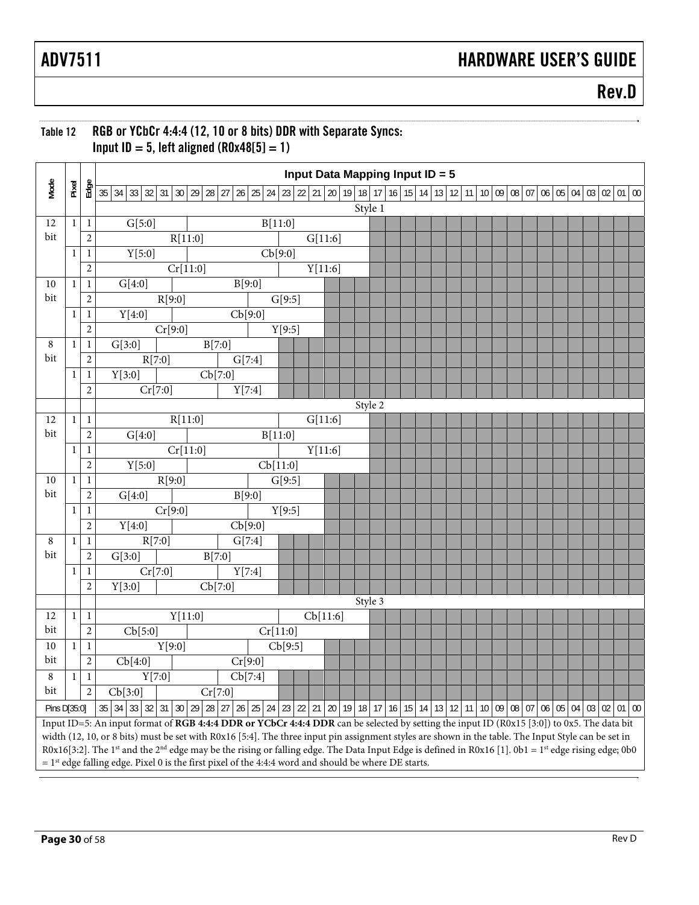## Table 12 RGB or YCbCr 4:4:4 (12, 10 or 8 bits) DDR with Separate Syncs: Input ID = 5, left aligned (R0x48[5] = 1)

| Mode | Pixel | Edge | Input Data Mapping Input ID = 5 | | | | | | | | | | | | | | | | | | | | | | | | | | | | | | | | | | | |
|---|---|---|---|---|---|---|---|---|---|---|---|---|---|---|---|---|---|---|---|---|---|---|---|---|---|---|---|---|---|---|---|---|---|---|---|---|---|---|
| | | | 35 | 34 | 33 | 32 | 31 | 30 | 29 | 28 | 27 | 26 | 25 | 24 | 23 | 22 | 21 | 20 | 19 | 18 | 17 | 16 | 15 | 14 | 13 | 12 | 11 | 10 | 09 | 08 | 07 | 06 | 05 | 04 | 03 | 02 | 01 | 00 |
| | | | Style 1 | | | | | | | | | | | | | | | | | | | | | | | | | | | | | | | | | | | |
| 12 bit | 1 | 1 | G[5:0] | | | | | | B[11:0] | | | | | | | | | | | | | | | | | | | | | | | | | | | | | |
| | | 2 | R[11:0] | | | | | | | | | | | | G[11:6] | | | | | | | | | | | | | | | | | | | | | | | |
| | 1 | 1 | Y[5:0] | | | | | | Cb[9:0] | | | | | | | | | | | | | | | | | | | | | | | | | | | | | |
| | | 2 | Cr[11:0] | | | | | | | | | | | | Y[11:6] | | | | | | | | | | | | | | | | | | | | | | | |
| 10 bit | 1 | 1 | G[4:0] | | | | | B[9:0] | | | | | | | | | | | | | | | | | | | | | | | | | | | | | | |
| | | 2 | R[9:0] | | | | | | | | | | G[9:5] | | | | | | | | | | | | | | | | | | | | | | | | | |
| | 1 | 1 | Y[4:0] | | | | | Cb[9:0] | | | | | | | | | | | | | | | | | | | | | | | | | | | | | | |
| | | 2 | Cr[9:0] | | | | | | | | | | Y[9:5] | | | | | | | | | | | | | | | | | | | | | | | | | |
| 8 bit | 1 | 1 | G[3:0] | | | | B[7:0] | | | | | | | | | | | | | | | | | | | | | | | | | | | | | | | |
| | | 2 | R[7:0] | | | | | | | | G[7:4] | | | | | | | | | | | | | | | | | | | | | | | | | | | |
| | 1 | 1 | Y[3:0] | | | | Cb[7:0] | | | | | | | | | | | | | | | | | | | | | | | | | | | | | | | |
| | | 2 | Cr[7:0] | | | | | | | | Y[7:4] | | | | | | | | | | | | | | | | | | | | | | | | | | | |
| | | | Style 2 | | | | | | | | | | | | | | | | | | | | | | | | | | | | | | | | | | | |
| 12 bit | 1 | 1 | R[11:0] | | | | | | | | | | | | G[11:6] | | | | | | | | | | | | | | | | | | | | | | | |
| | | 2 | G[4:0] | | | | | | B[11:0] | | | | | | | | | | | | | | | | | | | | | | | | | | | | | |
| | 1 | 1 | Cr[11:0] | | | | | | | | | | | | Y[11:6] | | | | | | | | | | | | | | | | | | | | | | | |
| | | 2 | Y[5:0] | | | | | | Cb[11:0] | | | | | | | | | | | | | | | | | | | | | | | | | | | | | |
| 10 bit | 1 | 1 | R[9:0] | | | | | | | | | | G[9:5] | | | | | | | | | | | | | | | | | | | | | | | | | |
| | | 2 | G[4:0] | | | | | B[9:0] | | | | | | | | | | | | | | | | | | | | | | | | | | | | | | |
| | 1 | 1 | Cr[9:0] | | | | | | | | | | Y[9:5] | | | | | | | | | | | | | | | | | | | | | | | | | |
| | | 2 | Y[4:0] | | | | | Cb[9:0] | | | | | | | | | | | | | | | | | | | | | | | | | | | | | | |
| 8 bit | 1 | 1 | R[7:0] | | | | | | | | G[7:4] | | | | | | | | | | | | | | | | | | | | | | | | | | | |
| | | 2 | G[3:0] | | | | B[7:0] | | | | | | | | | | | | | | | | | | | | | | | | | | | | | | | |
| | 1 | 1 | Cr[7:0] | | | | | | | | Y[7:4] | | | | | | | | | | | | | | | | | | | | | | | | | | | |
| | | 2 | Y[3:0] | | | | Cb[7:0] | | | | | | | | | | | | | | | | | | | | | | | | | | | | | | | |
| | | | Style 3 | | | | | | | | | | | | | | | | | | | | | | | | | | | | | | | | | | | |
| 12 bit | 1 | 1 | Y[11:0] | | | | | | | | | | | | Cb[11:6] | | | | | | | | | | | | | | | | | | | | | | | |
| | | 2 | Cb[5:0] | | | | | | Cr[11:0] | | | | | | | | | | | | | | | | | | | | | | | | | | | | | |
| 10 bit | 1 | 1 | Y[9:0] | | | | | | | | | | Cb[9:5] | | | | | | | | | | | | | | | | | | | | | | | | | |
| | | 2 | Cb[4:0] | | | | | Cr[9:0] | | | | | | | | | | | | | | | | | | | | | | | | | | | | | | |
| 8 bit | 1 | 1 | Y[7:0] | | | | | | | | Cb[7:4] | | | | | | | | | | | | | | | | | | | | | | | | | | | |
| | | 2 | Cb[3:0] | | | | Cr[7:0] | | | | | | | | | | | | | | | | | | | | | | | | | | | | | | | |
| Pins D[35:0] | | | 35 | 34 | 33 | 32 | 31 | 30 | 29 | 28 | 27 | 26 | 25 | 24 | 23 | 22 | 21 | 20 | 19 | 18 | 17 | 16 | 15 | 14 | 13 | 12 | 11 | 10 | 09 | 08 | 07 | 06 | 05 | 04 | 03 | 02 | 01 | 00 |

Input ID=5: An input format of **RGB 4:4:4 DDR or YCbCr 4:4:4 DDR** can be selected by setting the input ID (R0x15 [3:0]) to 0x5. The data bit width (12, 10, or 8 bits) must be set with R0x16 [5:4]. The three input pin assignment styles are shown in the table. The Input Style can be set in R0x16[3:2]. The 1st and the 2nd edge may be the rising or falling edge. The Data Input Edge is defined in R0x16 [1]. 0b1 = 1st edge rising edge; 0b0 = 1st edge falling edge. Pixel 0 is the first pixel of the 4:4:4 word and should be where DE starts.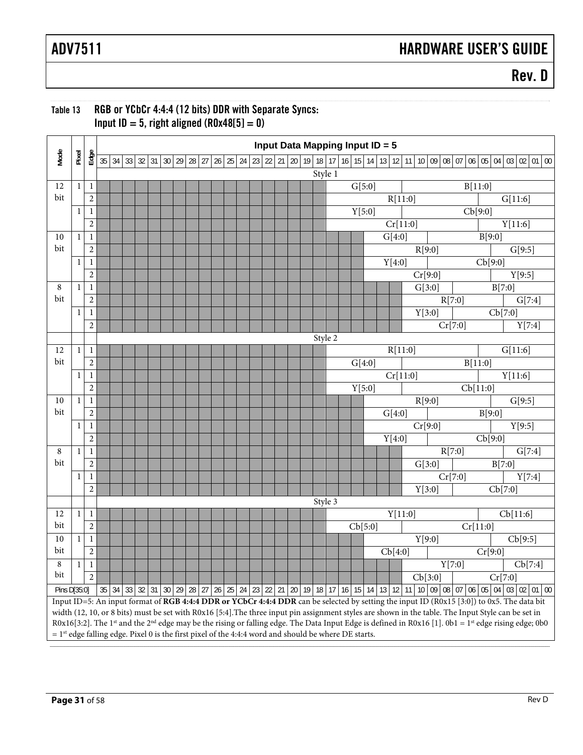### Table 13 RGB or YCbCr 4:4:4 (12 bits) DDR with Separate Syncs: Input ID = 5, right aligned (R0x48[5] = 0)

**Input Data Mapping Input ID = 5**

| Mode | Pixel | Edge | 35 | 34 | 33 | 32 | 31 | 30 | 29 | 28 | 27 | 26 | 25 | 24 | 23 | 22 | 21 | 20 | 19 | 18 | 17 | 16 | 15 | 14 | 13 | 12 | 11 | 10 | 09 | 08 | 07 | 06 | 05 | 04 | 03 | 02 | 01 | 00 |
|---|---|---|---|---|---|---|---|---|---|---|---|---|---|---|---|---|---|---|---|---|---|---|---|---|---|---|---|---|---|---|---|---|---|---|---|---|---|---|
| | | | Style 1 | | | | | | | | | | | | | | | | | | | | | | | | | | | | | | | | | | | |
| 12 bit | 1 | 1 | | | | | | | | | | | | | | | | | | | G[5:0] | | | | | | B[11:0] | | | | | | | | | | | |
| | | 2 | | | | | | | | | | | | | | | | | | | R[11:0] | | | | | | | | | | | | G[11:6] | | | | | |
| | 1 | 1 | | | | | | | | | | | | | | | | | | | Y[5:0] | | | | | | Cb[9:0] | | | | | | | | | | | |
| | | 2 | | | | | | | | | | | | | | | | | | | Cr[11:0] | | | | | | | | | | | | Y[11:6] | | | | | |
| 10 bit | 1 | 1 | | | | | | | | | | | | | | | | | | | | | | G[4:0] | | | | | B[9:0] | | | | | | | | | |
| | | 2 | | | | | | | | | | | | | | | | | | | | | | R[9:0] | | | | | | | | | | G[9:5] | | | | |
| | 1 | 1 | | | | | | | | | | | | | | | | | | | | | | Y[4:0] | | | | | Cb[9:0] | | | | | | | | | |
| | | 2 | | | | | | | | | | | | | | | | | | | | | | Cr[9:0] | | | | | | | | | | Y[9:5] | | | | |
| 8 bit | 1 | 1 | | | | | | | | | | | | | | | | | | | | | | | | | G[3:0] | | | | B[7:0] | | | | | | | |
| | | 2 | | | | | | | | | | | | | | | | | | | | | | | | | R[7:0] | | | | | | | | G[7:4] | | | |
| | 1 | 1 | | | | | | | | | | | | | | | | | | | | | | | | | Y[3:0] | | | | Cb[7:0] | | | | | | | |
| | | 2 | | | | | | | | | | | | | | | | | | | | | | | | | Cr[7:0] | | | | | | | | Y[7:4] | | | |
| | | | Style 2 | | | | | | | | | | | | | | | | | | | | | | | | | | | | | | | | | | | |
| 12 bit | 1 | 1 | | | | | | | | | | | | | | | | | | | R[11:0] | | | | | | | | | | | | G[11:6] | | | | | |
| | | 2 | | | | | | | | | | | | | | | | | | | G[4:0] | | | | | | B[11:0] | | | | | | | | | | | |
| | 1 | 1 | | | | | | | | | | | | | | | | | | | Cr[11:0] | | | | | | | | | | | | Y[11:6] | | | | | |
| | | 2 | | | | | | | | | | | | | | | | | | | Y[5:0] | | | | | | Cb[11:0] | | | | | | | | | | | |
| 10 bit | 1 | 1 | | | | | | | | | | | | | | | | | | | | | | R[9:0] | | | | | | | | | | G[9:5] | | | | |
| | | 2 | | | | | | | | | | | | | | | | | | | | | | G[4:0] | | | | | B[9:0] | | | | | | | | | |
| | 1 | 1 | | | | | | | | | | | | | | | | | | | | | | Cr[9:0] | | | | | | | | | | Y[9:5] | | | | |
| | | 2 | | | | | | | | | | | | | | | | | | | | | | Y[4:0] | | | | | Cb[9:0] | | | | | | | | | |
| 8 bit | 1 | 1 | | | | | | | | | | | | | | | | | | | | | | | | | R[7:0] | | | | | | | | G[7:4] | | | |
| | | 2 | | | | | | | | | | | | | | | | | | | | | | | | | G[3:0] | | | | B[7:0] | | | | | | | |
| | 1 | 1 | | | | | | | | | | | | | | | | | | | | | | | | | Cr[7:0] | | | | | | | | Y[7:4] | | | |
| | | 2 | | | | | | | | | | | | | | | | | | | | | | | | | Y[3:0] | | | | Cb[7:0] | | | | | | | |
| | | | Style 3 | | | | | | | | | | | | | | | | | | | | | | | | | | | | | | | | | | | |
| 12 bit | 1 | 1 | | | | | | | | | | | | | | | | | | | Y[11:0] | | | | | | | | | | | | Cb[11:6] | | | | | |
| | | 2 | | | | | | | | | | | | | | | | | | | Cb[5:0] | | | | | | Cr[11:0] | | | | | | | | | | | |
| 10 bit | 1 | 1 | | | | | | | | | | | | | | | | | | | | | | Y[9:0] | | | | | | | | | | Cb[9:5] | | | | |
| | | 2 | | | | | | | | | | | | | | | | | | | | | | Cb[4:0] | | | | | Cr[9:0] | | | | | | | | | |
| 8 bit | 1 | 1 | | | | | | | | | | | | | | | | | | | | | | | | | Y[7:0] | | | | | | | | Cb[7:4] | | | |
| | | 2 | | | | | | | | | | | | | | | | | | | | | | | | | Cb[3:0] | | | | Cr[7:0] | | | | | | | |
| Pins D[35:0] | | | 35 | 34 | 33 | 32 | 31 | 30 | 29 | 28 | 27 | 26 | 25 | 24 | 23 | 22 | 21 | 20 | 19 | 18 | 17 | 16 | 15 | 14 | 13 | 12 | 11 | 10 | 09 | 08 | 07 | 06 | 05 | 04 | 03 | 02 | 01 | 00 |

Input ID=5: An input format of **RGB 4:4:4 DDR or YCbCr 4:4:4 DDR** can be selected by setting the input ID (R0x15 [3:0]) to 0x5. The data bit width (12, 10, or 8 bits) must be set with R0x16 [5:4].The three input pin assignment styles are shown in the table. The Input Style can be set in R0x16[3:2]. The 1st and the 2nd edge may be the rising or falling edge. The Data Input Edge is defined in R0x16 [1]. 0b1 = 1st edge rising edge; 0b0 = 1st edge falling edge. Pixel 0 is the first pixel of the 4:4:4 word and should be where DE starts.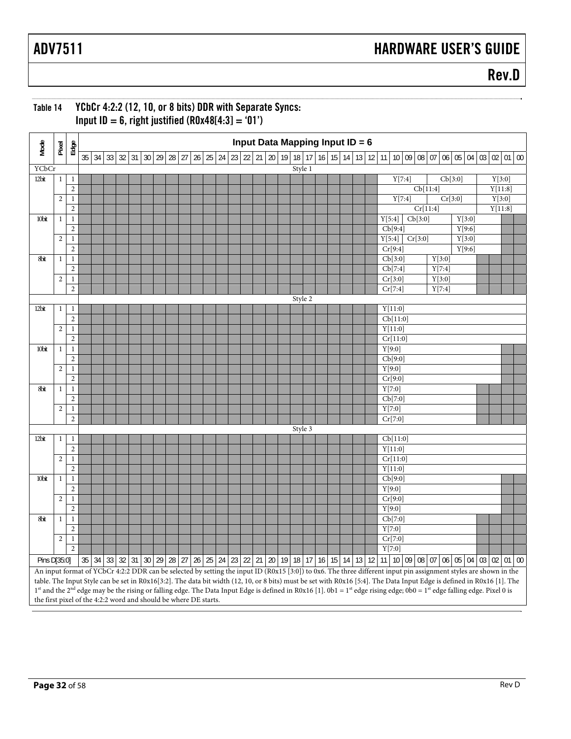## Table 14 YCbCr 4:2:2 (12, 10, or 8 bits) DDR with Separate Syncs: Input ID = 6, right justified (R0x48[4:3] = '01')

| Mode | Pixel | Edge | 35 | 34 | 33 | 32 | 31 | 30 | 29 | 28 | 27 | 26 | 25 | 24 | 23 | 22 | 21 | 20 | 19 | 18 | 17 | 16 | 15 | 14 | 13 | 12 | 11 | 10 | 09 | 08 | 07 | 06 | 05 | 04 | 03 | 02 | 01 | 00 |
|---|---|---|---|---|---|---|---|---|---|---|---|---|---|---|---|---|---|---|---|---|---|---|---|---|---|---|---|---|---|---|---|---|---|---|---|---|---|---|
| YCbCr | | | Style 1 | | | | | | | | | | | | | | | | | | | | | | | | | | | | | | | | | | | |
| 12bit | 1 | 1 | | | | | | | | | | | | | | | | | | | | | | | | | Y[7:4] | | | | Cb[3:0] | | | | Y[3:0] | | | |
| | | 2 | | | | | | | | | | | | | | | | | | | | | | | | | Cb[11:4] | | | | | | | | Y[11:8] | | | |
| | 2 | 1 | | | | | | | | | | | | | | | | | | | | | | | | | Y[7:4] | | | | Cr[3:0] | | | | Y[3:0] | | | |
| | | 2 | | | | | | | | | | | | | | | | | | | | | | | | | Cr[11:4] | | | | | | | | Y[11:8] | | | |
| 10bit | 1 | 1 | | | | | | | | | | | | | | | | | | | | | | | | | Y[5:4] | | Cb[3:0] | | | | Y[3:0] | | | | | |
| | | 2 | | | | | | | | | | | | | | | | | | | | | | | | | Cb[9:4] | | | | | | Y[9:6] | | | | | |
| | 2 | 1 | | | | | | | | | | | | | | | | | | | | | | | | | Y[5:4] | | Cr[3:0] | | | | Y[3:0] | | | | | |
| | | 2 | | | | | | | | | | | | | | | | | | | | | | | | | Cr[9:4] | | | | | | Y[9:6] | | | | | |
| 8bit | 1 | 1 | | | | | | | | | | | | | | | | | | | | | | | | | Cb[3:0] | | | | Y[3:0] | | | | | | | |
| | | 2 | | | | | | | | | | | | | | | | | | | | | | | | | Cb[7:4] | | | | Y[7:4] | | | | | | | |
| | 2 | 1 | | | | | | | | | | | | | | | | | | | | | | | | | Cr[3:0] | | | | Y[3:0] | | | | | | | |
| | | 2 | | | | | | | | | | | | | | | | | | | | | | | | | Cr[7:4] | | | | Y[7:4] | | | | | | | |
| | | | Style 2 | | | | | | | | | | | | | | | | | | | | | | | | | | | | | | | | | | | |
| 12bit | 1 | 1 | | | | | | | | | | | | | | | | | | | | | | | | | Y[11:0] | | | | | | | | | | | |
| | | 2 | | | | | | | | | | | | | | | | | | | | | | | | | Cb[11:0] | | | | | | | | | | | |
| | 2 | 1 | | | | | | | | | | | | | | | | | | | | | | | | | Y[11:0] | | | | | | | | | | | |
| | | 2 | | | | | | | | | | | | | | | | | | | | | | | | | Cr[11:0] | | | | | | | | | | | |
| 10bit | 1 | 1 | | | | | | | | | | | | | | | | | | | | | | | | | Y[9:0] | | | | | | | | | | | |
| | | 2 | | | | | | | | | | | | | | | | | | | | | | | | | Cb[9:0] | | | | | | | | | | | |
| | 2 | 1 | | | | | | | | | | | | | | | | | | | | | | | | | Y[9:0] | | | | | | | | | | | |
| | | 2 | | | | | | | | | | | | | | | | | | | | | | | | | Cr[9:0] | | | | | | | | | | | |
| 8bit | 1 | 1 | | | | | | | | | | | | | | | | | | | | | | | | | Y[7:0] | | | | | | | | | | | |
| | | 2 | | | | | | | | | | | | | | | | | | | | | | | | | Cb[7:0] | | | | | | | | | | | |
| | 2 | 1 | | | | | | | | | | | | | | | | | | | | | | | | | Y[7:0] | | | | | | | | | | | |
| | | 2 | | | | | | | | | | | | | | | | | | | | | | | | | Cr[7:0] | | | | | | | | | | | |
| | | | Style 3 | | | | | | | | | | | | | | | | | | | | | | | | | | | | | | | | | | | |
| 12bit | 1 | 1 | | | | | | | | | | | | | | | | | | | | | | | | | Cb[11:0] | | | | | | | | | | | |
| | | 2 | | | | | | | | | | | | | | | | | | | | | | | | | Y[11:0] | | | | | | | | | | | |
| | 2 | 1 | | | | | | | | | | | | | | | | | | | | | | | | | Cr[11:0] | | | | | | | | | | | |
| | | 2 | | | | | | | | | | | | | | | | | | | | | | | | | Y[11:0] | | | | | | | | | | | |
| 10bit | 1 | 1 | | | | | | | | | | | | | | | | | | | | | | | | | Cb[9:0] | | | | | | | | | | | |
| | | 2 | | | | | | | | | | | | | | | | | | | | | | | | | Y[9:0] | | | | | | | | | | | |
| | 2 | 1 | | | | | | | | | | | | | | | | | | | | | | | | | Cr[9:0] | | | | | | | | | | | |
| | | 2 | | | | | | | | | | | | | | | | | | | | | | | | | Y[9:0] | | | | | | | | | | | |
| 8bit | 1 | 1 | | | | | | | | | | | | | | | | | | | | | | | | | Cb[7:0] | | | | | | | | | | | |
| | | 2 | | | | | | | | | | | | | | | | | | | | | | | | | Y[7:0] | | | | | | | | | | | |
| | 2 | 1 | | | | | | | | | | | | | | | | | | | | | | | | | Cr[7:0] | | | | | | | | | | | |
| | | 2 | | | | | | | | | | | | | | | | | | | | | | | | | Y[7:0] | | | | | | | | | | | |
| Pins D[35:0] | | | 35 | 34 | 33 | 32 | 31 | 30 | 29 | 28 | 27 | 26 | 25 | 24 | 23 | 22 | 21 | 20 | 19 | 18 | 17 | 16 | 15 | 14 | 13 | 12 | 11 | 10 | 09 | 08 | 07 | 06 | 05 | 04 | 03 | 02 | 01 | 00 |

An input format of YCbCr 4:2:2 DDR can be selected by setting the input ID (R0x15 [3:0]) to 0x6. The three different input pin assignment styles are shown in the table. The Input Style can be set in R0x16[3:2]. The data bit width (12, 10, or 8 bits) must be set with R0x16 [5:4]. The Data Input Edge is defined in R0x16 [1]. The 1st and the 2nd edge may be the rising or falling edge. The Data Input Edge is defined in R0x16 [1]. 0b1 = 1st edge rising edge; 0b0 = 1st edge falling edge. Pixel 0 is the first pixel of the 4:2:2 word and should be where DE starts.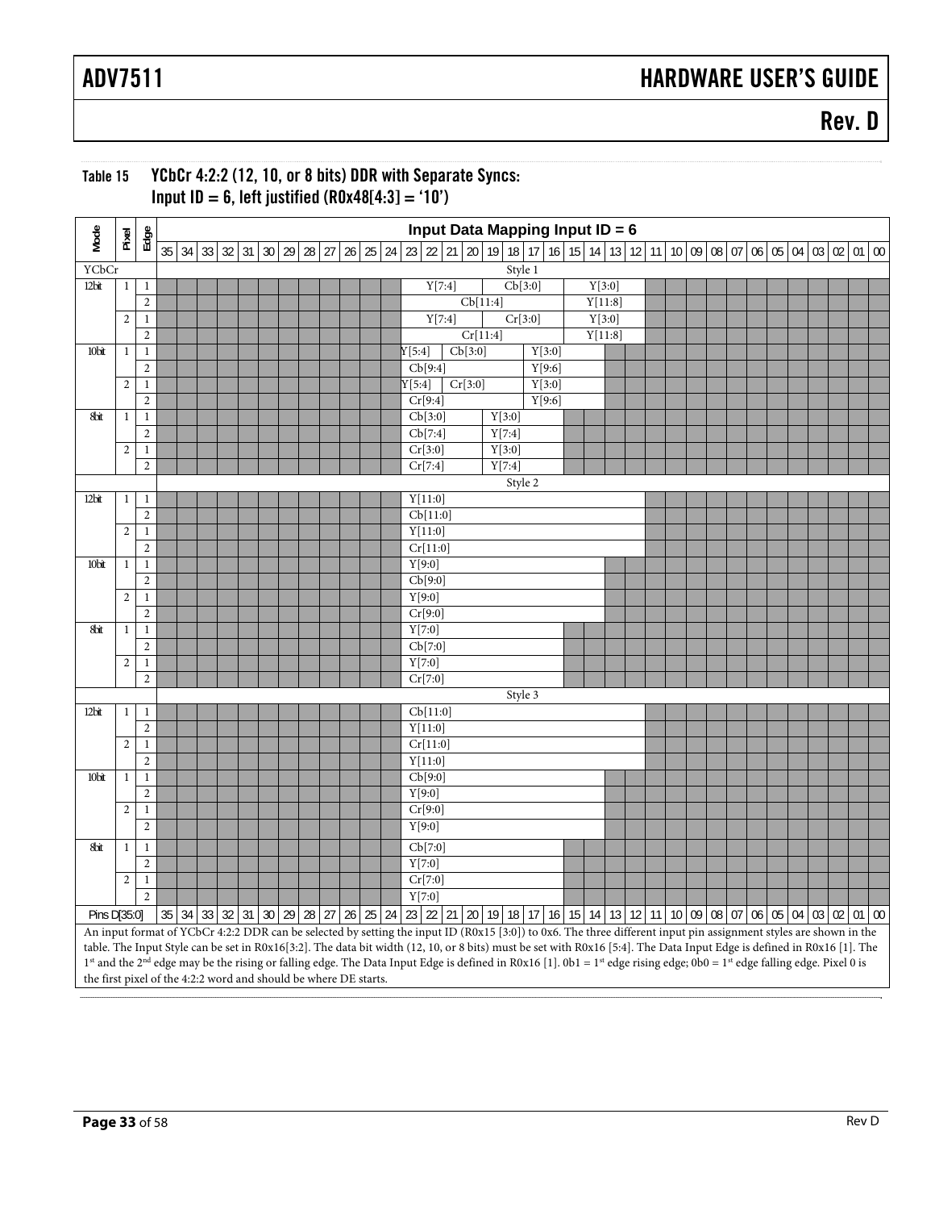## Table 15 YCbCr 4:2:2 (12, 10, or 8 bits) DDR with Separate Syncs: Input ID = 6, left justified (R0x48[4:3] = '10')

| Mode | Pixel | Edge | 35 | 34 | 33 | 32 | 31 | 30 | 29 | 28 | 27 | 26 | 25 | 24 | 23 | 22 | 21 | 20 | 19 | 18 | 17 | 16 | 15 | 14 | 13 | 12 | 11 | 10 | 09 | 08 | 07 | 06 | 05 | 04 | 03 | 02 | 01 | 00 |
|---|---|---|---|---|---|---|---|---|---|---|---|---|---|---|---|---|---|---|---|---|---|---|---|---|---|---|---|---|---|---|---|---|---|---|---|---|---|---|
| | | | Input Data Mapping Input ID = 6 | | | | | | | | | | | | | | | | | | | | | | | | | | | | | | | | | | | |
| YCbCr | | | Style 1 | | | | | | | | | | | | | | | | | | | | | | | | | | | | | | | | | | | |
| 12bit | 1 | 1 | | | | | | | | | | | | | Y[7:4] | | | | Cb[3:0] | | | | Y[3:0] | | | | | | | | | | | | | | | |
| | | 2 | | | | | | | | | | | | | Cb[11:4] | | | | | | | | Y[11:8] | | | | | | | | | | | | | | | |
| | 2 | 1 | | | | | | | | | | | | | Y[7:4] | | | | Cr[3:0] | | | | Y[3:0] | | | | | | | | | | | | | | | |
| | | 2 | | | | | | | | | | | | | Cr[11:4] | | | | | | | | Y[11:8] | | | | | | | | | | | | | | | |
| 10bit | 1 | 1 | | | | | | | | | | | | | Y[5:4] | | Cb[3:0] | | | | Y[3:0] | | | | | | | | | | | | | | | | | |
| | | 2 | | | | | | | | | | | | | Cb[9:4] | | | | | | Y[9:6] | | | | | | | | | | | | | | | | | |
| | 2 | 1 | | | | | | | | | | | | | Y[5:4] | | Cr[3:0] | | | | Y[3:0] | | | | | | | | | | | | | | | | | |
| | | 2 | | | | | | | | | | | | | Cr[9:4] | | | | | | Y[9:6] | | | | | | | | | | | | | | | | | |
| 8bit | 1 | 1 | | | | | | | | | | | | | Cb[3:0] | | | | Y[3:0] | | | | | | | | | | | | | | | | | | | |
| | | 2 | | | | | | | | | | | | | Cb[7:4] | | | | Y[7:4] | | | | | | | | | | | | | | | | | | | |
| | 2 | 1 | | | | | | | | | | | | | Cr[3:0] | | | | Y[3:0] | | | | | | | | | | | | | | | | | | | |
| | | 2 | | | | | | | | | | | | | Cr[7:4] | | | | Y[7:4] | | | | | | | | | | | | | | | | | | | |
| | | | Style 2 | | | | | | | | | | | | | | | | | | | | | | | | | | | | | | | | | | | |
| 12bit | 1 | 1 | | | | | | | | | | | | | Y[11:0] | | | | | | | | | | | | | | | | | | | | | | | |
| | | 2 | | | | | | | | | | | | | Cb[11:0] | | | | | | | | | | | | | | | | | | | | | | | |
| | 2 | 1 | | | | | | | | | | | | | Y[11:0] | | | | | | | | | | | | | | | | | | | | | | | |
| | | 2 | | | | | | | | | | | | | Cr[11:0] | | | | | | | | | | | | | | | | | | | | | | | |
| 10bit | 1 | 1 | | | | | | | | | | | | | Y[9:0] | | | | | | | | | | | | | | | | | | | | | | | |
| | | 2 | | | | | | | | | | | | | Cb[9:0] | | | | | | | | | | | | | | | | | | | | | | | |
| | 2 | 1 | | | | | | | | | | | | | Y[9:0] | | | | | | | | | | | | | | | | | | | | | | | |
| | | 2 | | | | | | | | | | | | | Cr[9:0] | | | | | | | | | | | | | | | | | | | | | | | |
| 8bit | 1 | 1 | | | | | | | | | | | | | Y[7:0] | | | | | | | | | | | | | | | | | | | | | | | |
| | | 2 | | | | | | | | | | | | | Cb[7:0] | | | | | | | | | | | | | | | | | | | | | | | |
| | 2 | 1 | | | | | | | | | | | | | Y[7:0] | | | | | | | | | | | | | | | | | | | | | | | |
| | | 2 | | | | | | | | | | | | | Cr[7:0] | | | | | | | | | | | | | | | | | | | | | | | |
| | | | Style 3 | | | | | | | | | | | | | | | | | | | | | | | | | | | | | | | | | | | |
| 12bit | 1 | 1 | | | | | | | | | | | | | Cb[11:0] | | | | | | | | | | | | | | | | | | | | | | | |
| | | 2 | | | | | | | | | | | | | Y[11:0] | | | | | | | | | | | | | | | | | | | | | | | |
| | 2 | 1 | | | | | | | | | | | | | Cr[11:0] | | | | | | | | | | | | | | | | | | | | | | | |
| | | 2 | | | | | | | | | | | | | Y[11:0] | | | | | | | | | | | | | | | | | | | | | | | |
| 10bit | 1 | 1 | | | | | | | | | | | | | Cb[9:0] | | | | | | | | | | | | | | | | | | | | | | | |
| | | 2 | | | | | | | | | | | | | Y[9:0] | | | | | | | | | | | | | | | | | | | | | | | |
| | 2 | 1 | | | | | | | | | | | | | Cr[9:0] | | | | | | | | | | | | | | | | | | | | | | | |
| | | 2 | | | | | | | | | | | | | Y[9:0] | | | | | | | | | | | | | | | | | | | | | | | |
| 8bit | 1 | 1 | | | | | | | | | | | | | Cb[7:0] | | | | | | | | | | | | | | | | | | | | | | | |
| | | 2 | | | | | | | | | | | | | Y[7:0] | | | | | | | | | | | | | | | | | | | | | | | |
| | 2 | 1 | | | | | | | | | | | | | Cr[7:0] | | | | | | | | | | | | | | | | | | | | | | | |
| | | 2 | | | | | | | | | | | | | Y[7:0] | | | | | | | | | | | | | | | | | | | | | | | |
| Pins D[35:0] | | | 35 | 34 | 33 | 32 | 31 | 30 | 29 | 28 | 27 | 26 | 25 | 24 | 23 | 22 | 21 | 20 | 19 | 18 | 17 | 16 | 15 | 14 | 13 | 12 | 11 | 10 | 09 | 08 | 07 | 06 | 05 | 04 | 03 | 02 | 01 | 00 |

An input format of YCbCr 4:2:2 DDR can be selected by setting the input ID (R0x15 [3:0]) to 0x6. The three different input pin assignment styles are shown in the table. The Input Style can be set in R0x16[3:2]. The data bit width (12, 10, or 8 bits) must be set with R0x16 [5:4]. The Data Input Edge is defined in R0x16 [1]. The 1st and the 2nd edge may be the rising or falling edge. The Data Input Edge is defined in R0x16 [1]. 0b1 = 1st edge rising edge; 0b0 = 1st edge falling edge. Pixel 0 is the first pixel of the 4:2:2 word and should be where DE starts.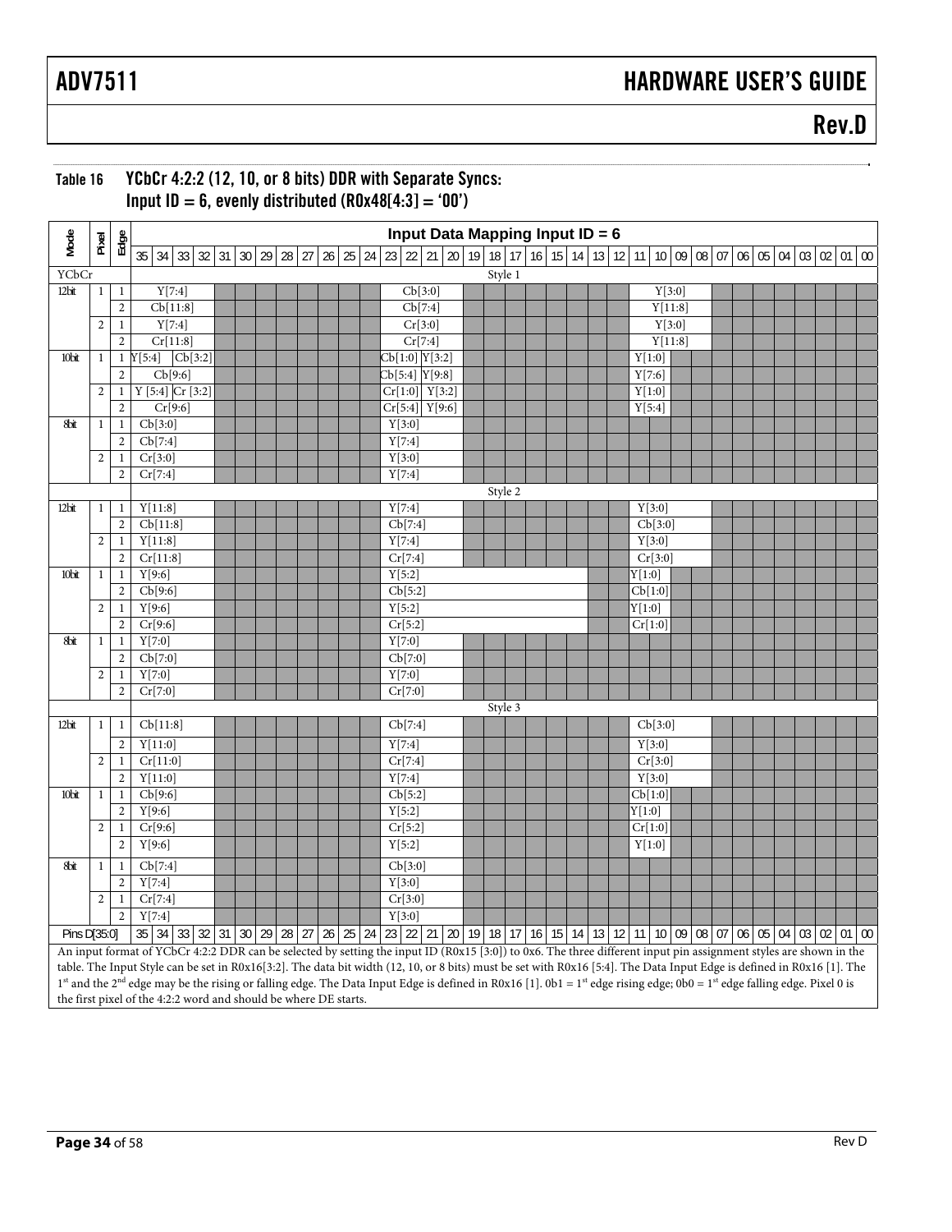## Table 16 YCbCr 4:2:2 (12, 10, or 8 bits) DDR with Separate Syncs: Input ID = 6, evenly distributed (R0x48[4:3] = '00')

| Mode | Pixel | Edge | Input Data Mapping Input ID = 6 | | | | | | | | | | | | | | | | | | | | | | | | | | | | | | | | | | | |
|---|---|---|---|---|---|---|---|---|---|---|---|---|---|---|---|---|---|---|---|---|---|---|---|---|---|---|---|---|---|---|---|---|---|---|---|---|---|---|
| | | | 35 | 34 | 33 | 32 | 31 | 30 | 29 | 28 | 27 | 26 | 25 | 24 | 23 | 22 | 21 | 20 | 19 | 18 | 17 | 16 | 15 | 14 | 13 | 12 | 11 | 10 | 09 | 08 | 07 | 06 | 05 | 04 | 03 | 02 | 01 | 00 |
| YCbCr | | | Style 1 | | | | | | | | | | | | | | | | | | | | | | | | | | | | | | | | | | | |
| 12bit | 1 | 1 | Y[7:4] | | | | | | | | | | | | Cb[3:0] | | | | | | | | | | | | Y[3:0] | | | | | | | | | | | |
| | | 2 | Cb[11:8] | | | | | | | | | | | | Cb[7:4] | | | | | | | | | | | | Y[11:8] | | | | | | | | | | | |
| | 2 | 1 | Y[7:4] | | | | | | | | | | | | Cr[3:0] | | | | | | | | | | | | Y[3:0] | | | | | | | | | | | |
| | | 2 | Cr[11:8] | | | | | | | | | | | | Cr[7:4] | | | | | | | | | | | | Y[11:8] | | | | | | | | | | | |
| 10bit | 1 | 1 | Y[5:4] | | Cb[3:2] | | | | | | | | | | Cb[1:0] | | Y[3:2] | | | | | | | | | | Y[1:0] | | | | | | | | | | | |
| | | 2 | Cb[9:6] | | | | | | | | | | | | Cb[5:4] | | Y[9:8] | | | | | | | | | | Y[7:6] | | | | | | | | | | | |
| | 2 | 1 | Y [5:4] | | Cr [3:2] | | | | | | | | | | Cr[1:0] | | Y[3:2] | | | | | | | | | | Y[1:0] | | | | | | | | | | | |
| | | 2 | Cr[9:6] | | | | | | | | | | | | Cr[5:4] | | Y[9:6] | | | | | | | | | | Y[5:4] | | | | | | | | | | | |
| 8bit | 1 | 1 | Cb[3:0] | | | | | | | | | | | | Y[3:0] | | | | | | | | | | | | | | | | | | | | | | | |
| | | 2 | Cb[7:4] | | | | | | | | | | | | Y[7:4] | | | | | | | | | | | | | | | | | | | | | | | |
| | 2 | 1 | Cr[3:0] | | | | | | | | | | | | Y[3:0] | | | | | | | | | | | | | | | | | | | | | | | |
| | | 2 | Cr[7:4] | | | | | | | | | | | | Y[7:4] | | | | | | | | | | | | | | | | | | | | | | | |
| | | | Style 2 | | | | | | | | | | | | | | | | | | | | | | | | | | | | | | | | | | | |
| 12bit | 1 | 1 | Y[11:8] | | | | | | | | | | | | Y[7:4] | | | | | | | | | | | | Y[3:0] | | | | | | | | | | | |
| | | 2 | Cb[11:8] | | | | | | | | | | | | Cb[7:4] | | | | | | | | | | | | Cb[3:0] | | | | | | | | | | | |
| | 2 | 1 | Y[11:8] | | | | | | | | | | | | Y[7:4] | | | | | | | | | | | | Y[3:0] | | | | | | | | | | | |
| | | 2 | Cr[11:8] | | | | | | | | | | | | Cr[7:4] | | | | | | | | | | | | Cr[3:0] | | | | | | | | | | | |
| 10bit | 1 | 1 | Y[9:6] | | | | | | | | | | | | Y[5:2] | | | | | | | | | | | | Y[1:0] | | | | | | | | | | | |
| | | 2 | Cb[9:6] | | | | | | | | | | | | Cb[5:2] | | | | | | | | | | | | Cb[1:0] | | | | | | | | | | | |
| | 2 | 1 | Y[9:6] | | | | | | | | | | | | Y[5:2] | | | | | | | | | | | | Y[1:0] | | | | | | | | | | | |
| | | 2 | Cr[9:6] | | | | | | | | | | | | Cr[5:2] | | | | | | | | | | | | Cr[1:0] | | | | | | | | | | | |
| 8bit | 1 | 1 | Y[7:0] | | | | | | | | | | | | Y[7:0] | | | | | | | | | | | | | | | | | | | | | | | |
| | | 2 | Cb[7:0] | | | | | | | | | | | | Cb[7:0] | | | | | | | | | | | | | | | | | | | | | | | |
| | 2 | 1 | Y[7:0] | | | | | | | | | | | | Y[7:0] | | | | | | | | | | | | | | | | | | | | | | | |
| | | 2 | Cr[7:0] | | | | | | | | | | | | Cr[7:0] | | | | | | | | | | | | | | | | | | | | | | | |
| | | | Style 3 | | | | | | | | | | | | | | | | | | | | | | | | | | | | | | | | | | | |
| 12bit | 1 | 1 | Cb[11:8] | | | | | | | | | | | | Cb[7:4] | | | | | | | | | | | | Cb[3:0] | | | | | | | | | | | |
| | | 2 | Y[11:0] | | | | | | | | | | | | Y[7:4] | | | | | | | | | | | | Y[3:0] | | | | | | | | | | | |
| | 2 | 1 | Cr[11:0] | | | | | | | | | | | | Cr[7:4] | | | | | | | | | | | | Cr[3:0] | | | | | | | | | | | |
| | | 2 | Y[11:0] | | | | | | | | | | | | Y[7:4] | | | | | | | | | | | | Y[3:0] | | | | | | | | | | | |
| 10bit | 1 | 1 | Cb[9:6] | | | | | | | | | | | | Cb[5:2] | | | | | | | | | | | | Cb[1:0] | | | | | | | | | | | |
| | | 2 | Y[9:6] | | | | | | | | | | | | Y[5:2] | | | | | | | | | | | | Y[1:0] | | | | | | | | | | | |
| | 2 | 1 | Cr[9:6] | | | | | | | | | | | | Cr[5:2] | | | | | | | | | | | | Cr[1:0] | | | | | | | | | | | |
| | | 2 | Y[9:6] | | | | | | | | | | | | Y[5:2] | | | | | | | | | | | | Y[1:0] | | | | | | | | | | | |
| 8bit | 1 | 1 | Cb[7:4] | | | | | | | | | | | | Cb[3:0] | | | | | | | | | | | | | | | | | | | | | | | |
| | | 2 | Y[7:4] | | | | | | | | | | | | Y[3:0] | | | | | | | | | | | | | | | | | | | | | | | |
| | 2 | 1 | Cr[7:4] | | | | | | | | | | | | Cr[3:0] | | | | | | | | | | | | | | | | | | | | | | | |
| | | 2 | Y[7:4] | | | | | | | | | | | | Y[3:0] | | | | | | | | | | | | | | | | | | | | | | | |
| Pins D[35:0] | | | 35 | 34 | 33 | 32 | 31 | 30 | 29 | 28 | 27 | 26 | 25 | 24 | 23 | 22 | 21 | 20 | 19 | 18 | 17 | 16 | 15 | 14 | 13 | 12 | 11 | 10 | 09 | 08 | 07 | 06 | 05 | 04 | 03 | 02 | 01 | 00 |

An input format of YCbCr 4:2:2 DDR can be selected by setting the input ID (R0x15 [3:0]) to 0x6. The three different input pin assignment styles are shown in the table. The Input Style can be set in R0x16[3:2]. The data bit width (12, 10, or 8 bits) must be set with R0x16 [5:4]. The Data Input Edge is defined in R0x16 [1]. The 1st and the 2nd edge may be the rising or falling edge. The Data Input Edge is defined in R0x16 [1]. 0b1 = 1st edge rising edge; 0b0 = 1st edge falling edge. Pixel 0 is the first pixel of the 4:2:2 word and should be where DE starts.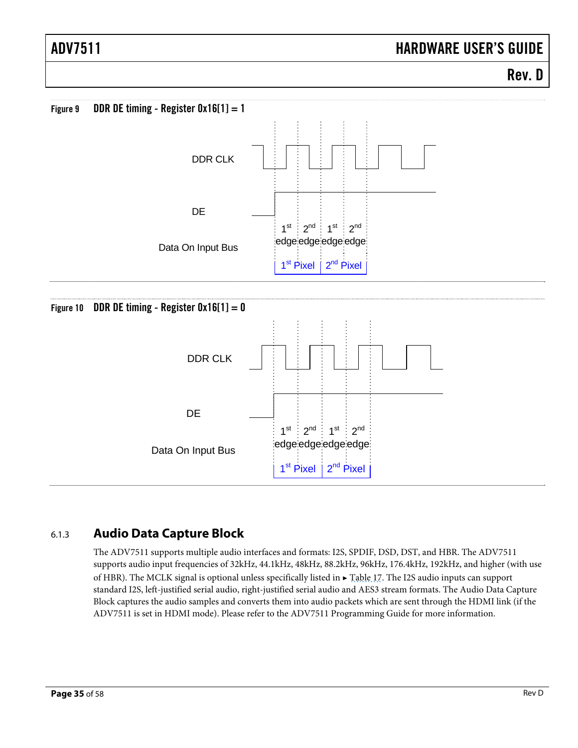Figure 9 DDR DE timing - Register 0x16[1] = 1

DDR CLK

DE

Data On Input Bus

1st edge 2nd edge 1st edge 2nd edge

1st Pixel 2nd Pixel

Figure 10 DDR DE timing - Register 0x16[1] = 0

DDR CLK

DE

Data On Input Bus

1st edge 2nd edge 1st edge 2nd edge

1st Pixel 2nd Pixel

### 6.1.3 Audio Data Capture Block

The ADV7511 supports multiple audio interfaces and formats: I2S, SPDIF, DSD, DST, and HBR. The ADV7511 supports audio input frequencies of 32kHz, 44.1kHz, 48kHz, 88.2kHz, 96kHz, 176.4kHz, 192kHz, and higher (with use of HBR). The MCLK signal is optional unless specifically listed in ► Table 17. The I2S audio inputs can support standard I2S, left-justified serial audio, right-justified serial audio and AES3 stream formats. The Audio Data Capture Block captures the audio samples and converts them into audio packets which are sent through the HDMI link (if the ADV7511 is set in HDMI mode). Please refer to the ADV7511 Programming Guide for more information.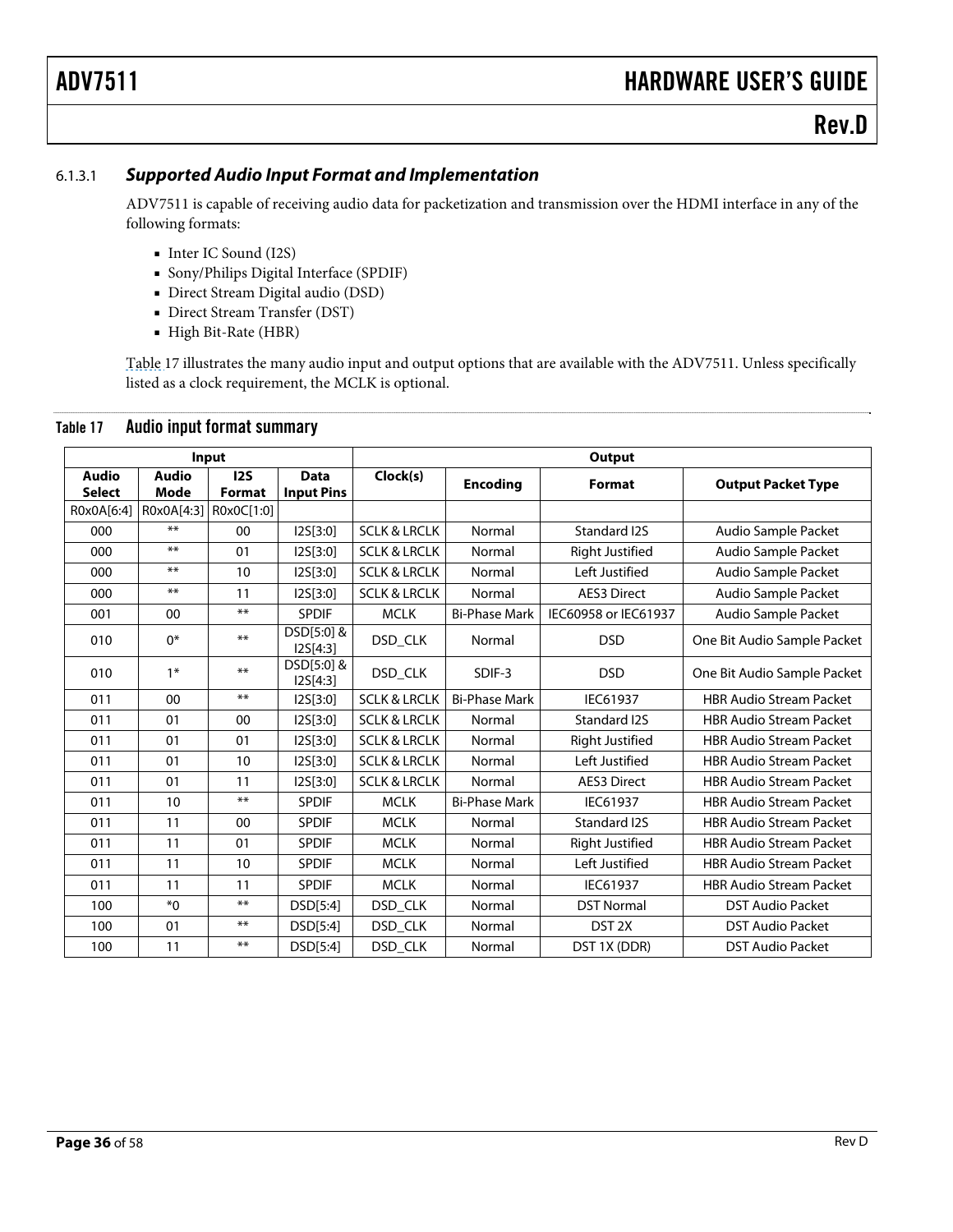### 6.1.3.1 *Supported Audio Input Format and Implementation*

ADV7511 is capable of receiving audio data for packetization and transmission over the HDMI interface in any of the following formats:

- Inter IC Sound (I2S)
- Sony/Philips Digital Interface (SPDIF)
- Direct Stream Digital audio (DSD)
- Direct Stream Transfer (DST)
- High Bit-Rate (HBR)

Table 17 illustrates the many audio input and output options that are available with the ADV7511. Unless specifically listed as a clock requirement, the MCLK is optional.

**Table 17 Audio input format summary**

| Input | | | | Output | | | |
|---|---|---|---|---|---|---|---|
| **Audio Select** | **Audio Mode** | **I2S Format** | **Data Input Pins** | **Clock(s)** | **Encoding** | **Format** | **Output Packet Type** |
| R0x0A[6:4] | R0x0A[4:3] | R0x0C[1:0] | | | | | |
| 000 | ** | 00 | I2S[3:0] | SCLK & LRCLK | Normal | Standard I2S | Audio Sample Packet |
| 000 | ** | 01 | I2S[3:0] | SCLK & LRCLK | Normal | Right Justified | Audio Sample Packet |
| 000 | ** | 10 | I2S[3:0] | SCLK & LRCLK | Normal | Left Justified | Audio Sample Packet |
| 000 | ** | 11 | I2S[3:0] | SCLK & LRCLK | Normal | AES3 Direct | Audio Sample Packet |
| 001 | 00 | ** | SPDIF | MCLK | Bi-Phase Mark | IEC60958 or IEC61937 | Audio Sample Packet |
| 010 | 0* | ** | DSD[5:0] & I2S[4:3] | DSD_CLK | Normal | DSD | One Bit Audio Sample Packet |
| 010 | 1* | ** | DSD[5:0] & I2S[4:3] | DSD_CLK | SDIF-3 | DSD | One Bit Audio Sample Packet |
| 011 | 00 | ** | I2S[3:0] | SCLK & LRCLK | Bi-Phase Mark | IEC61937 | HBR Audio Stream Packet |
| 011 | 01 | 00 | I2S[3:0] | SCLK & LRCLK | Normal | Standard I2S | HBR Audio Stream Packet |
| 011 | 01 | 01 | I2S[3:0] | SCLK & LRCLK | Normal | Right Justified | HBR Audio Stream Packet |
| 011 | 01 | 10 | I2S[3:0] | SCLK & LRCLK | Normal | Left Justified | HBR Audio Stream Packet |
| 011 | 01 | 11 | I2S[3:0] | SCLK & LRCLK | Normal | AES3 Direct | HBR Audio Stream Packet |
| 011 | 10 | ** | SPDIF | MCLK | Bi-Phase Mark | IEC61937 | HBR Audio Stream Packet |
| 011 | 11 | 00 | SPDIF | MCLK | Normal | Standard I2S | HBR Audio Stream Packet |
| 011 | 11 | 01 | SPDIF | MCLK | Normal | Right Justified | HBR Audio Stream Packet |
| 011 | 11 | 10 | SPDIF | MCLK | Normal | Left Justified | HBR Audio Stream Packet |
| 011 | 11 | 11 | SPDIF | MCLK | Normal | IEC61937 | HBR Audio Stream Packet |
| 100 | *0 | ** | DSD[5:4] | DSD_CLK | Normal | DST Normal | DST Audio Packet |
| 100 | 01 | ** | DSD[5:4] | DSD_CLK | Normal | DST 2X | DST Audio Packet |
| 100 | 11 | ** | DSD[5:4] | DSD_CLK | Normal | DST 1X (DDR) | DST Audio Packet |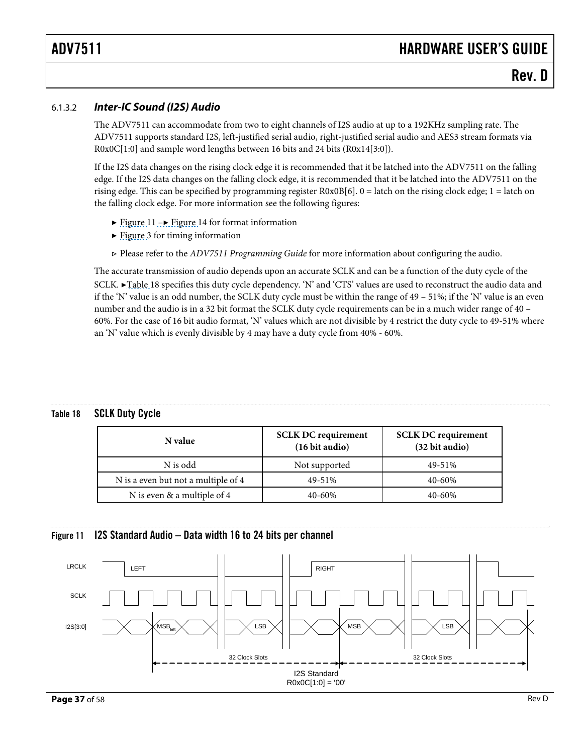### 6.1.3.2 *Inter-IC Sound (I2S) Audio*

The ADV7511 can accommodate from two to eight channels of I2S audio at up to a 192KHz sampling rate. The ADV7511 supports standard I2S, left-justified serial audio, right-justified serial audio and AES3 stream formats via R0x0C[1:0] and sample word lengths between 16 bits and 24 bits (R0x14[3:0]).

If the I2S data changes on the rising clock edge it is recommended that it be latched into the ADV7511 on the falling edge. If the I2S data changes on the falling clock edge, it is recommended that it be latched into the ADV7511 on the rising edge. This can be specified by programming register R0x0B[6]. 0 = latch on the rising clock edge; 1 = latch on the falling clock edge. For more information see the following figures:

- ► Figure 11 –► Figure 14 for format information
- ► Figure 3 for timing information
- ▹ Please refer to the *ADV7511 Programming Guide* for more information about configuring the audio.

The accurate transmission of audio depends upon an accurate SCLK and can be a function of the duty cycle of the SCLK. ►Table 18 specifies this duty cycle dependency. 'N' and 'CTS' values are used to reconstruct the audio data and if the 'N' value is an odd number, the SCLK duty cycle must be within the range of 49 – 51%; if the 'N' value is an even number and the audio is in a 32 bit format the SCLK duty cycle requirements can be in a much wider range of 40 – 60%. For the case of 16 bit audio format, 'N' values which are not divisible by 4 restrict the duty cycle to 49-51% where an 'N' value which is evenly divisible by 4 may have a duty cycle from 40% - 60%.

**Table 18 SCLK Duty Cycle**

| N value | SCLK DC requirement (16 bit audio) | SCLK DC requirement (32 bit audio) |
|---|---|---|
| N is odd | Not supported | 49-51% |
| N is a even but not a multiple of 4 | 49-51% | 40-60% |
| N is even & a multiple of 4 | 40-60% | 40-60% |

**Figure 11 I2S Standard Audio – Data width 16 to 24 bits per channel**

LRCLK: LEFT, RIGHT
SCLK
I2S[3:0]: $MSB_{left}$, LSB, MSB, LSB
32 Clock Slots, 32 Clock Slots
I2S Standard
R0x0C[1:0] = '00'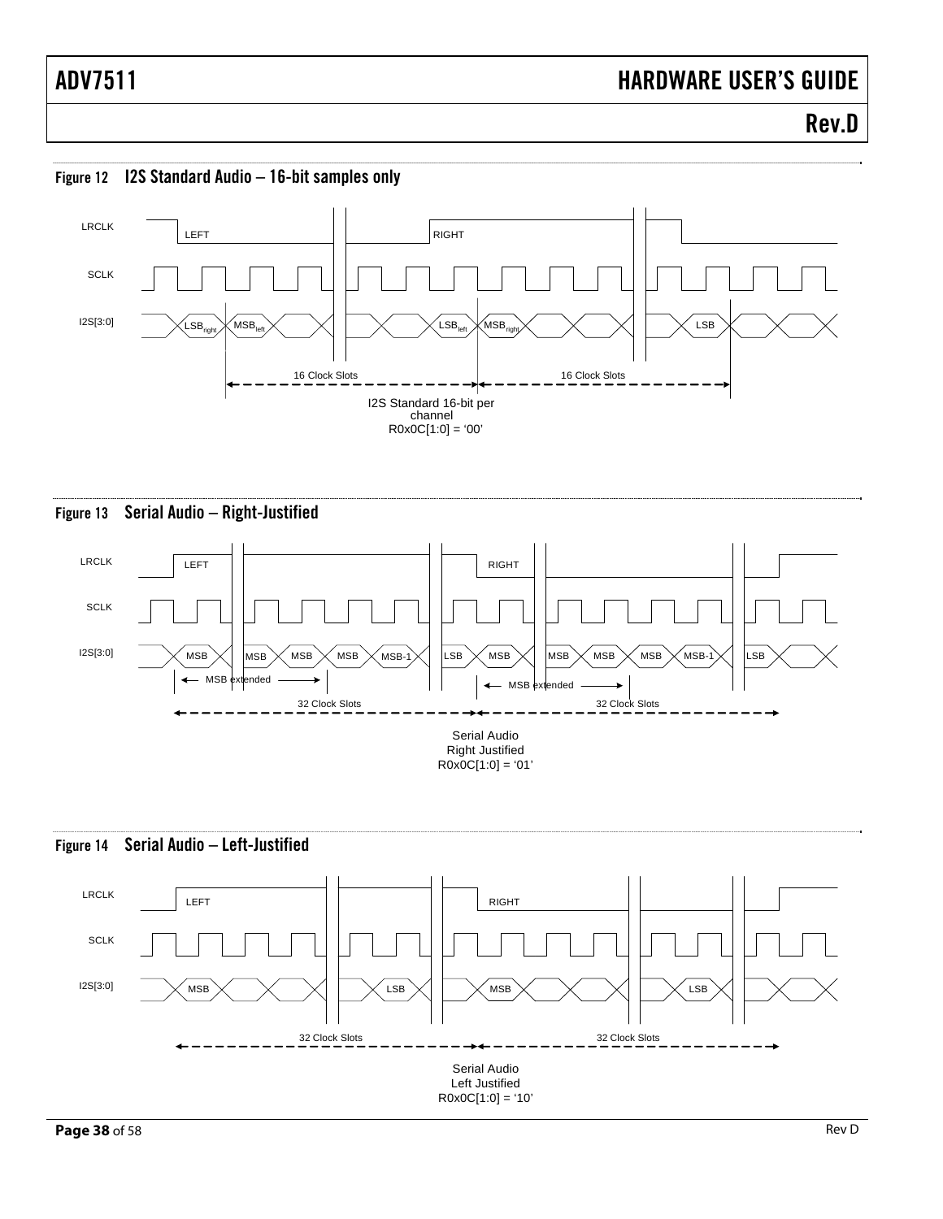Figure 12 I2S Standard Audio – 16-bit samples only

LRCLK LEFT RIGHT

SCLK

I2S[3:0] $LSB_{right}$ $MSB_{left}$ $LSB_{left}$ $MSB_{right}$ LSB

16 Clock Slots 16 Clock Slots

I2S Standard 16-bit per channel
R0x0C[1:0] = '00'

Figure 13 Serial Audio – Right-Justified

LRCLK LEFT RIGHT

SCLK

I2S[3:0] MSB MSB MSB MSB MSB-1 LSB MSB MSB MSB MSB MSB-1 LSB

MSB extended MSB extended

32 Clock Slots 32 Clock Slots

Serial Audio
Right Justified
R0x0C[1:0] = '01'

Figure 14 Serial Audio – Left-Justified

LRCLK LEFT RIGHT

SCLK

I2S[3:0] MSB LSB MSB LSB

32 Clock Slots 32 Clock Slots

Serial Audio
Left Justified
R0x0C[1:0] = '10'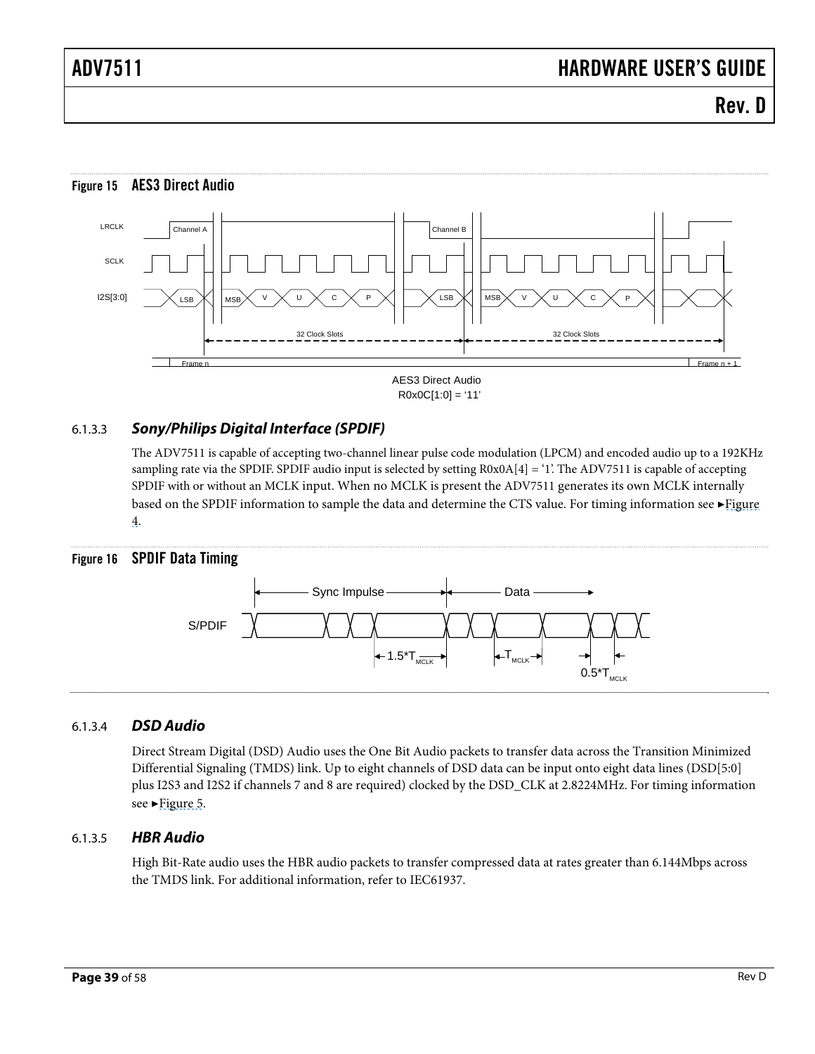**Figure 15 AES3 Direct Audio**

AES3 Direct Audio
R0x0C[1:0] = '11'

### 6.1.3.3 *Sony/Philips Digital Interface (SPDIF)*

The ADV7511 is capable of accepting two-channel linear pulse code modulation (LPCM) and encoded audio up to a 192KHz sampling rate via the SPDIF. SPDIF audio input is selected by setting R0x0A[4] = '1'. The ADV7511 is capable of accepting SPDIF with or without an MCLK input. When no MCLK is present the ADV7511 generates its own MCLK internally based on the SPDIF information to sample the data and determine the CTS value. For timing information see ►Figure 4.

**Figure 16 SPDIF Data Timing**

### 6.1.3.4 *DSD Audio*

Direct Stream Digital (DSD) Audio uses the One Bit Audio packets to transfer data across the Transition Minimized Differential Signaling (TMDS) link. Up to eight channels of DSD data can be input onto eight data lines (DSD[5:0] plus I2S3 and I2S2 if channels 7 and 8 are required) clocked by the DSD_CLK at 2.8224MHz. For timing information see ►Figure 5.

### 6.1.3.5 *HBR Audio*

High Bit-Rate audio uses the HBR audio packets to transfer compressed data at rates greater than 6.144Mbps across the TMDS link. For additional information, refer to IEC61937.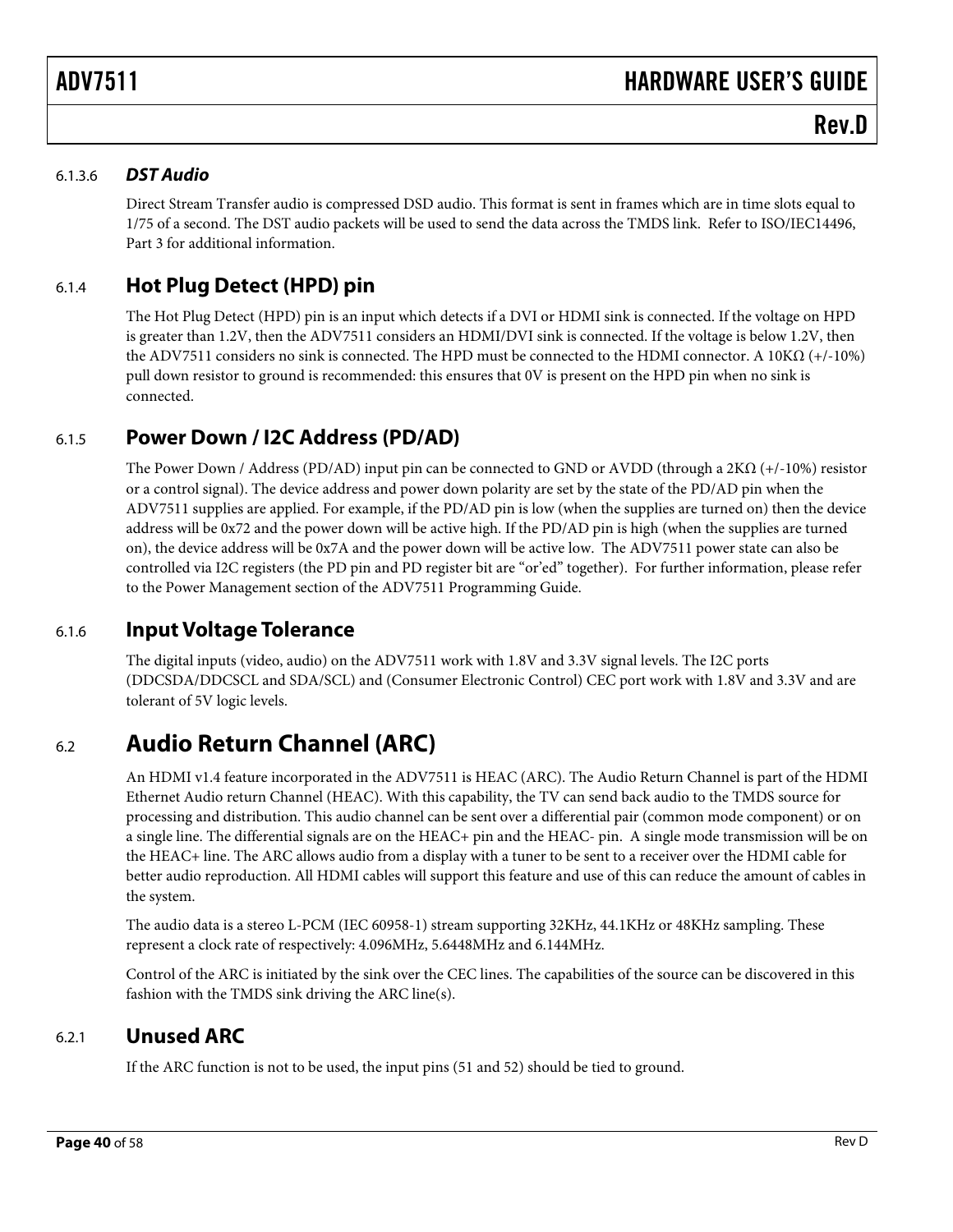#### 6.1.3.6 *DST Audio*

Direct Stream Transfer audio is compressed DSD audio. This format is sent in frames which are in time slots equal to 1/75 of a second. The DST audio packets will be used to send the data across the TMDS link. Refer to ISO/IEC14496, Part 3 for additional information.

### 6.1.4 Hot Plug Detect (HPD) pin

The Hot Plug Detect (HPD) pin is an input which detects if a DVI or HDMI sink is connected. If the voltage on HPD is greater than 1.2V, then the ADV7511 considers an HDMI/DVI sink is connected. If the voltage is below 1.2V, then the ADV7511 considers no sink is connected. The HPD must be connected to the HDMI connector. A 10KΩ (+/-10%) pull down resistor to ground is recommended: this ensures that 0V is present on the HPD pin when no sink is connected.

### 6.1.5 Power Down / I2C Address (PD/AD)

The Power Down / Address (PD/AD) input pin can be connected to GND or AVDD (through a 2KΩ (+/-10%) resistor or a control signal). The device address and power down polarity are set by the state of the PD/AD pin when the ADV7511 supplies are applied. For example, if the PD/AD pin is low (when the supplies are turned on) then the device address will be 0x72 and the power down will be active high. If the PD/AD pin is high (when the supplies are turned on), the device address will be 0x7A and the power down will be active low. The ADV7511 power state can also be controlled via I2C registers (the PD pin and PD register bit are "or'ed" together). For further information, please refer to the Power Management section of the ADV7511 Programming Guide.

### 6.1.6 Input Voltage Tolerance

The digital inputs (video, audio) on the ADV7511 work with 1.8V and 3.3V signal levels. The I2C ports (DDCSDA/DDCSCL and SDA/SCL) and (Consumer Electronic Control) CEC port work with 1.8V and 3.3V and are tolerant of 5V logic levels.

## 6.2 Audio Return Channel (ARC)

An HDMI v1.4 feature incorporated in the ADV7511 is HEAC (ARC). The Audio Return Channel is part of the HDMI Ethernet Audio return Channel (HEAC). With this capability, the TV can send back audio to the TMDS source for processing and distribution. This audio channel can be sent over a differential pair (common mode component) or on a single line. The differential signals are on the HEAC+ pin and the HEAC- pin. A single mode transmission will be on the HEAC+ line. The ARC allows audio from a display with a tuner to be sent to a receiver over the HDMI cable for better audio reproduction. All HDMI cables will support this feature and use of this can reduce the amount of cables in the system.

The audio data is a stereo L-PCM (IEC 60958-1) stream supporting 32KHz, 44.1KHz or 48KHz sampling. These represent a clock rate of respectively: 4.096MHz, 5.6448MHz and 6.144MHz.

Control of the ARC is initiated by the sink over the CEC lines. The capabilities of the source can be discovered in this fashion with the TMDS sink driving the ARC line(s).

### 6.2.1 Unused ARC

If the ARC function is not to be used, the input pins (51 and 52) should be tied to ground.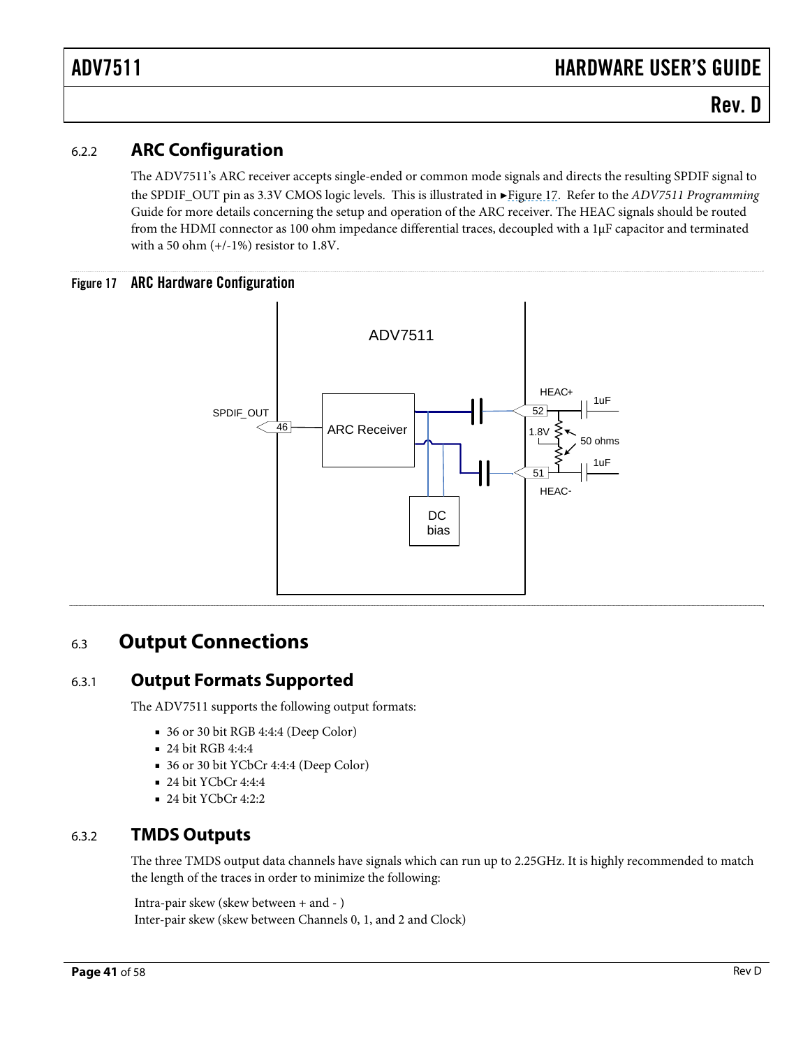### 6.2.2 ARC Configuration

The ADV7511's ARC receiver accepts single-ended or common mode signals and directs the resulting SPDIF signal to the SPDIF_OUT pin as 3.3V CMOS logic levels. This is illustrated in ►Figure 17. Refer to the *ADV7511 Programming* Guide for more details concerning the setup and operation of the ARC receiver. The HEAC signals should be routed from the HDMI connector as 100 ohm impedance differential traces, decoupled with a 1μF capacitor and terminated with a 50 ohm (+/-1%) resistor to 1.8V.

**Figure 17 ARC Hardware Configuration**

## 6.3 Output Connections

### 6.3.1 Output Formats Supported

The ADV7511 supports the following output formats:

- 36 or 30 bit RGB 4:4:4 (Deep Color)
- 24 bit RGB 4:4:4
- 36 or 30 bit YCbCr 4:4:4 (Deep Color)
- 24 bit YCbCr 4:4:4
- 24 bit YCbCr 4:2:2

### 6.3.2 TMDS Outputs

The three TMDS output data channels have signals which can run up to 2.25GHz. It is highly recommended to match the length of the traces in order to minimize the following:

Intra-pair skew (skew between + and - )
Inter-pair skew (skew between Channels 0, 1, and 2 and Clock)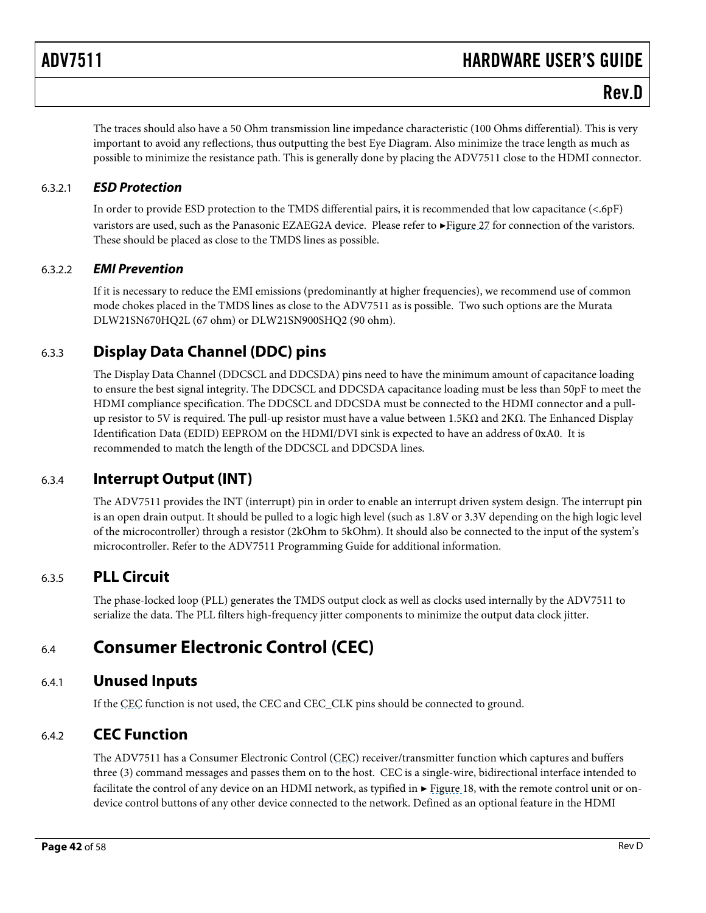The traces should also have a 50 Ohm transmission line impedance characteristic (100 Ohms differential). This is very important to avoid any reflections, thus outputting the best Eye Diagram. Also minimize the trace length as much as possible to minimize the resistance path. This is generally done by placing the ADV7511 close to the HDMI connector.

#### 6.3.2.1 *ESD Protection*

In order to provide ESD protection to the TMDS differential pairs, it is recommended that low capacitance (<.6pF) varistors are used, such as the Panasonic EZAEG2A device. Please refer to ►Figure 27 for connection of the varistors. These should be placed as close to the TMDS lines as possible.

#### 6.3.2.2 *EMI Prevention*

If it is necessary to reduce the EMI emissions (predominantly at higher frequencies), we recommend use of common mode chokes placed in the TMDS lines as close to the ADV7511 as is possible. Two such options are the Murata DLW21SN670HQ2L (67 ohm) or DLW21SN900SHQ2 (90 ohm).

### 6.3.3 Display Data Channel (DDC) pins

The Display Data Channel (DDCSCL and DDCSDA) pins need to have the minimum amount of capacitance loading to ensure the best signal integrity. The DDCSCL and DDCSDA capacitance loading must be less than 50pF to meet the HDMI compliance specification. The DDCSCL and DDCSDA must be connected to the HDMI connector and a pull-up resistor to 5V is required. The pull-up resistor must have a value between 1.5KΩ and 2KΩ. The Enhanced Display Identification Data (EDID) EEPROM on the HDMI/DVI sink is expected to have an address of 0xA0. It is recommended to match the length of the DDCSCL and DDCSDA lines.

### 6.3.4 Interrupt Output (INT)

The ADV7511 provides the INT (interrupt) pin in order to enable an interrupt driven system design. The interrupt pin is an open drain output. It should be pulled to a logic high level (such as 1.8V or 3.3V depending on the high logic level of the microcontroller) through a resistor (2kOhm to 5kOhm). It should also be connected to the input of the system's microcontroller. Refer to the ADV7511 Programming Guide for additional information.

### 6.3.5 PLL Circuit

The phase-locked loop (PLL) generates the TMDS output clock as well as clocks used internally by the ADV7511 to serialize the data. The PLL filters high-frequency jitter components to minimize the output data clock jitter.

## 6.4 Consumer Electronic Control (CEC)

### 6.4.1 Unused Inputs

If the CEC function is not used, the CEC and CEC_CLK pins should be connected to ground.

### 6.4.2 CEC Function

The ADV7511 has a Consumer Electronic Control (CEC) receiver/transmitter function which captures and buffers three (3) command messages and passes them on to the host. CEC is a single-wire, bidirectional interface intended to facilitate the control of any device on an HDMI network, as typified in ► Figure 18, with the remote control unit or on-device control buttons of any other device connected to the network. Defined as an optional feature in the HDMI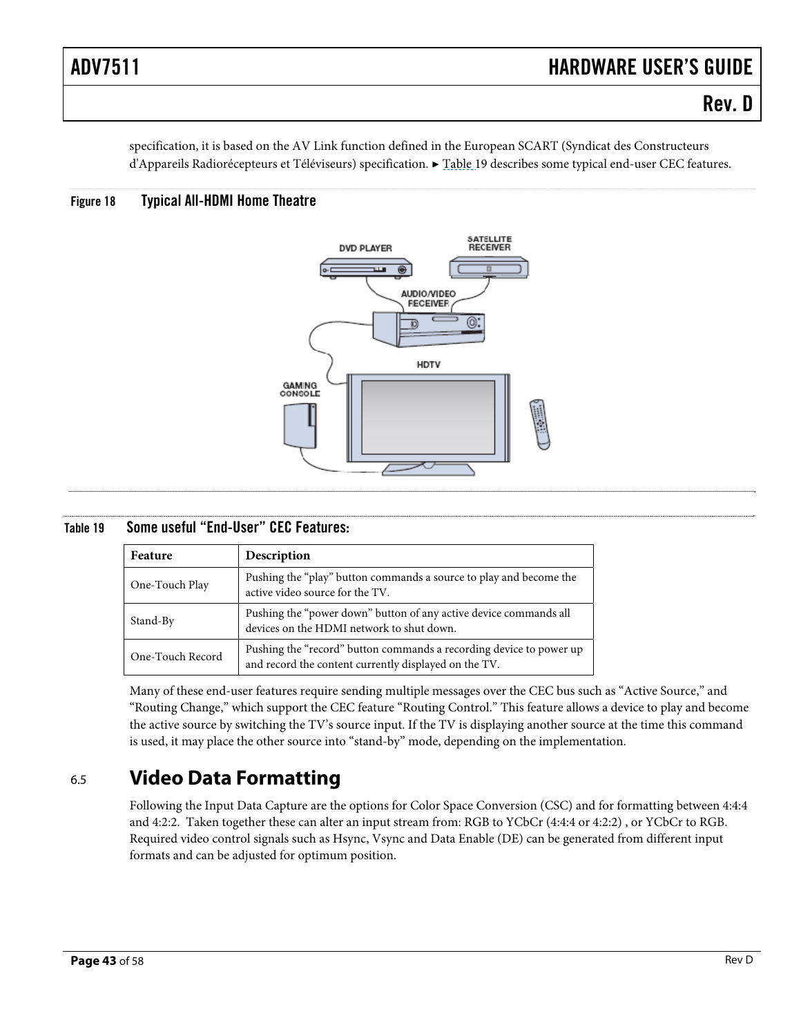specification, it is based on the AV Link function defined in the European SCART (Syndicat des Constructeurs d'Appareils Radiorécepteurs et Téléviseurs) specification. ► Table 19 describes some typical end-user CEC features.

Figure 18 Typical All-HDMI Home Theatre

Table 19 Some useful "End-User" CEC Features:

| Feature | Description |
| --- | --- |
| One-Touch Play | Pushing the "play" button commands a source to play and become the active video source for the TV. |
| Stand-By | Pushing the "power down" button of any active device commands all devices on the HDMI network to shut down. |
| One-Touch Record | Pushing the "record" button commands a recording device to power up and record the content currently displayed on the TV. |

Many of these end-user features require sending multiple messages over the CEC bus such as "Active Source," and "Routing Change," which support the CEC feature "Routing Control." This feature allows a device to play and become the active source by switching the TV's source input. If the TV is displaying another source at the time this command is used, it may place the other source into "stand-by" mode, depending on the implementation.

## 6.5 Video Data Formatting

Following the Input Data Capture are the options for Color Space Conversion (CSC) and for formatting between 4:4:4 and 4:2:2. Taken together these can alter an input stream from: RGB to YCbCr (4:4:4 or 4:2:2) , or YCbCr to RGB. Required video control signals such as Hsync, Vsync and Data Enable (DE) can be generated from different input formats and can be adjusted for optimum position.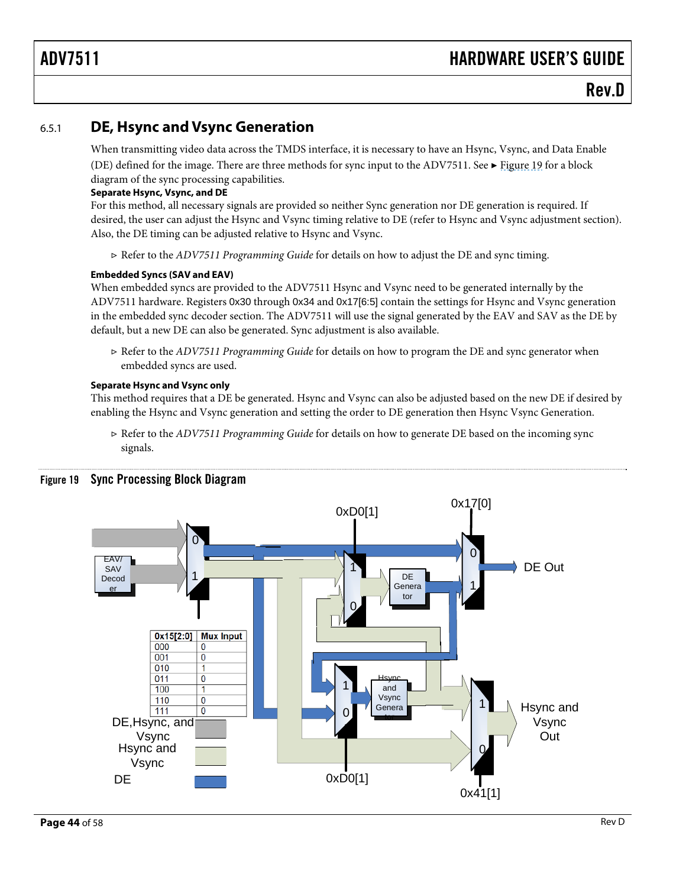### 6.5.1 DE, Hsync and Vsync Generation

When transmitting video data across the TMDS interface, it is necessary to have an Hsync, Vsync, and Data Enable (DE) defined for the image. There are three methods for sync input to the ADV7511. See ► Figure 19 for a block diagram of the sync processing capabilities.

**Separate Hsync, Vsync, and DE**

For this method, all necessary signals are provided so neither Sync generation nor DE generation is required. If desired, the user can adjust the Hsync and Vsync timing relative to DE (refer to Hsync and Vsync adjustment section). Also, the DE timing can be adjusted relative to Hsync and Vsync.

▹ Refer to the *ADV7511 Programming Guide* for details on how to adjust the DE and sync timing.

**Embedded Syncs (SAV and EAV)**

When embedded syncs are provided to the ADV7511 Hsync and Vsync need to be generated internally by the ADV7511 hardware. Registers 0x30 through 0x34 and 0x17[6:5] contain the settings for Hsync and Vsync generation in the embedded sync decoder section. The ADV7511 will use the signal generated by the EAV and SAV as the DE by default, but a new DE can also be generated. Sync adjustment is also available.

▹ Refer to the *ADV7511 Programming Guide* for details on how to program the DE and sync generator when embedded syncs are used.

**Separate Hsync and Vsync only**

This method requires that a DE be generated. Hsync and Vsync can also be adjusted based on the new DE if desired by enabling the Hsync and Vsync generation and setting the order to DE generation then Hsync Vsync Generation.

▹ Refer to the *ADV7511 Programming Guide* for details on how to generate DE based on the incoming sync signals.

**Figure 19 Sync Processing Block Diagram**

| 0x15[2:0] | Mux Input |
|---|---|
| 000 | 0 |
| 001 | 0 |
| 010 | 1 |
| 011 | 0 |
| 100 | 1 |
| 110 | 0 |
| 111 | 0 |

EAV/SAV Decoder; DE Generator; Hsync and Vsync Generator; 0xD0[1]; 0x17[0]; 0x41[1]; DE Out; Hsync and Vsync Out

Legend: DE,Hsync, and Vsync; Hsync and Vsync; DE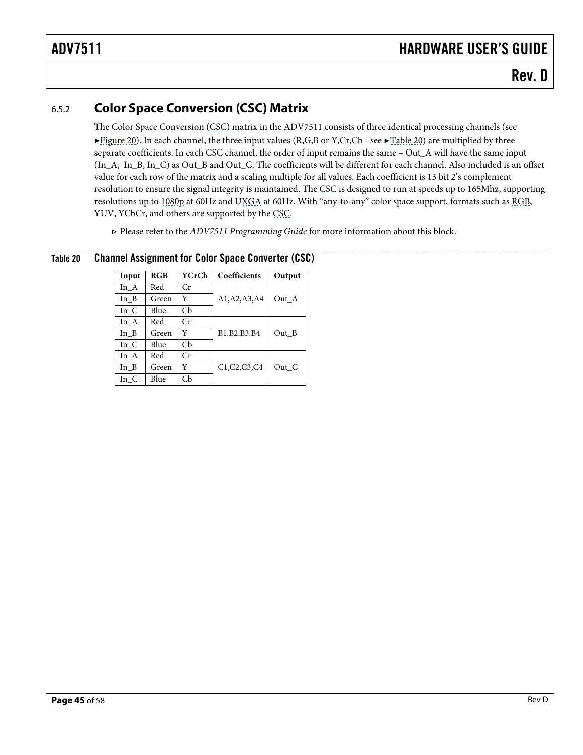### 6.5.2 Color Space Conversion (CSC) Matrix

The Color Space Conversion (CSC) matrix in the ADV7511 consists of three identical processing channels (see ►Figure 20). In each channel, the three input values (R,G,B or Y,Cr,Cb - see ►Table 20) are multiplied by three separate coefficients. In each CSC channel, the order of input remains the same – Out_A will have the same input (In_A, In_B, In_C) as Out_B and Out_C. The coefficients will be different for each channel. Also included is an offset value for each row of the matrix and a scaling multiple for all values. Each coefficient is 13 bit 2's complement resolution to ensure the signal integrity is maintained. The CSC is designed to run at speeds up to 165Mhz, supporting resolutions up to 1080p at 60Hz and UXGA at 60Hz. With "any-to-any" color space support, formats such as RGB, YUV, YCbCr, and others are supported by the CSC.

▹ Please refer to the *ADV7511 Programming Guide* for more information about this block.

**Table 20 Channel Assignment for Color Space Converter (CSC)**

| Input | RGB | YCrCb | Coefficients | Output |
|---|---|---|---|---|
| In_A | Red | Cr | A1,A2,A3,A4 | Out_A |
| In_B | Green | Y | | |
| In_C | Blue | Cb | | |
| In_A | Red | Cr | B1.B2.B3.B4 | Out_B |
| In_B | Green | Y | | |
| In_C | Blue | Cb | | |
| In_A | Red | Cr | C1,C2,C3,C4 | Out_C |
| In_B | Green | Y | | |
| In_C | Blue | Cb | | |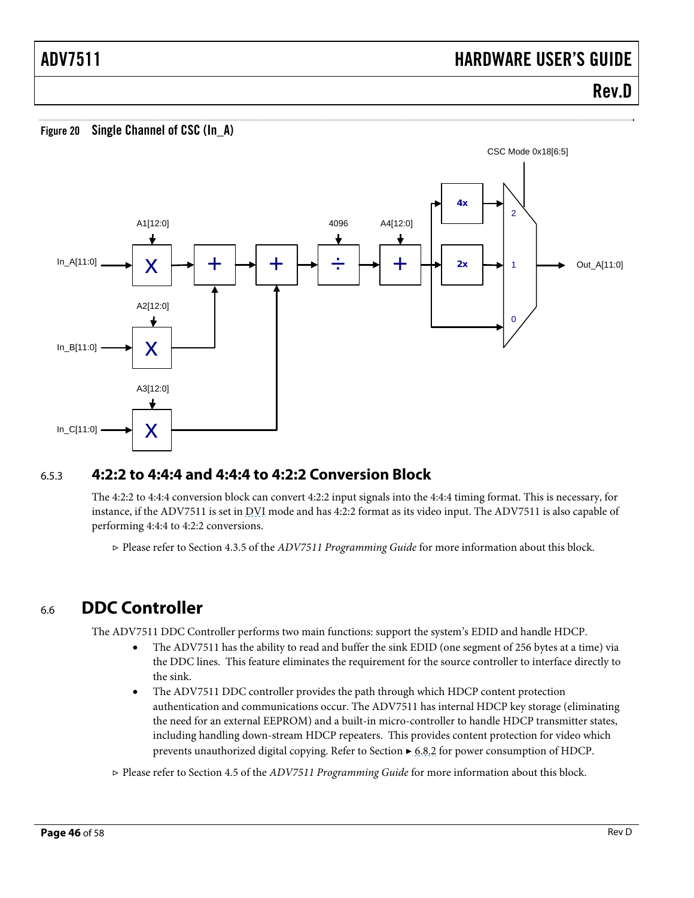Figure 20 Single Channel of CSC (In_A)

### 6.5.3 4:2:2 to 4:4:4 and 4:4:4 to 4:2:2 Conversion Block

The 4:2:2 to 4:4:4 conversion block can convert 4:2:2 input signals into the 4:4:4 timing format. This is necessary, for instance, if the ADV7511 is set in DVI mode and has 4:2:2 format as its video input. The ADV7511 is also capable of performing 4:4:4 to 4:2:2 conversions.

▹ Please refer to Section 4.3.5 of the *ADV7511 Programming Guide* for more information about this block.

## 6.6 DDC Controller

The ADV7511 DDC Controller performs two main functions: support the system's EDID and handle HDCP.

- The ADV7511 has the ability to read and buffer the sink EDID (one segment of 256 bytes at a time) via the DDC lines. This feature eliminates the requirement for the source controller to interface directly to the sink.
- The ADV7511 DDC controller provides the path through which HDCP content protection authentication and communications occur. The ADV7511 has internal HDCP key storage (eliminating the need for an external EEPROM) and a built-in micro-controller to handle HDCP transmitter states, including handling down-stream HDCP repeaters. This provides content protection for video which prevents unauthorized digital copying. Refer to Section ► 6.8.2 for power consumption of HDCP.

▹ Please refer to Section 4.5 of the *ADV7511 Programming Guide* for more information about this block.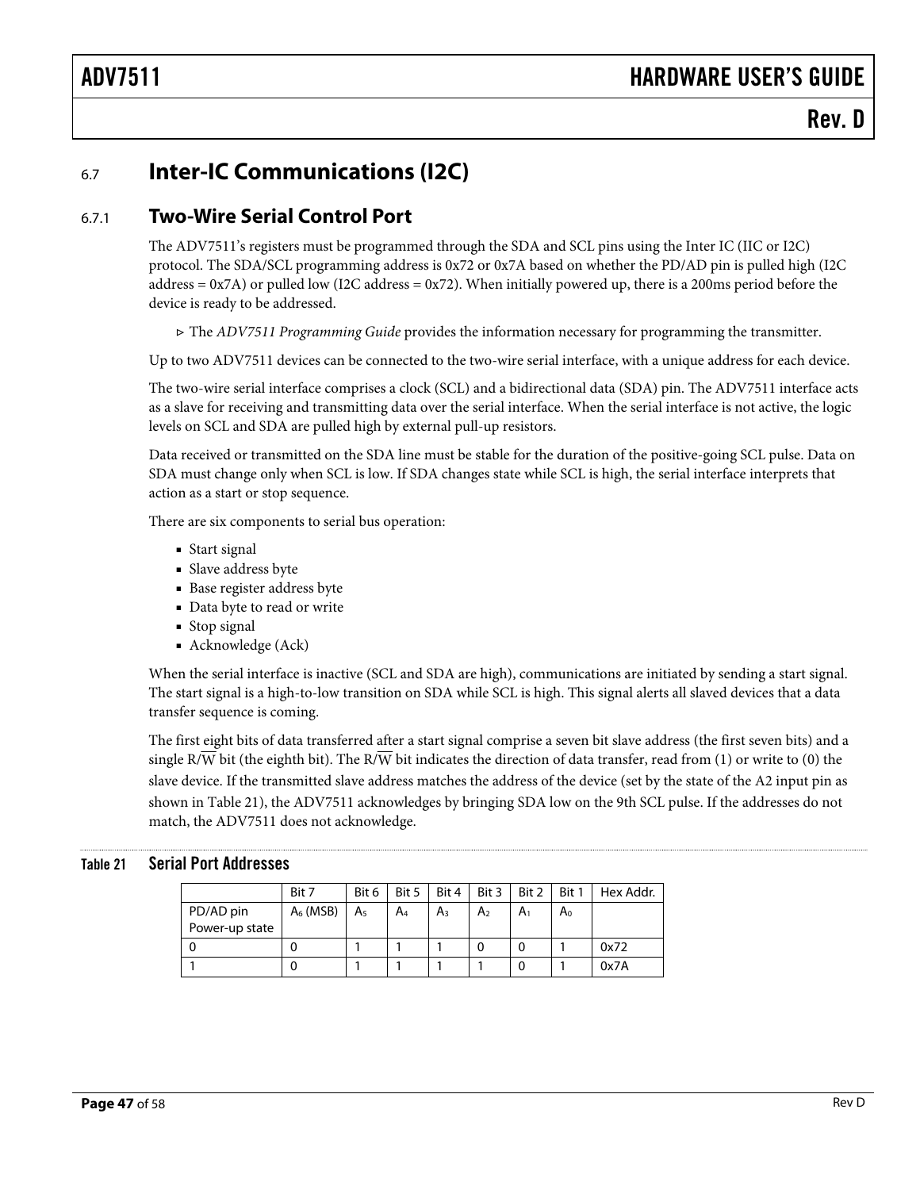## 6.7 Inter-IC Communications (I2C)

### 6.7.1 Two-Wire Serial Control Port

The ADV7511's registers must be programmed through the SDA and SCL pins using the Inter IC (IIC or I2C) protocol. The SDA/SCL programming address is 0x72 or 0x7A based on whether the PD/AD pin is pulled high (I2C address = 0x7A) or pulled low (I2C address = 0x72). When initially powered up, there is a 200ms period before the device is ready to be addressed.

▹ The *ADV7511 Programming Guide* provides the information necessary for programming the transmitter.

Up to two ADV7511 devices can be connected to the two-wire serial interface, with a unique address for each device.

The two-wire serial interface comprises a clock (SCL) and a bidirectional data (SDA) pin. The ADV7511 interface acts as a slave for receiving and transmitting data over the serial interface. When the serial interface is not active, the logic levels on SCL and SDA are pulled high by external pull-up resistors.

Data received or transmitted on the SDA line must be stable for the duration of the positive-going SCL pulse. Data on SDA must change only when SCL is low. If SDA changes state while SCL is high, the serial interface interprets that action as a start or stop sequence.

There are six components to serial bus operation:

- Start signal
- Slave address byte
- Base register address byte
- Data byte to read or write
- Stop signal
- Acknowledge (Ack)

When the serial interface is inactive (SCL and SDA are high), communications are initiated by sending a start signal. The start signal is a high-to-low transition on SDA while SCL is high. This signal alerts all slaved devices that a data transfer sequence is coming.

The first eight bits of data transferred after a start signal comprise a seven bit slave address (the first seven bits) and a single R/$\overline{W}$ bit (the eighth bit). The R/$\overline{W}$ bit indicates the direction of data transfer, read from (1) or write to (0) the slave device. If the transmitted slave address matches the address of the device (set by the state of the A2 input pin as shown in Table 21), the ADV7511 acknowledges by bringing SDA low on the 9th SCL pulse. If the addresses do not match, the ADV7511 does not acknowledge.

**Table 21 Serial Port Addresses**

| | Bit 7 | Bit 6 | Bit 5 | Bit 4 | Bit 3 | Bit 2 | Bit 1 | Hex Addr. |
|---|---|---|---|---|---|---|---|---|
| PD/AD pin Power-up state | $A_6$ (MSB) | $A_5$ | $A_4$ | $A_3$ | $A_2$ | $A_1$ | $A_0$ | |
| 0 | 0 | 1 | 1 | 1 | 0 | 0 | 1 | 0x72 |
| 1 | 0 | 1 | 1 | 1 | 1 | 0 | 1 | 0x7A |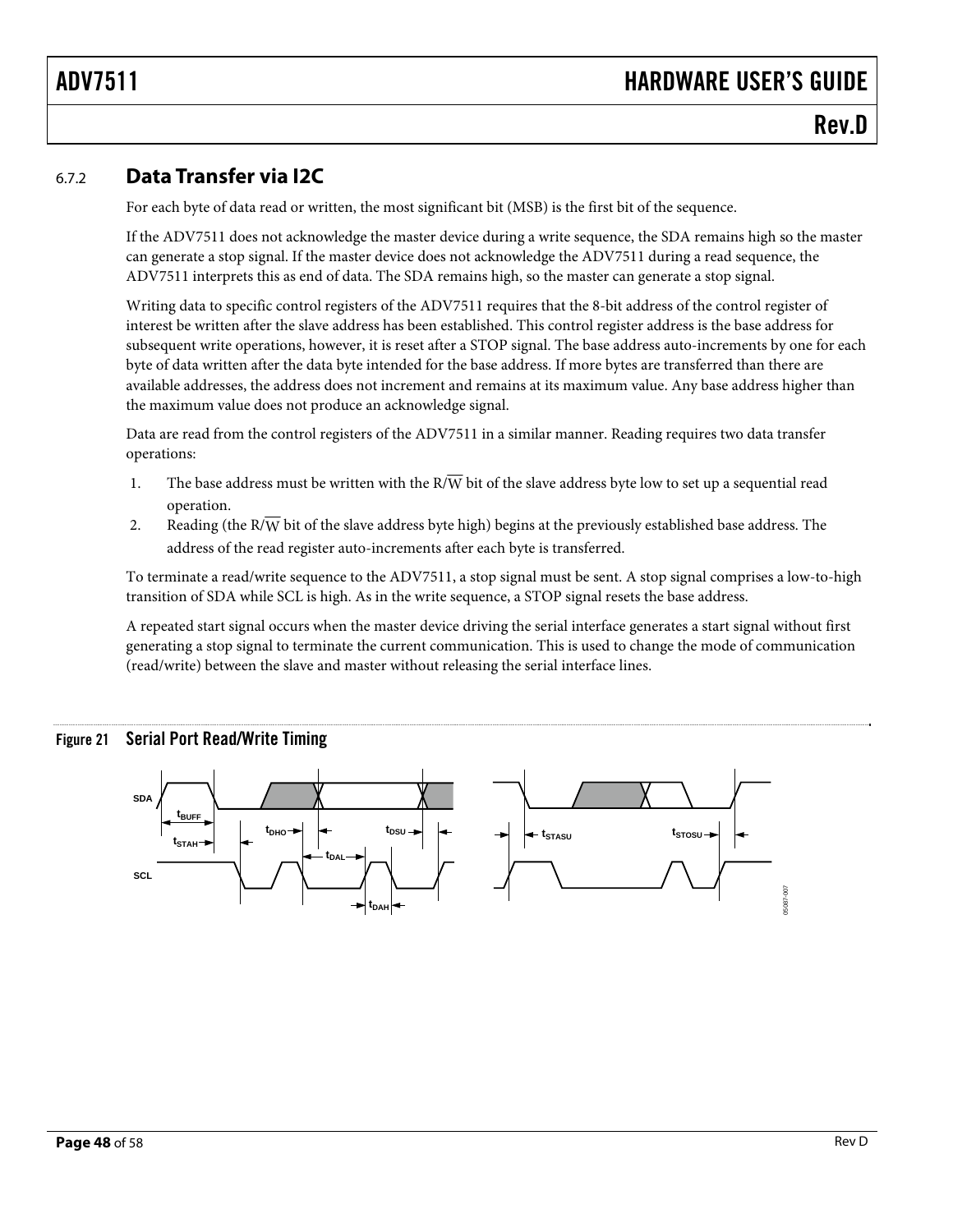### 6.7.2 Data Transfer via I2C

For each byte of data read or written, the most significant bit (MSB) is the first bit of the sequence.

If the ADV7511 does not acknowledge the master device during a write sequence, the SDA remains high so the master can generate a stop signal. If the master device does not acknowledge the ADV7511 during a read sequence, the ADV7511 interprets this as end of data. The SDA remains high, so the master can generate a stop signal.

Writing data to specific control registers of the ADV7511 requires that the 8-bit address of the control register of interest be written after the slave address has been established. This control register address is the base address for subsequent write operations, however, it is reset after a STOP signal. The base address auto-increments by one for each byte of data written after the data byte intended for the base address. If more bytes are transferred than there are available addresses, the address does not increment and remains at its maximum value. Any base address higher than the maximum value does not produce an acknowledge signal.

Data are read from the control registers of the ADV7511 in a similar manner. Reading requires two data transfer operations:

1. The base address must be written with the R/$\overline{\text{W}}$ bit of the slave address byte low to set up a sequential read operation.
2. Reading (the R/$\overline{\text{W}}$ bit of the slave address byte high) begins at the previously established base address. The address of the read register auto-increments after each byte is transferred.

To terminate a read/write sequence to the ADV7511, a stop signal must be sent. A stop signal comprises a low-to-high transition of SDA while SCL is high. As in the write sequence, a STOP signal resets the base address.

A repeated start signal occurs when the master device driving the serial interface generates a start signal without first generating a stop signal to terminate the current communication. This is used to change the mode of communication (read/write) between the slave and master without releasing the serial interface lines.

Figure 21 Serial Port Read/Write Timing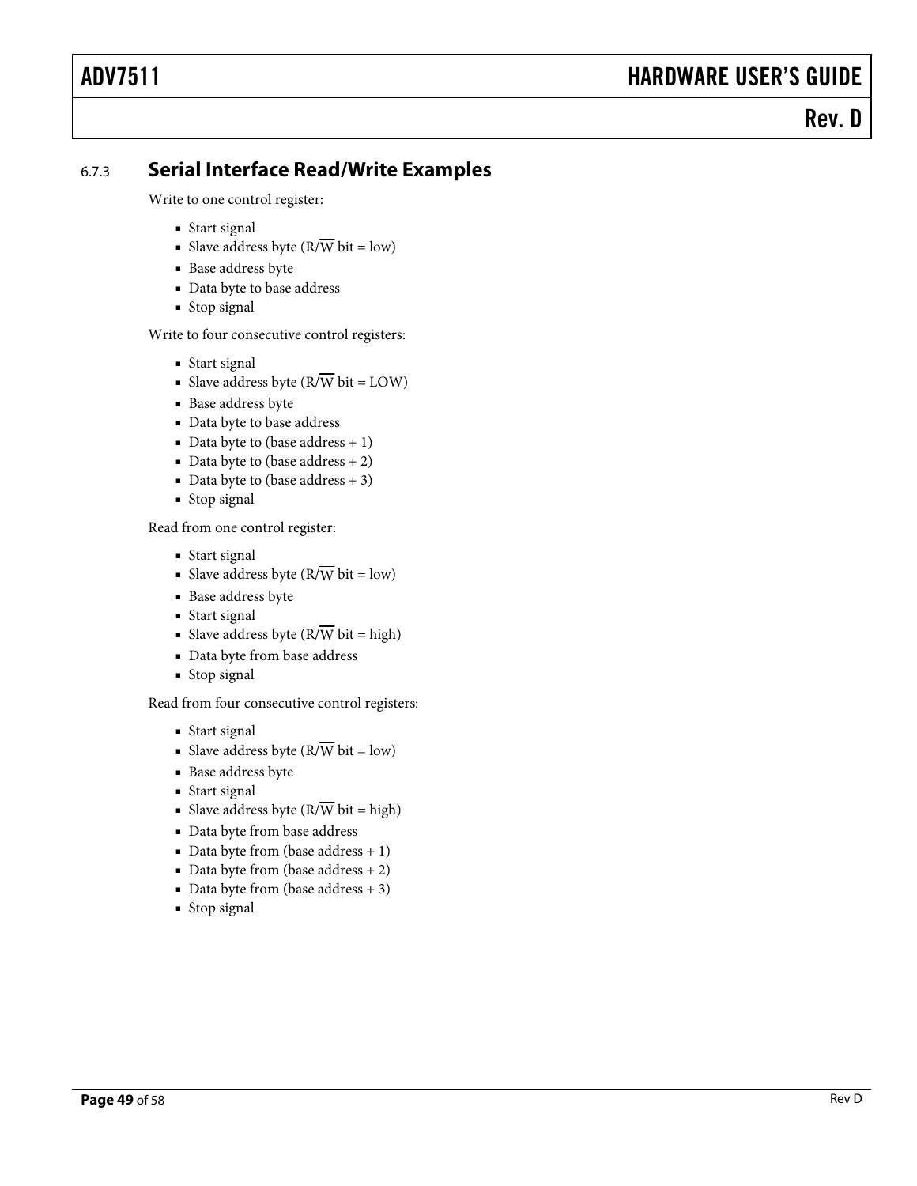### 6.7.3 Serial Interface Read/Write Examples

Write to one control register:

- Start signal
- Slave address byte (R/$\overline{W}$ bit = low)
- Base address byte
- Data byte to base address
- Stop signal

Write to four consecutive control registers:

- Start signal
- Slave address byte (R/$\overline{W}$ bit = LOW)
- Base address byte
- Data byte to base address
- Data byte to (base address + 1)
- Data byte to (base address + 2)
- Data byte to (base address + 3)
- Stop signal

Read from one control register:

- Start signal
- Slave address byte (R/$\overline{W}$ bit = low)
- Base address byte
- Start signal
- Slave address byte (R/$\overline{W}$ bit = high)
- Data byte from base address
- Stop signal

Read from four consecutive control registers:

- Start signal
- Slave address byte (R/$\overline{W}$ bit = low)
- Base address byte
- Start signal
- Slave address byte (R/$\overline{W}$ bit = high)
- Data byte from base address
- Data byte from (base address + 1)
- Data byte from (base address + 2)
- Data byte from (base address + 3)
- Stop signal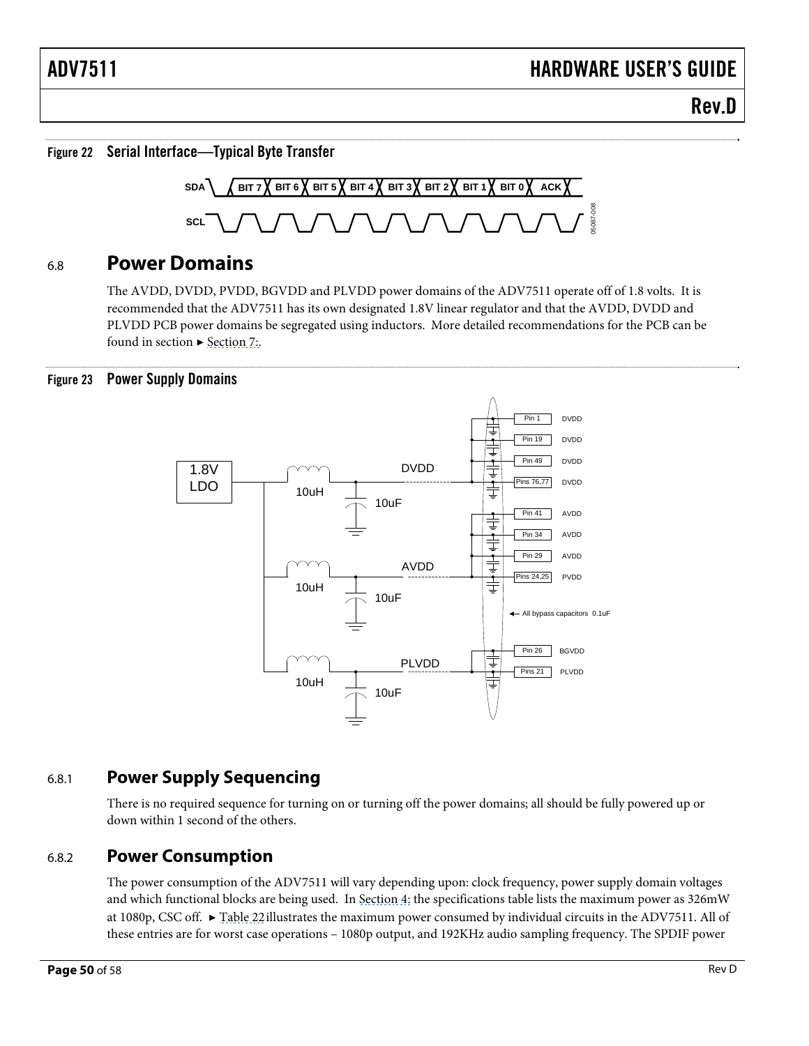Figure 22 Serial Interface—Typical Byte Transfer

## 6.8 Power Domains

The AVDD, DVDD, PVDD, BGVDD and PLVDD power domains of the ADV7511 operate off of 1.8 volts. It is recommended that the ADV7511 has its own designated 1.8V linear regulator and that the AVDD, DVDD and PLVDD PCB power domains be segregated using inductors. More detailed recommendations for the PCB can be found in section ► Section 7:.

Figure 23 Power Supply Domains

### 6.8.1 Power Supply Sequencing

There is no required sequence for turning on or turning off the power domains; all should be fully powered up or down within 1 second of the others.

### 6.8.2 Power Consumption

The power consumption of the ADV7511 will vary depending upon: clock frequency, power supply domain voltages and which functional blocks are being used. In Section 4: the specifications table lists the maximum power as 326mW at 1080p, CSC off. ► Table 22 illustrates the maximum power consumed by individual circuits in the ADV7511. All of these entries are for worst case operations – 1080p output, and 192KHz audio sampling frequency. The SPDIF power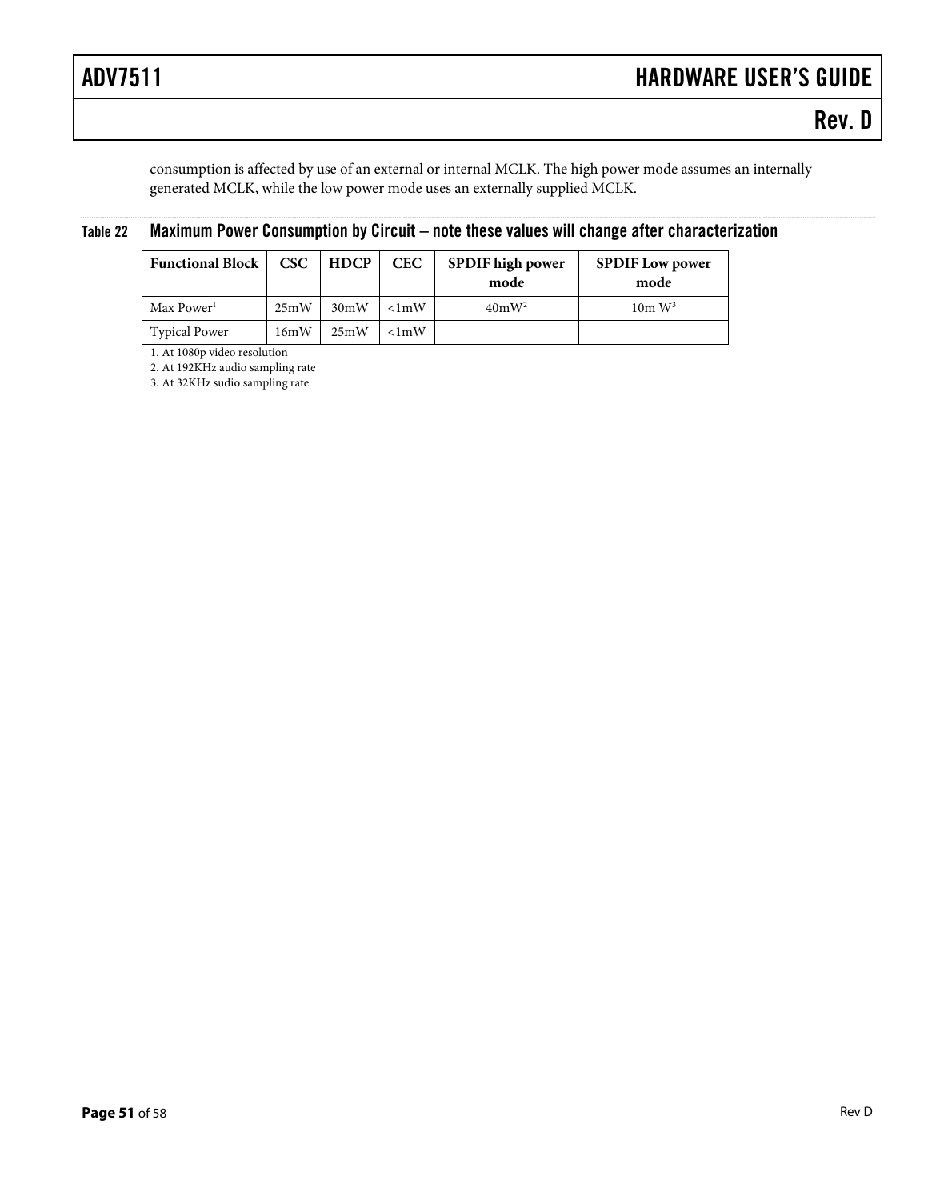consumption is affected by use of an external or internal MCLK. The high power mode assumes an internally generated MCLK, while the low power mode uses an externally supplied MCLK.

**Table 22 Maximum Power Consumption by Circuit – note these values will change after characterization**

| Functional Block | CSC | HDCP | CEC | SPDIF high power mode | SPDIF Low power mode |
|---|---|---|---|---|---|
| Max Power[1] | 25mW | 30mW | <1mW | 40mW[2] | 10m W[3] |
| Typical Power | 16mW | 25mW | <1mW | | |

1. At 1080p video resolution
2. At 192KHz audio sampling rate
3. At 32KHz sudio sampling rate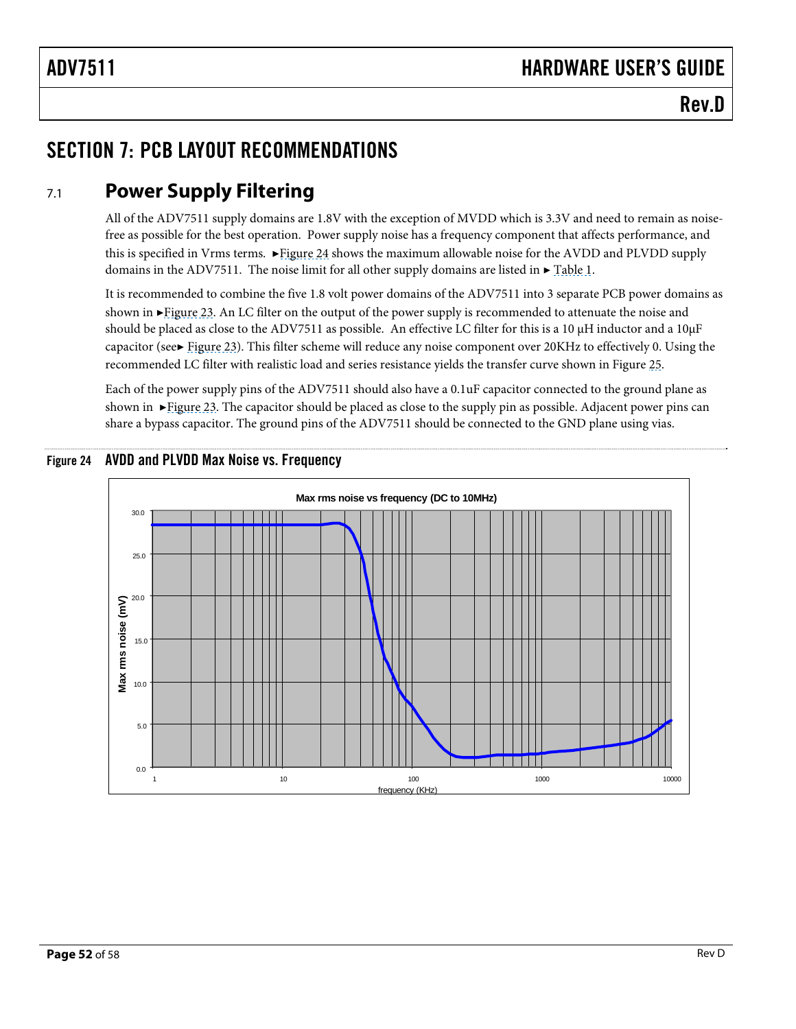# SECTION 7: PCB LAYOUT RECOMMENDATIONS

## 7.1 Power Supply Filtering

All of the ADV7511 supply domains are 1.8V with the exception of MVDD which is 3.3V and need to remain as noise-free as possible for the best operation. Power supply noise has a frequency component that affects performance, and this is specified in Vrms terms. ►Figure 24 shows the maximum allowable noise for the AVDD and PLVDD supply domains in the ADV7511. The noise limit for all other supply domains are listed in ► Table 1.

It is recommended to combine the five 1.8 volt power domains of the ADV7511 into 3 separate PCB power domains as shown in ►Figure 23. An LC filter on the output of the power supply is recommended to attenuate the noise and should be placed as close to the ADV7511 as possible. An effective LC filter for this is a 10 μH inductor and a 10μF capacitor (see► Figure 23). This filter scheme will reduce any noise component over 20KHz to effectively 0. Using the recommended LC filter with realistic load and series resistance yields the transfer curve shown in Figure 25.

Each of the power supply pins of the ADV7511 should also have a 0.1uF capacitor connected to the ground plane as shown in ►Figure 23. The capacitor should be placed as close to the supply pin as possible. Adjacent power pins can share a bypass capacitor. The ground pins of the ADV7511 should be connected to the GND plane using vias.

**Figure 24 AVDD and PLVDD Max Noise vs. Frequency**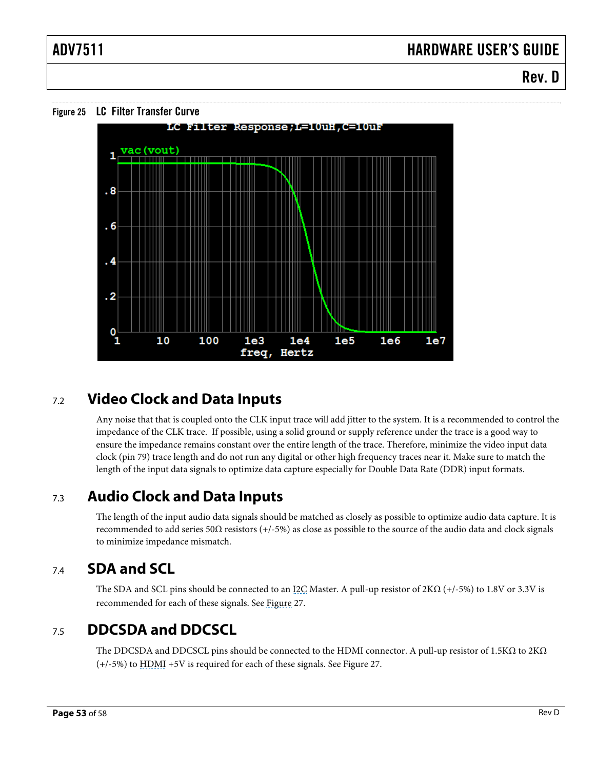Figure 25 LC Filter Transfer Curve

## 7.2 Video Clock and Data Inputs

Any noise that that is coupled onto the CLK input trace will add jitter to the system. It is a recommended to control the impedance of the CLK trace. If possible, using a solid ground or supply reference under the trace is a good way to ensure the impedance remains constant over the entire length of the trace. Therefore, minimize the video input data clock (pin 79) trace length and do not run any digital or other high frequency traces near it. Make sure to match the length of the input data signals to optimize data capture especially for Double Data Rate (DDR) input formats.

## 7.3 Audio Clock and Data Inputs

The length of the input audio data signals should be matched as closely as possible to optimize audio data capture. It is recommended to add series 50Ω resistors (+/-5%) as close as possible to the source of the audio data and clock signals to minimize impedance mismatch.

## 7.4 SDA and SCL

The SDA and SCL pins should be connected to an I2C Master. A pull-up resistor of 2KΩ (+/-5%) to 1.8V or 3.3V is recommended for each of these signals. See Figure 27.

## 7.5 DDCSDA and DDCSCL

The DDCSDA and DDCSCL pins should be connected to the HDMI connector. A pull-up resistor of 1.5KΩ to 2KΩ (+/-5%) to HDMI +5V is required for each of these signals. See Figure 27.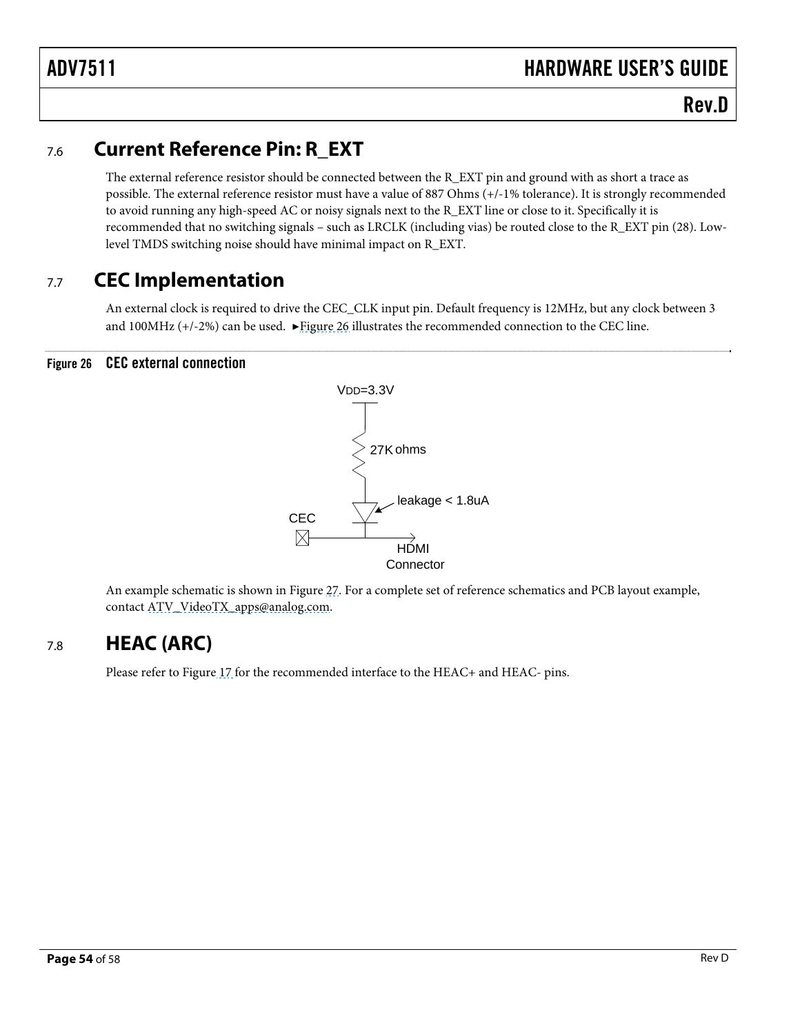## 7.6 Current Reference Pin: R_EXT

The external reference resistor should be connected between the R_EXT pin and ground with as short a trace as possible. The external reference resistor must have a value of 887 Ohms (+/-1% tolerance). It is strongly recommended to avoid running any high-speed AC or noisy signals next to the R_EXT line or close to it. Specifically it is recommended that no switching signals – such as LRCLK (including vias) be routed close to the R_EXT pin (28). Low-level TMDS switching noise should have minimal impact on R_EXT.

## 7.7 CEC Implementation

An external clock is required to drive the CEC_CLK input pin. Default frequency is 12MHz, but any clock between 3 and 100MHz (+/-2%) can be used. ►Figure 26 illustrates the recommended connection to the CEC line.

**Figure 26 CEC external connection**

VDD=3.3V

27K ohms

leakage < 1.8uA

CEC

HDMI Connector

An example schematic is shown in Figure 27. For a complete set of reference schematics and PCB layout example, contact ATV_VideoTX_apps@analog.com.

## 7.8 HEAC (ARC)

Please refer to Figure 17 for the recommended interface to the HEAC+ and HEAC- pins.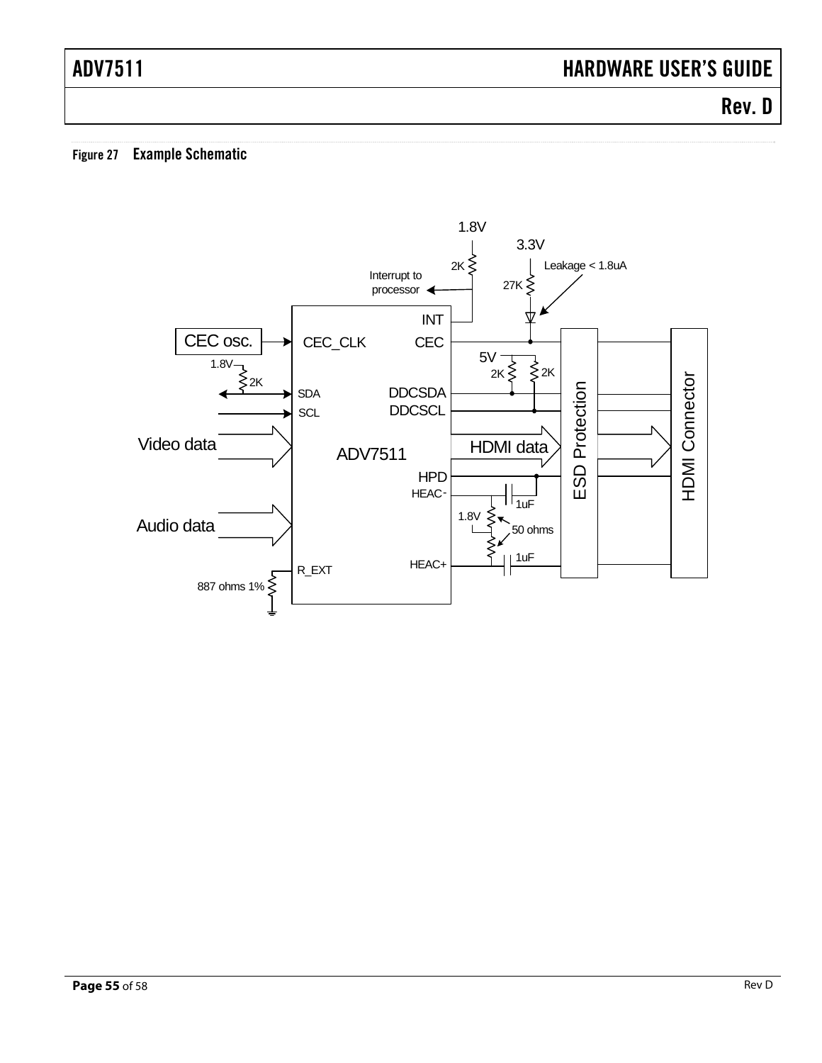Figure 27 Example Schematic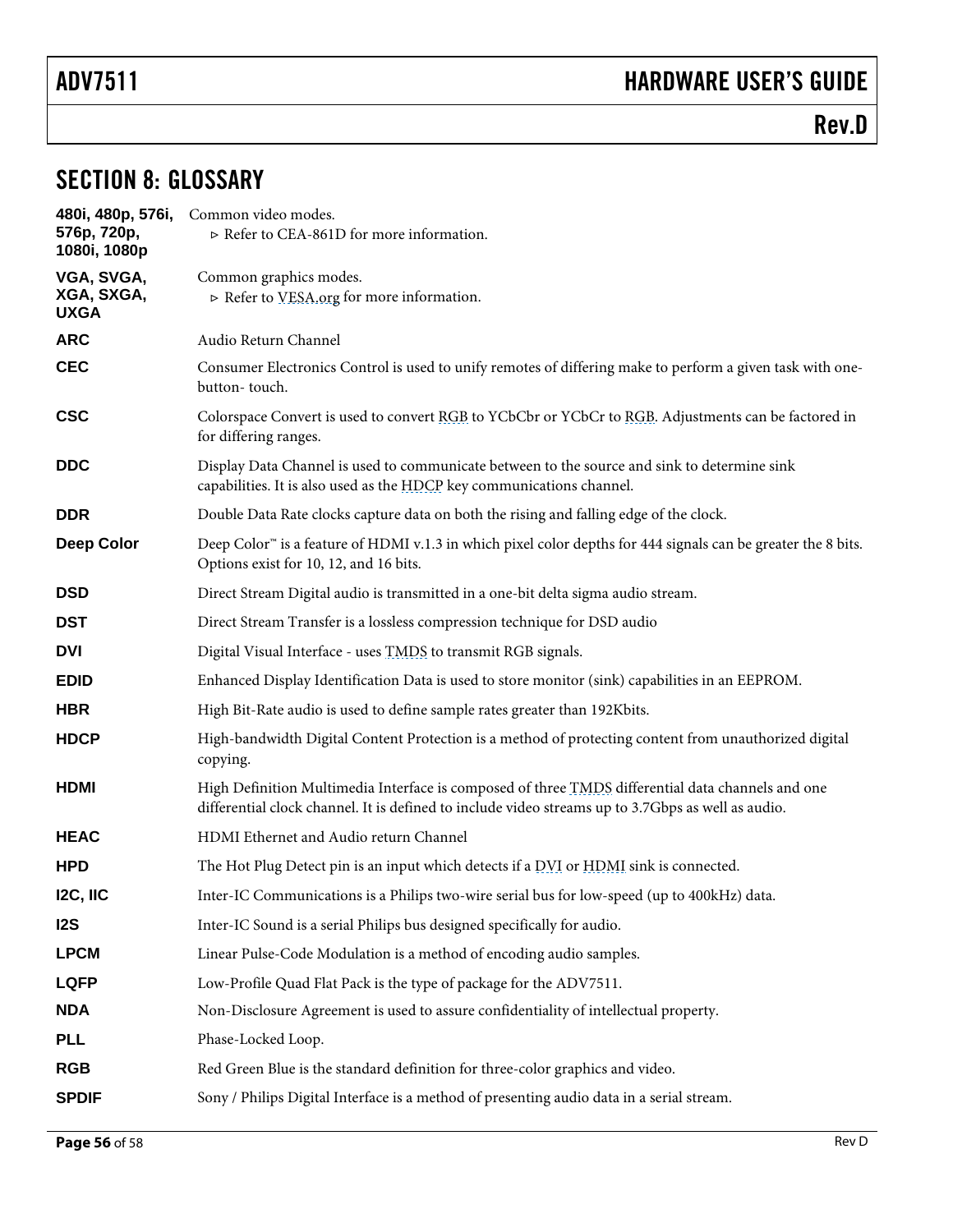# SECTION 8: GLOSSARY

**480i, 480p, 576i, 576p, 720p, 1080i, 1080p** — Common video modes.
- ▹ Refer to CEA-861D for more information.

**VGA, SVGA, XGA, SXGA, UXGA** — Common graphics modes.
- ▹ Refer to VESA.org for more information.

**ARC** — Audio Return Channel

**CEC** — Consumer Electronics Control is used to unify remotes of differing make to perform a given task with one-button- touch.

**CSC** — Colorspace Convert is used to convert RGB to YCbCbr or YCbCr to RGB. Adjustments can be factored in for differing ranges.

**DDC** — Display Data Channel is used to communicate between to the source and sink to determine sink capabilities. It is also used as the HDCP key communications channel.

**DDR** — Double Data Rate clocks capture data on both the rising and falling edge of the clock.

**Deep Color** — Deep Color™ is a feature of HDMI v.1.3 in which pixel color depths for 444 signals can be greater the 8 bits. Options exist for 10, 12, and 16 bits.

**DSD** — Direct Stream Digital audio is transmitted in a one-bit delta sigma audio stream.

**DST** — Direct Stream Transfer is a lossless compression technique for DSD audio

**DVI** — Digital Visual Interface - uses TMDS to transmit RGB signals.

**EDID** — Enhanced Display Identification Data is used to store monitor (sink) capabilities in an EEPROM.

**HBR** — High Bit-Rate audio is used to define sample rates greater than 192Kbits.

**HDCP** — High-bandwidth Digital Content Protection is a method of protecting content from unauthorized digital copying.

**HDMI** — High Definition Multimedia Interface is composed of three TMDS differential data channels and one differential clock channel. It is defined to include video streams up to 3.7Gbps as well as audio.

**HEAC** — HDMI Ethernet and Audio return Channel

**HPD** — The Hot Plug Detect pin is an input which detects if a DVI or HDMI sink is connected.

**I2C, IIC** — Inter-IC Communications is a Philips two-wire serial bus for low-speed (up to 400kHz) data.

**I2S** — Inter-IC Sound is a serial Philips bus designed specifically for audio.

**LPCM** — Linear Pulse-Code Modulation is a method of encoding audio samples.

**LQFP** — Low-Profile Quad Flat Pack is the type of package for the ADV7511.

**NDA** — Non-Disclosure Agreement is used to assure confidentiality of intellectual property.

**PLL** — Phase-Locked Loop.

**RGB** — Red Green Blue is the standard definition for three-color graphics and video.

**SPDIF** — Sony / Philips Digital Interface is a method of presenting audio data in a serial stream.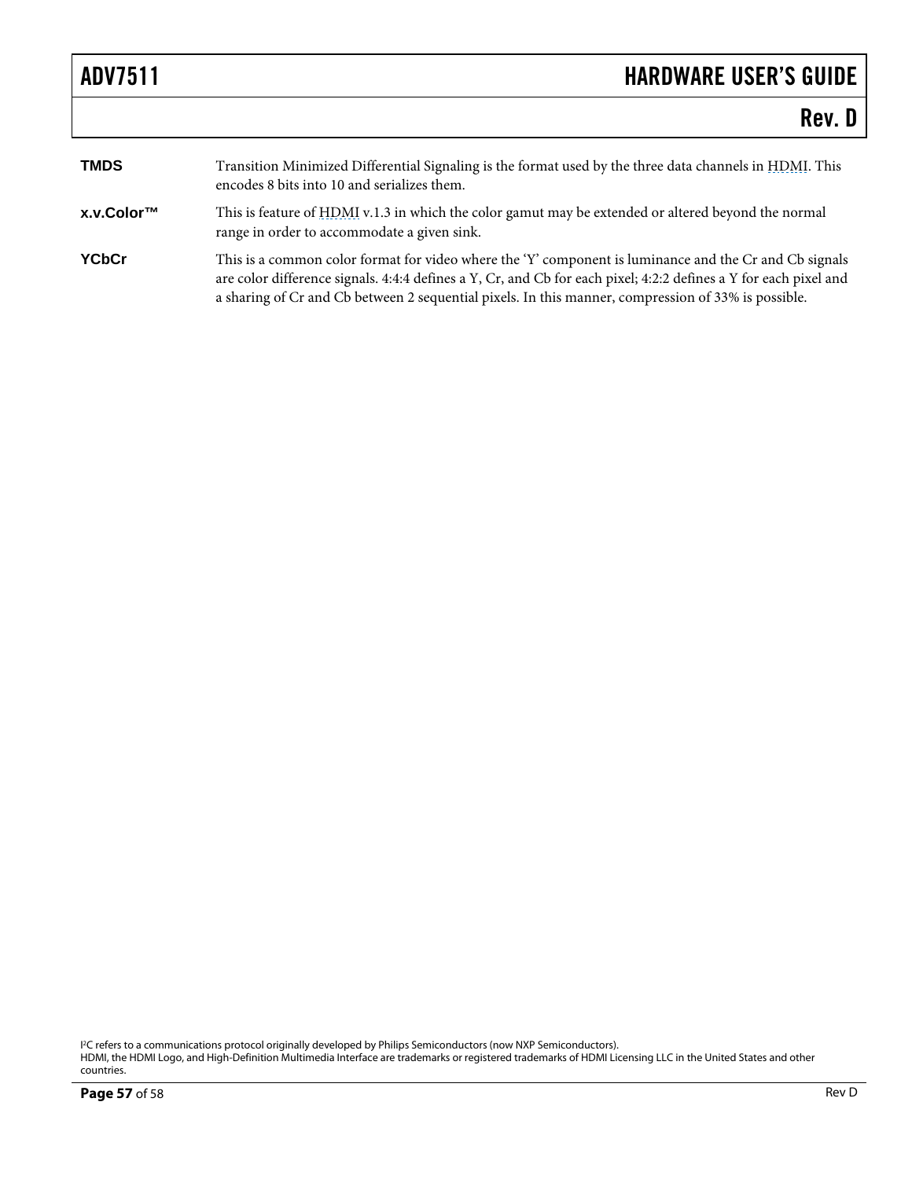**TMDS** Transition Minimized Differential Signaling is the format used by the three data channels in HDMI. This encodes 8 bits into 10 and serializes them.

**x.v.Color™** This is feature of HDMI v.1.3 in which the color gamut may be extended or altered beyond the normal range in order to accommodate a given sink.

**YCbCr** This is a common color format for video where the 'Y' component is luminance and the Cr and Cb signals are color difference signals. 4:4:4 defines a Y, Cr, and Cb for each pixel; 4:2:2 defines a Y for each pixel and a sharing of Cr and Cb between 2 sequential pixels. In this manner, compression of 33% is possible.

I²C refers to a communications protocol originally developed by Philips Semiconductors (now NXP Semiconductors).
HDMI, the HDMI Logo, and High-Definition Multimedia Interface are trademarks or registered trademarks of HDMI Licensing LLC in the United States and other countries.